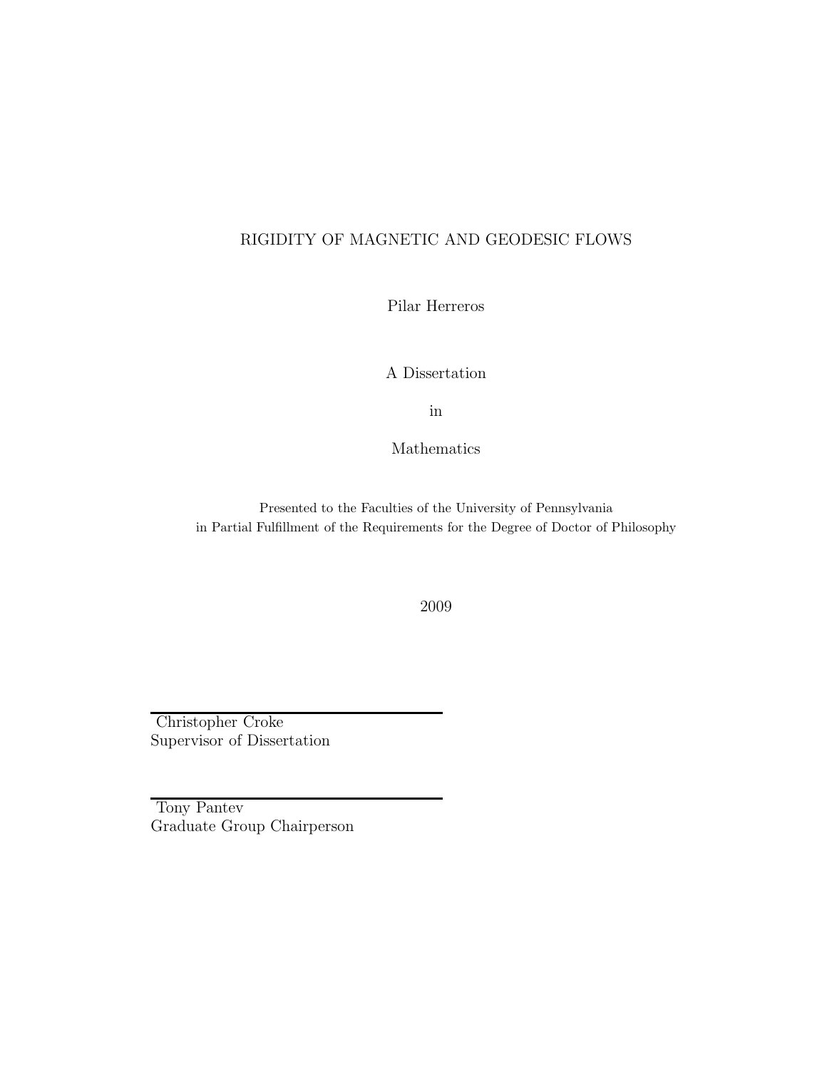# RIGIDITY OF MAGNETIC AND GEODESIC FLOWS

Pilar Herreros

A Dissertation

in

Mathematics

Presented to the Faculties of the University of Pennsylvania
in Partial Fulfillment of the Requirements for the Degree of Doctor of Philosophy

2009

Christopher Croke
Supervisor of Dissertation

Tony Pantev
Graduate Group Chairperson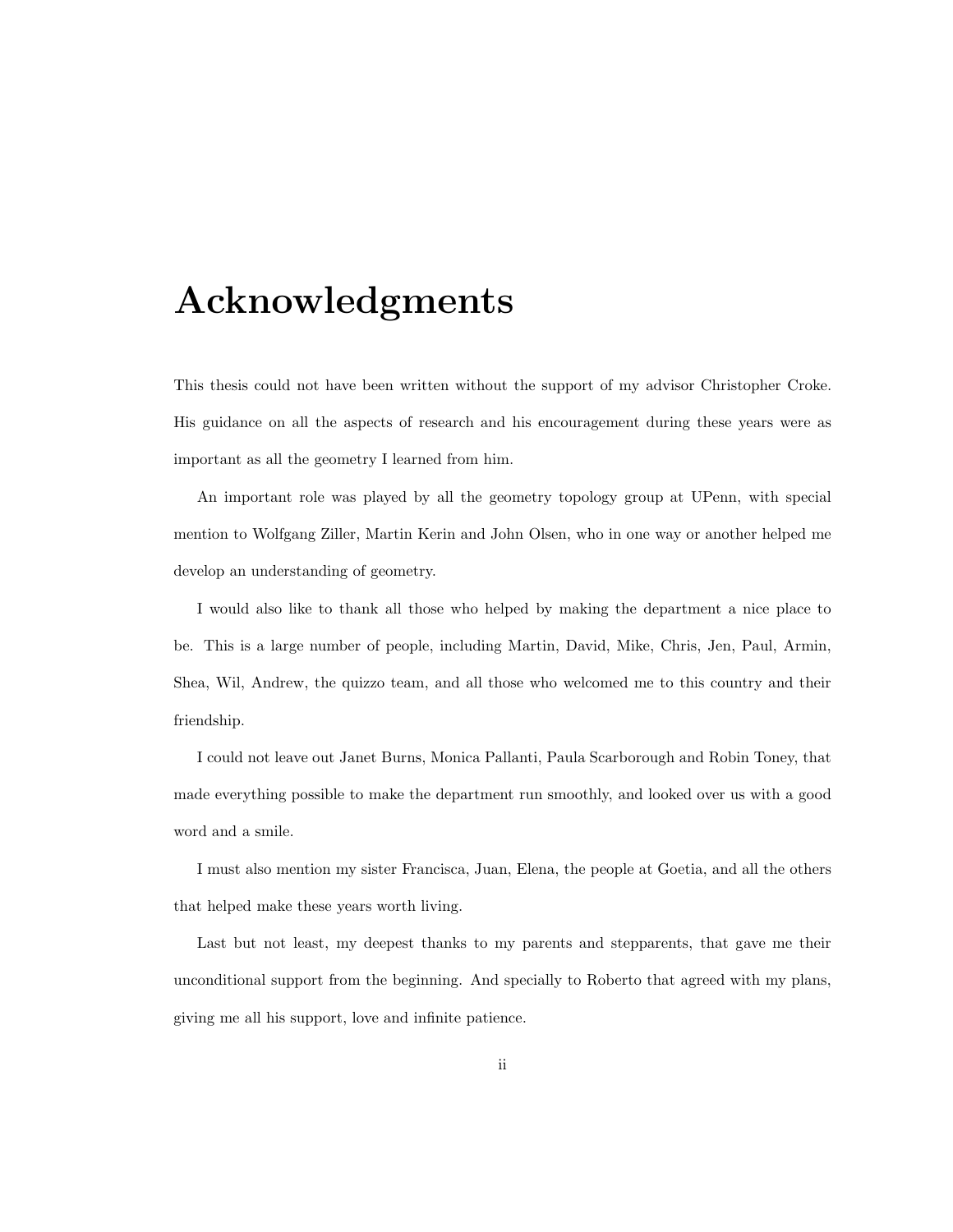# Acknowledgments

This thesis could not have been written without the support of my advisor Christopher Croke. His guidance on all the aspects of research and his encouragement during these years were as important as all the geometry I learned from him.

An important role was played by all the geometry topology group at UPenn, with special mention to Wolfgang Ziller, Martin Kerin and John Olsen, who in one way or another helped me develop an understanding of geometry.

I would also like to thank all those who helped by making the department a nice place to be. This is a large number of people, including Martin, David, Mike, Chris, Jen, Paul, Armin, Shea, Wil, Andrew, the quizzo team, and all those who welcomed me to this country and their friendship.

I could not leave out Janet Burns, Monica Pallanti, Paula Scarborough and Robin Toney, that made everything possible to make the department run smoothly, and looked over us with a good word and a smile.

I must also mention my sister Francisca, Juan, Elena, the people at Goetia, and all the others that helped make these years worth living.

Last but not least, my deepest thanks to my parents and stepparents, that gave me their unconditional support from the beginning. And specially to Roberto that agreed with my plans, giving me all his support, love and infinite patience.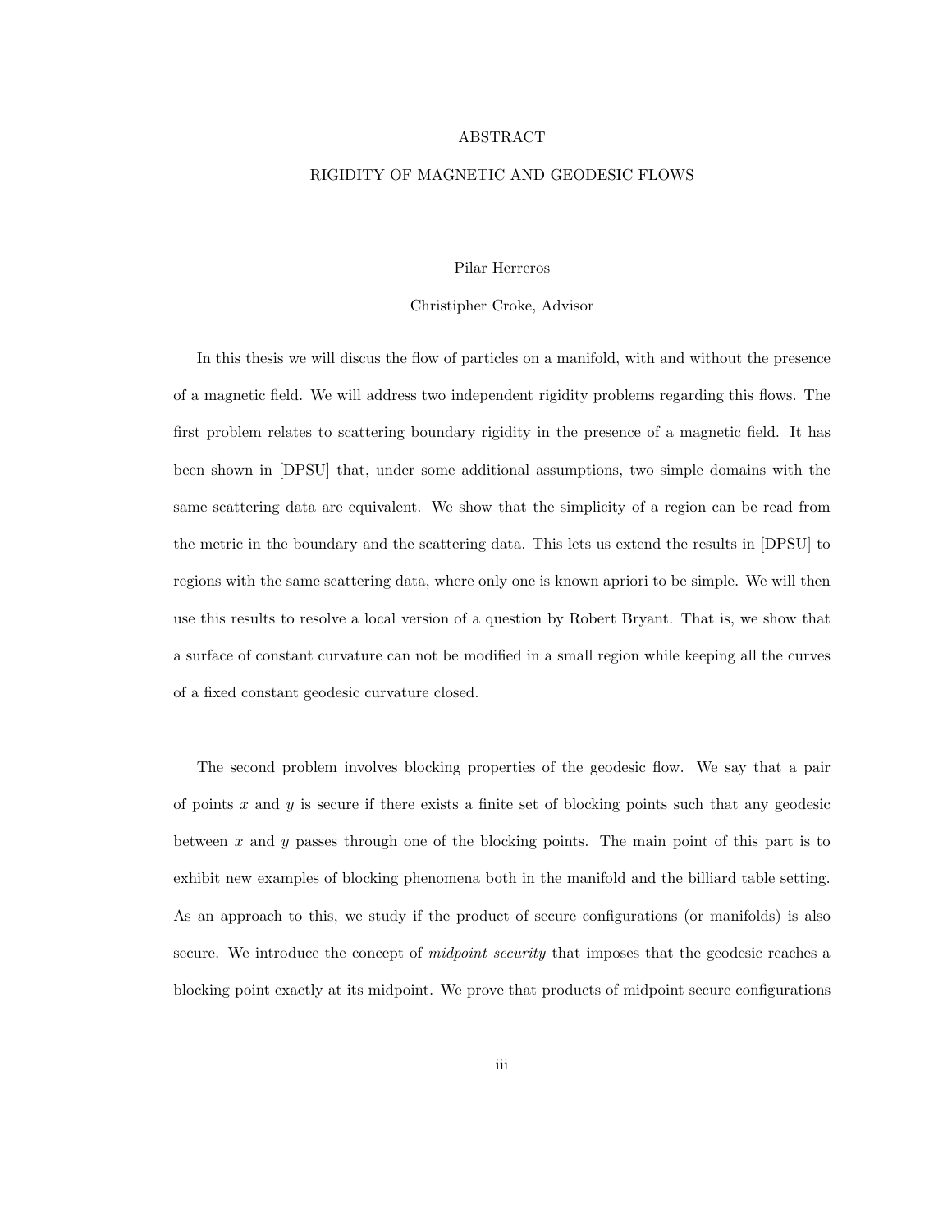# ABSTRACT

## RIGIDITY OF MAGNETIC AND GEODESIC FLOWS

Pilar Herreros

Christipher Croke, Advisor

In this thesis we will discus the flow of particles on a manifold, with and without the presence of a magnetic field. We will address two independent rigidity problems regarding this flows. The first problem relates to scattering boundary rigidity in the presence of a magnetic field. It has been shown in [DPSU] that, under some additional assumptions, two simple domains with the same scattering data are equivalent. We show that the simplicity of a region can be read from the metric in the boundary and the scattering data. This lets us extend the results in [DPSU] to regions with the same scattering data, where only one is known apriori to be simple. We will then use this results to resolve a local version of a question by Robert Bryant. That is, we show that a surface of constant curvature can not be modified in a small region while keeping all the curves of a fixed constant geodesic curvature closed.

The second problem involves blocking properties of the geodesic flow. We say that a pair of points $x$ and $y$ is secure if there exists a finite set of blocking points such that any geodesic between $x$ and $y$ passes through one of the blocking points. The main point of this part is to exhibit new examples of blocking phenomena both in the manifold and the billiard table setting. As an approach to this, we study if the product of secure configurations (or manifolds) is also secure. We introduce the concept of *midpoint security* that imposes that the geodesic reaches a blocking point exactly at its midpoint. We prove that products of midpoint secure configurations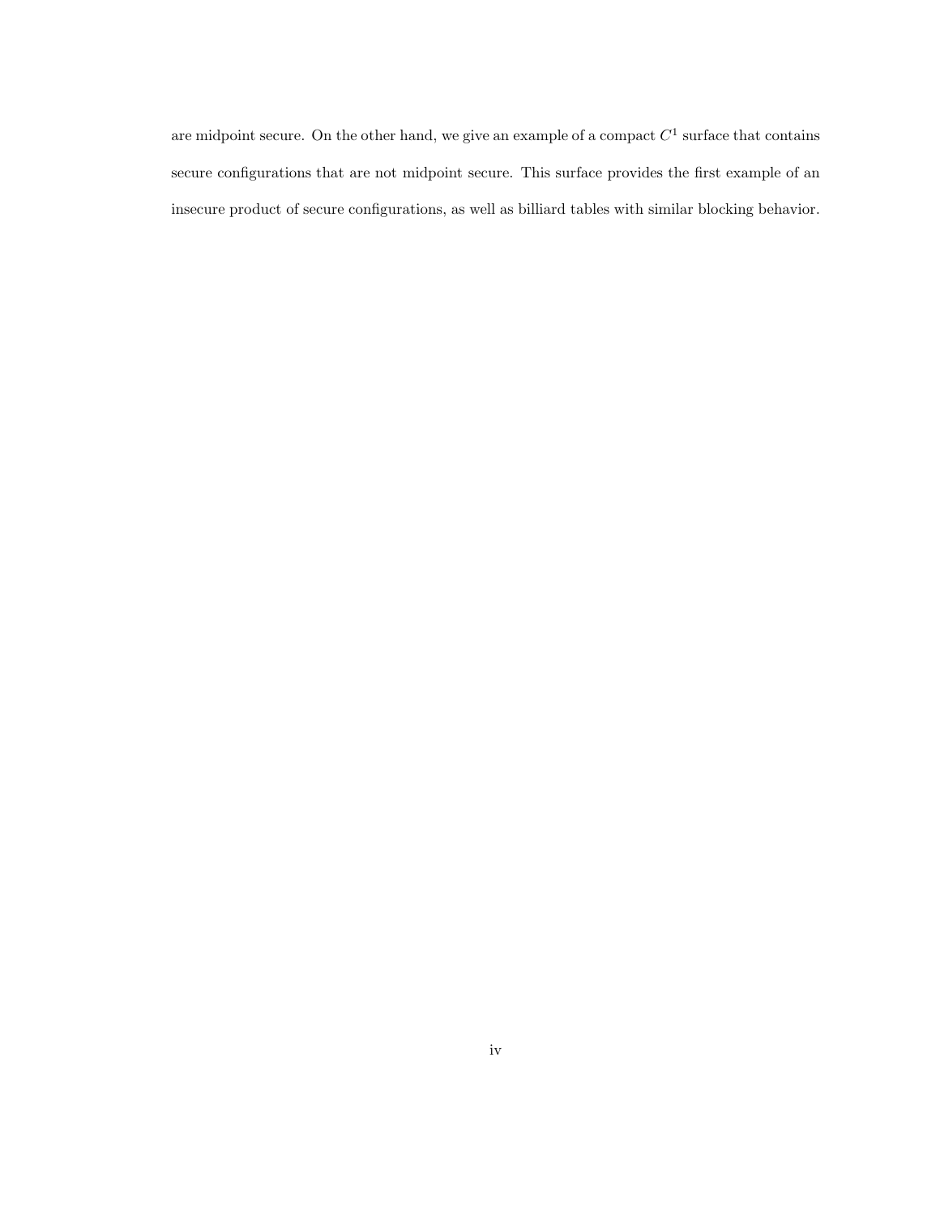are midpoint secure. On the other hand, we give an example of a compact $C^1$ surface that contains secure configurations that are not midpoint secure. This surface provides the first example of an insecure product of secure configurations, as well as billiard tables with similar blocking behavior.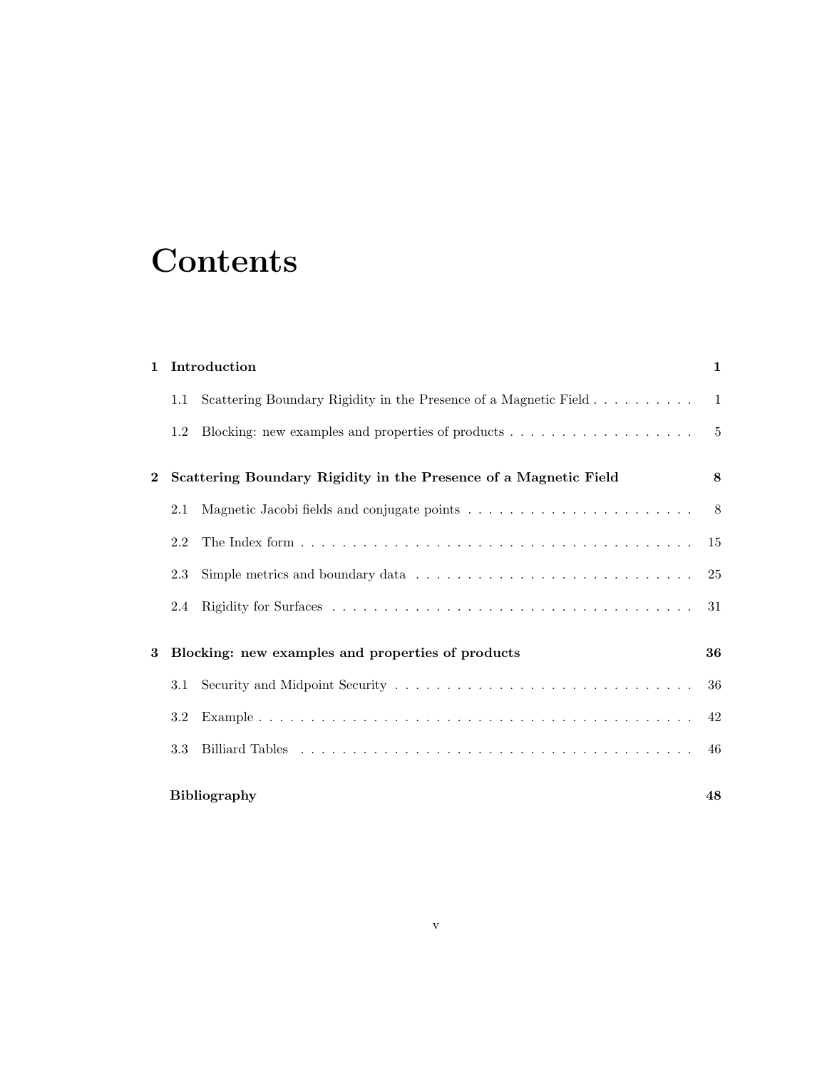# Contents

**1 Introduction** **1**

1.1 Scattering Boundary Rigidity in the Presence of a Magnetic Field . . . . . . . . . . 1

1.2 Blocking: new examples and properties of products . . . . . . . . . . . . . . . . . . . 5

**2 Scattering Boundary Rigidity in the Presence of a Magnetic Field** **8**

2.1 Magnetic Jacobi fields and conjugate points . . . . . . . . . . . . . . . . . . . . . . . 8

2.2 The Index form . . . . . . . . . . . . . . . . . . . . . . . . . . . . . . . . . . . . . . . 15

2.3 Simple metrics and boundary data . . . . . . . . . . . . . . . . . . . . . . . . . . . . 25

2.4 Rigidity for Surfaces . . . . . . . . . . . . . . . . . . . . . . . . . . . . . . . . . . . . 31

**3 Blocking: new examples and properties of products** **36**

3.1 Security and Midpoint Security . . . . . . . . . . . . . . . . . . . . . . . . . . . . . . 36

3.2 Example . . . . . . . . . . . . . . . . . . . . . . . . . . . . . . . . . . . . . . . . . . . 42

3.3 Billiard Tables . . . . . . . . . . . . . . . . . . . . . . . . . . . . . . . . . . . . . . . . 46

**Bibliography** **48**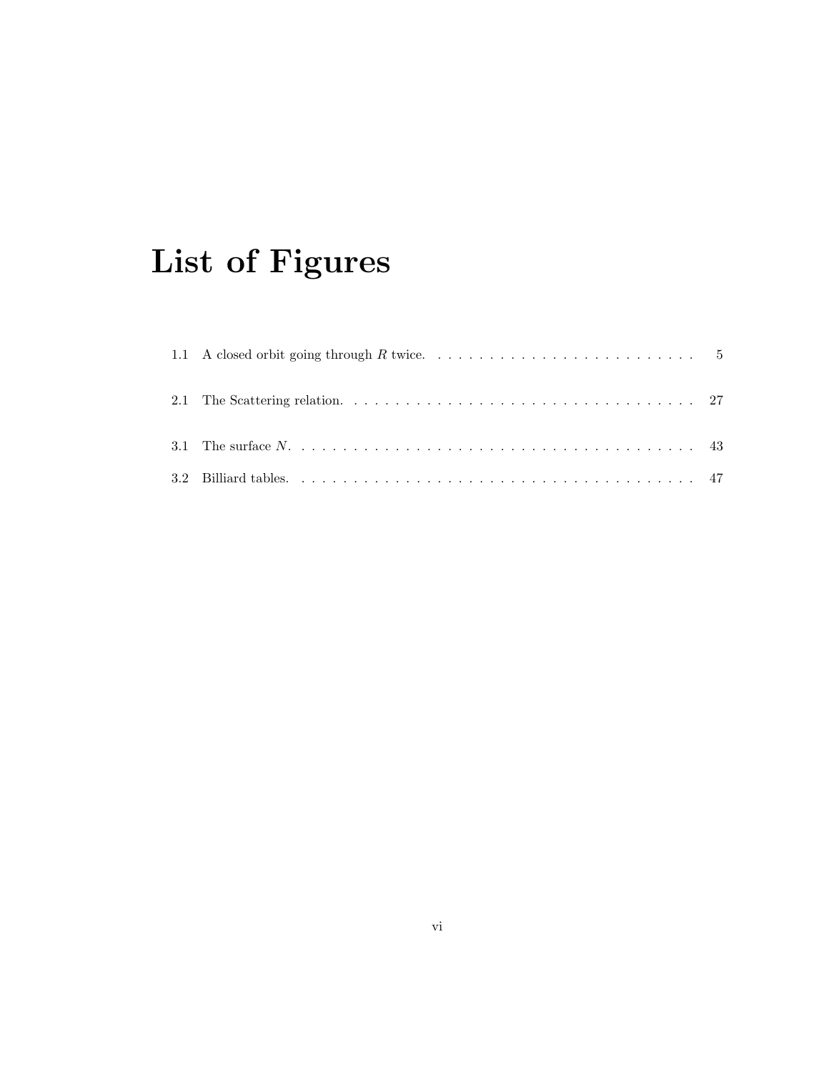# List of Figures

1.1 A closed orbit going through $R$ twice. . . . . . . . . . . . . . . . . . . . . . . . . . . . 5

2.1 The Scattering relation. . . . . . . . . . . . . . . . . . . . . . . . . . . . . . . . . . . . 27

3.1 The surface $N$. . . . . . . . . . . . . . . . . . . . . . . . . . . . . . . . . . . . . . . . 43

3.2 Billiard tables. . . . . . . . . . . . . . . . . . . . . . . . . . . . . . . . . . . . . . . . 47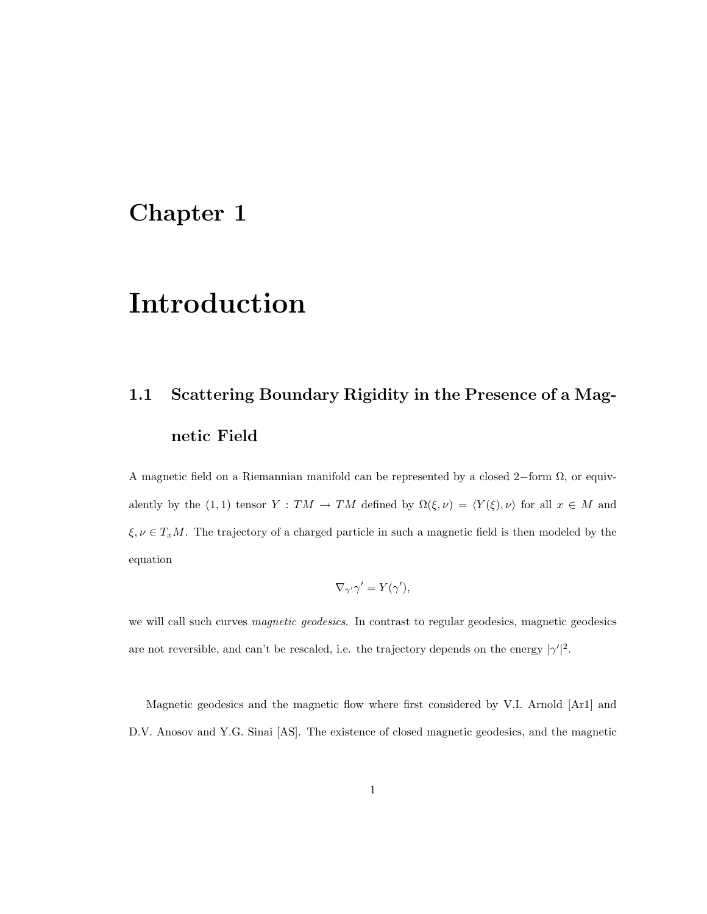# Chapter 1

# Introduction

## 1.1 Scattering Boundary Rigidity in the Presence of a Magnetic Field

A magnetic field on a Riemannian manifold can be represented by a closed $2-$form $\Omega$, or equivalently by the $(1,1)$ tensor $Y : TM \to TM$ defined by $\Omega(\xi, \nu) = \langle Y(\xi), \nu \rangle$ for all $x \in M$ and $\xi, \nu \in T_xM$. The trajectory of a charged particle in such a magnetic field is then modeled by the equation

$$\nabla_{\gamma'}\gamma' = Y(\gamma'),$$

we will call such curves *magnetic geodesics*. In contrast to regular geodesics, magnetic geodesics are not reversible, and can't be rescaled, i.e. the trajectory depends on the energy $|\gamma'|^2$.

Magnetic geodesics and the magnetic flow where first considered by V.I. Arnold [Ar1] and D.V. Anosov and Y.G. Sinai [AS]. The existence of closed magnetic geodesics, and the magnetic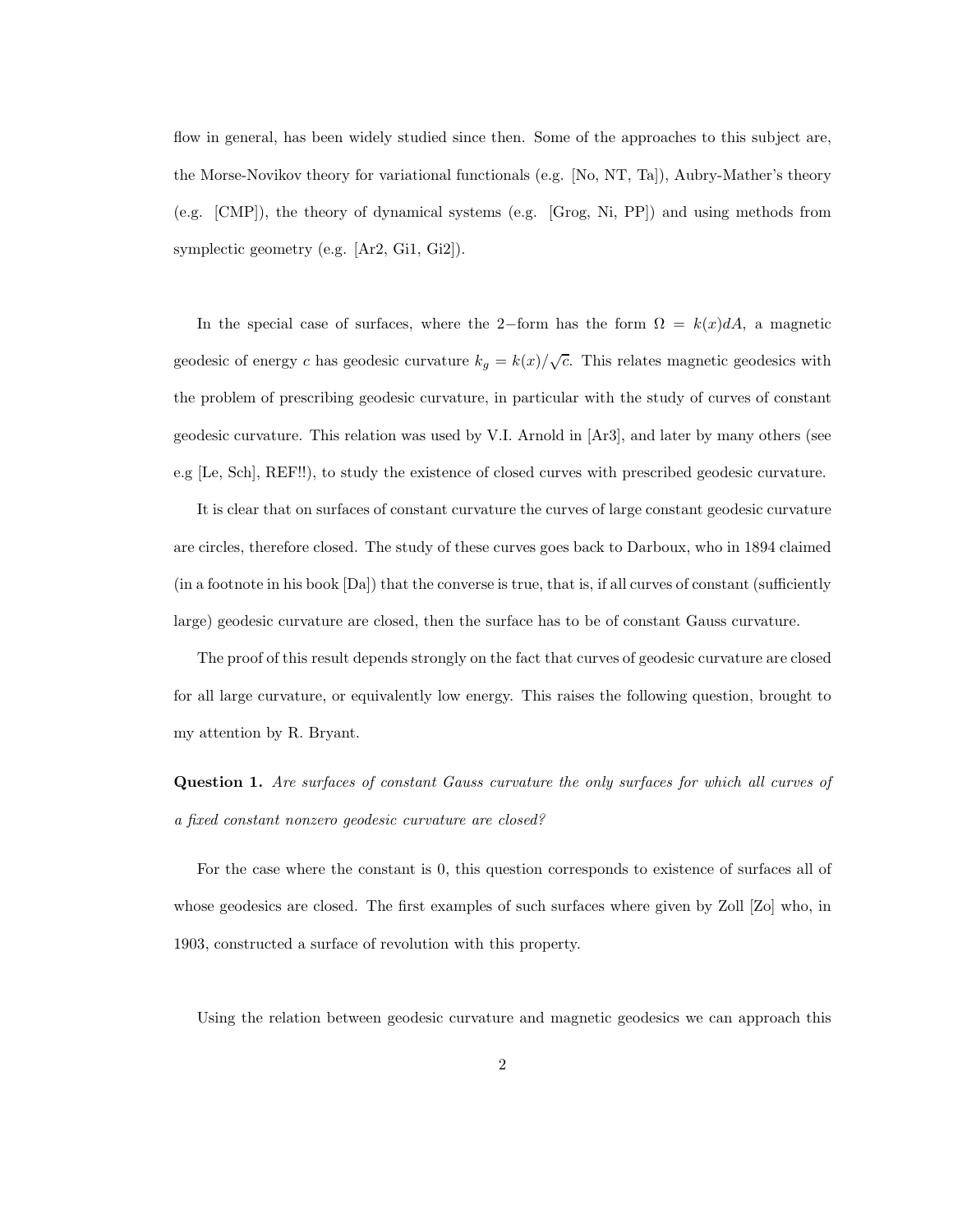flow in general, has been widely studied since then. Some of the approaches to this subject are, the Morse-Novikov theory for variational functionals (e.g. [No, NT, Ta]), Aubry-Mather's theory (e.g. [CMP]), the theory of dynamical systems (e.g. [Grog, Ni, PP]) and using methods from symplectic geometry (e.g. [Ar2, Gi1, Gi2]).

In the special case of surfaces, where the 2−form has the form $\Omega = k(x)dA$, a magnetic geodesic of energy $c$ has geodesic curvature $k_g = k(x)/\sqrt{c}$. This relates magnetic geodesics with the problem of prescribing geodesic curvature, in particular with the study of curves of constant geodesic curvature. This relation was used by V.I. Arnold in [Ar3], and later by many others (see e.g [Le, Sch], REF!!), to study the existence of closed curves with prescribed geodesic curvature.

It is clear that on surfaces of constant curvature the curves of large constant geodesic curvature are circles, therefore closed. The study of these curves goes back to Darboux, who in 1894 claimed (in a footnote in his book [Da]) that the converse is true, that is, if all curves of constant (sufficiently large) geodesic curvature are closed, then the surface has to be of constant Gauss curvature.

The proof of this result depends strongly on the fact that curves of geodesic curvature are closed for all large curvature, or equivalently low energy. This raises the following question, brought to my attention by R. Bryant.

**Question 1.** *Are surfaces of constant Gauss curvature the only surfaces for which all curves of a fixed constant nonzero geodesic curvature are closed?*

For the case where the constant is 0, this question corresponds to existence of surfaces all of whose geodesics are closed. The first examples of such surfaces where given by Zoll [Zo] who, in 1903, constructed a surface of revolution with this property.

Using the relation between geodesic curvature and magnetic geodesics we can approach this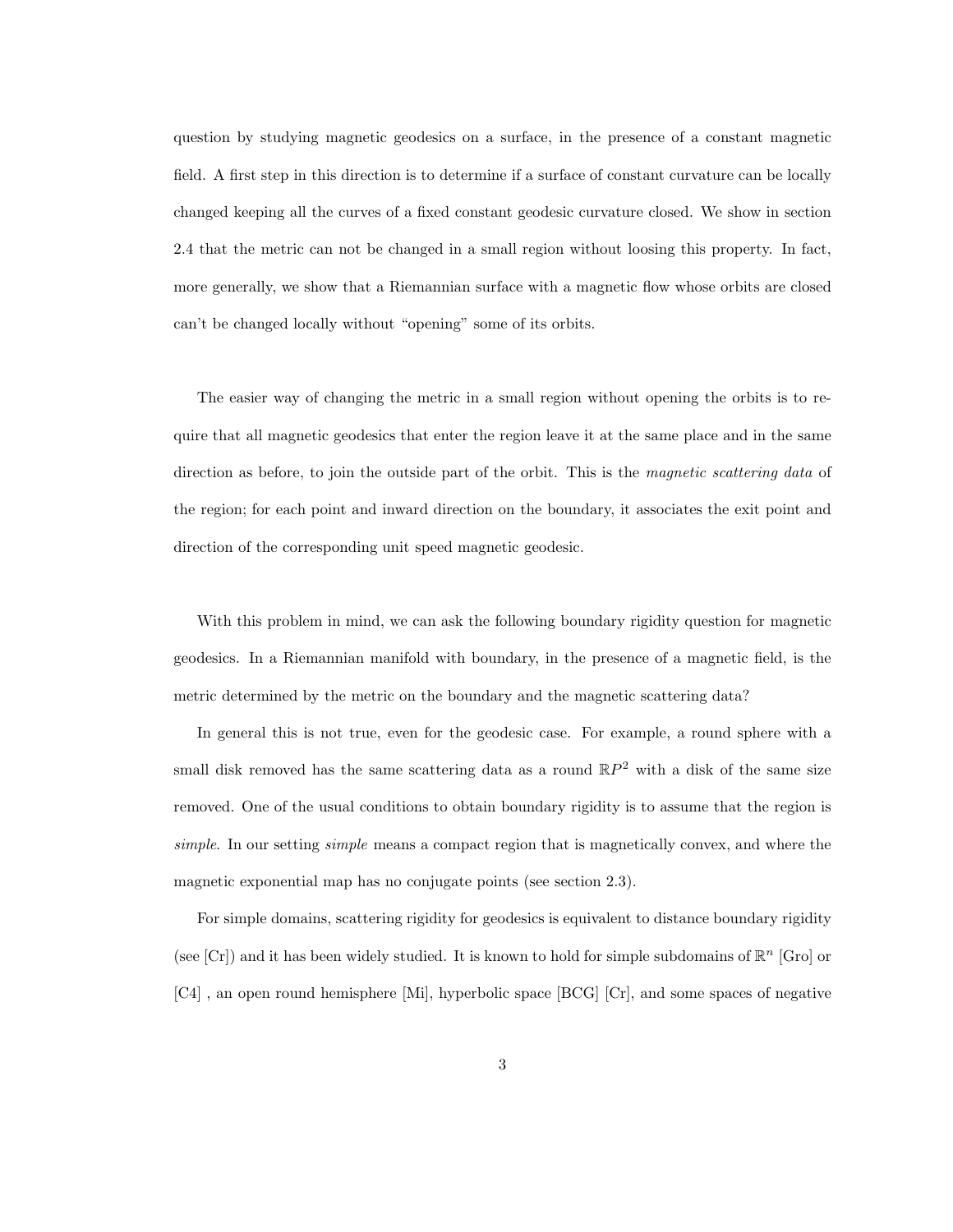question by studying magnetic geodesics on a surface, in the presence of a constant magnetic field. A first step in this direction is to determine if a surface of constant curvature can be locally changed keeping all the curves of a fixed constant geodesic curvature closed. We show in section 2.4 that the metric can not be changed in a small region without loosing this property. In fact, more generally, we show that a Riemannian surface with a magnetic flow whose orbits are closed can't be changed locally without "opening" some of its orbits.

The easier way of changing the metric in a small region without opening the orbits is to require that all magnetic geodesics that enter the region leave it at the same place and in the same direction as before, to join the outside part of the orbit. This is the *magnetic scattering data* of the region; for each point and inward direction on the boundary, it associates the exit point and direction of the corresponding unit speed magnetic geodesic.

With this problem in mind, we can ask the following boundary rigidity question for magnetic geodesics. In a Riemannian manifold with boundary, in the presence of a magnetic field, is the metric determined by the metric on the boundary and the magnetic scattering data?

In general this is not true, even for the geodesic case. For example, a round sphere with a small disk removed has the same scattering data as a round $\mathbb{R}P^2$ with a disk of the same size removed. One of the usual conditions to obtain boundary rigidity is to assume that the region is *simple*. In our setting *simple* means a compact region that is magnetically convex, and where the magnetic exponential map has no conjugate points (see section 2.3).

For simple domains, scattering rigidity for geodesics is equivalent to distance boundary rigidity (see [Cr]) and it has been widely studied. It is known to hold for simple subdomains of $\mathbb{R}^n$ [Gro] or [C4] , an open round hemisphere [Mi], hyperbolic space [BCG] [Cr], and some spaces of negative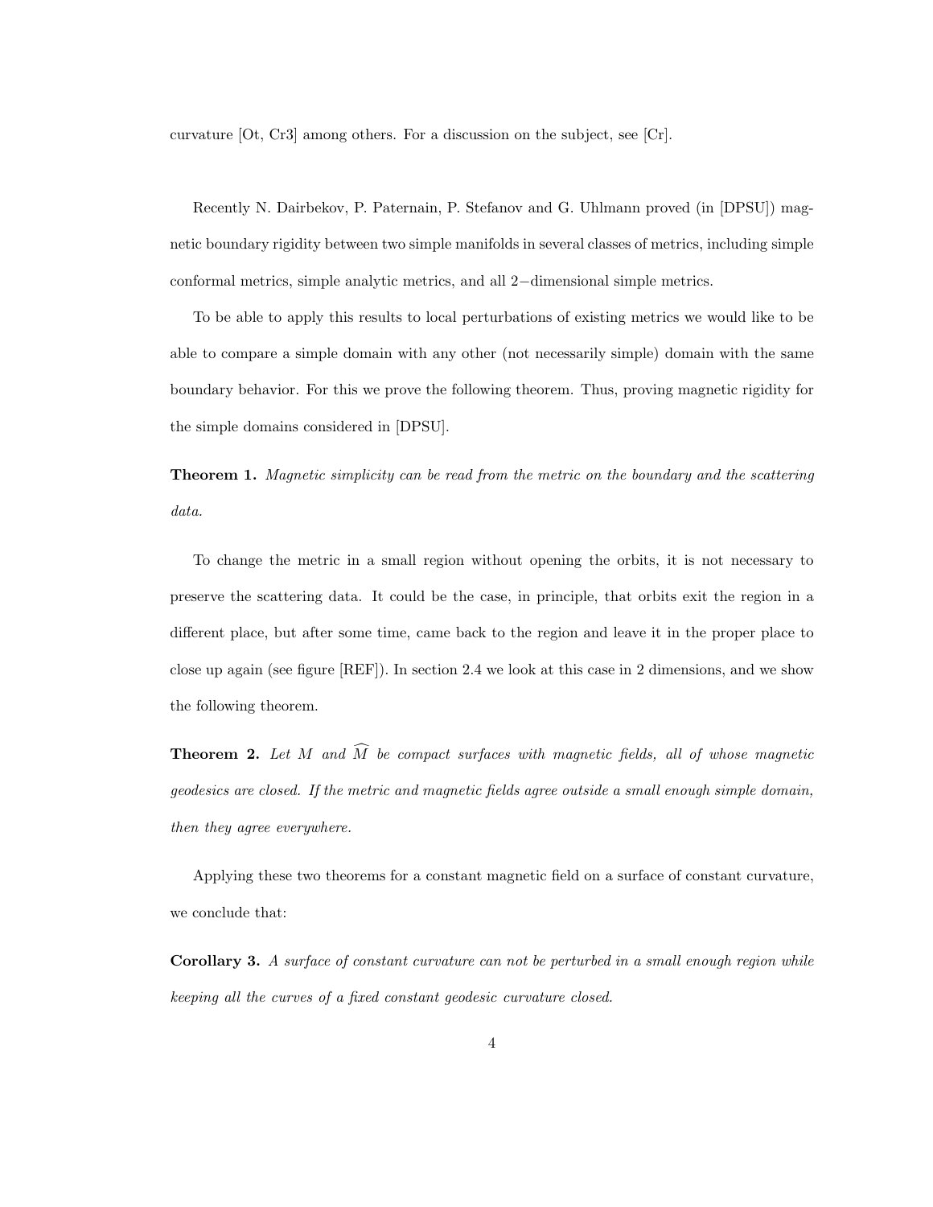curvature [Ot, Cr3] among others. For a discussion on the subject, see [Cr].

Recently N. Dairbekov, P. Paternain, P. Stefanov and G. Uhlmann proved (in [DPSU]) magnetic boundary rigidity between two simple manifolds in several classes of metrics, including simple conformal metrics, simple analytic metrics, and all $2-$dimensional simple metrics.

To be able to apply this results to local perturbations of existing metrics we would like to be able to compare a simple domain with any other (not necessarily simple) domain with the same boundary behavior. For this we prove the following theorem. Thus, proving magnetic rigidity for the simple domains considered in [DPSU].

**Theorem 1.** *Magnetic simplicity can be read from the metric on the boundary and the scattering data.*

To change the metric in a small region without opening the orbits, it is not necessary to preserve the scattering data. It could be the case, in principle, that orbits exit the region in a different place, but after some time, came back to the region and leave it in the proper place to close up again (see figure [REF]). In section 2.4 we look at this case in 2 dimensions, and we show the following theorem.

**Theorem 2.** *Let $M$ and $\widehat{M}$ be compact surfaces with magnetic fields, all of whose magnetic geodesics are closed. If the metric and magnetic fields agree outside a small enough simple domain, then they agree everywhere.*

Applying these two theorems for a constant magnetic field on a surface of constant curvature, we conclude that:

**Corollary 3.** *A surface of constant curvature can not be perturbed in a small enough region while keeping all the curves of a fixed constant geodesic curvature closed.*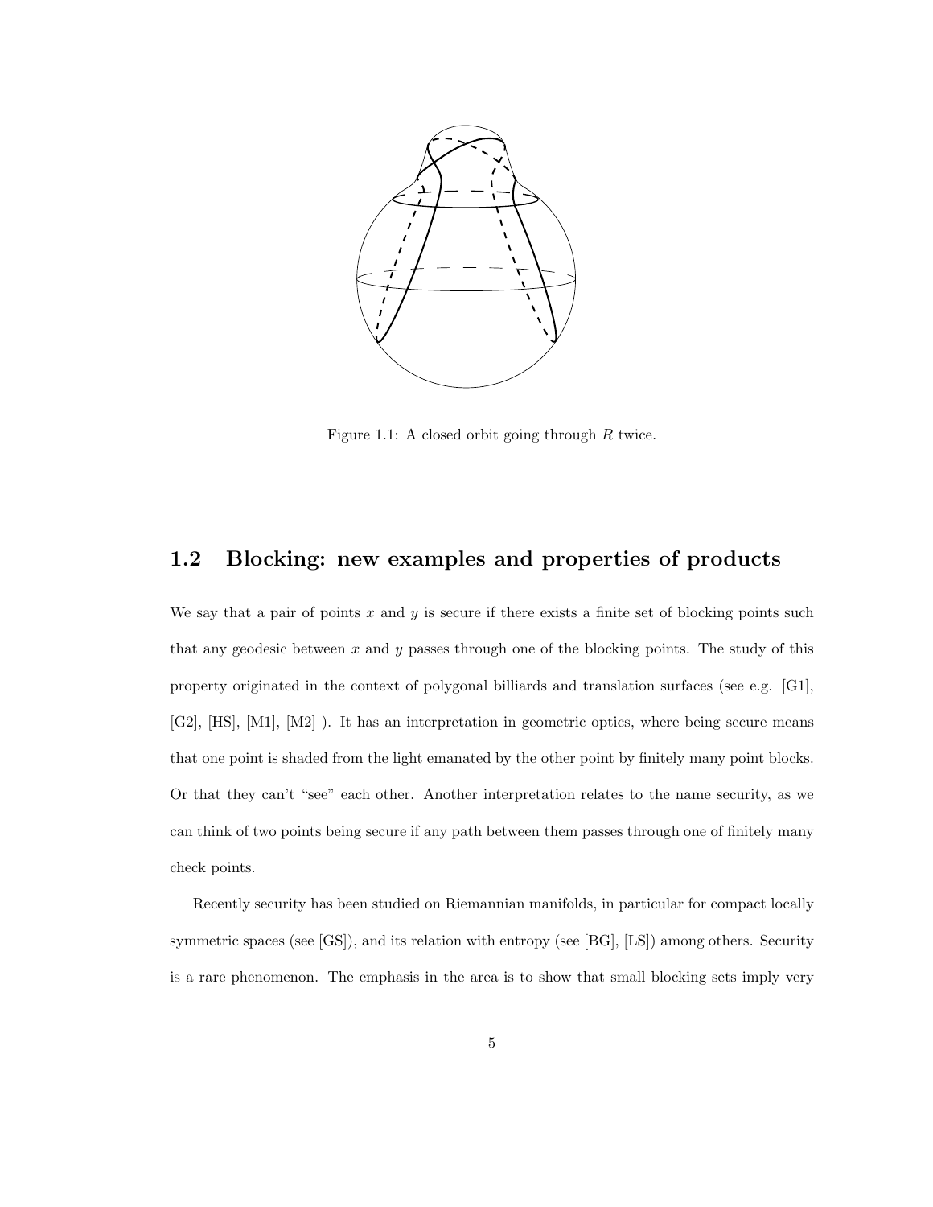Figure 1.1: A closed orbit going through $R$ twice.

## 1.2 Blocking: new examples and properties of products

We say that a pair of points $x$ and $y$ is secure if there exists a finite set of blocking points such that any geodesic between $x$ and $y$ passes through one of the blocking points. The study of this property originated in the context of polygonal billiards and translation surfaces (see e.g. [G1], [G2], [HS], [M1], [M2] ). It has an interpretation in geometric optics, where being secure means that one point is shaded from the light emanated by the other point by finitely many point blocks. Or that they can't "see" each other. Another interpretation relates to the name security, as we can think of two points being secure if any path between them passes through one of finitely many check points.

Recently security has been studied on Riemannian manifolds, in particular for compact locally symmetric spaces (see [GS]), and its relation with entropy (see [BG], [LS]) among others. Security is a rare phenomenon. The emphasis in the area is to show that small blocking sets imply very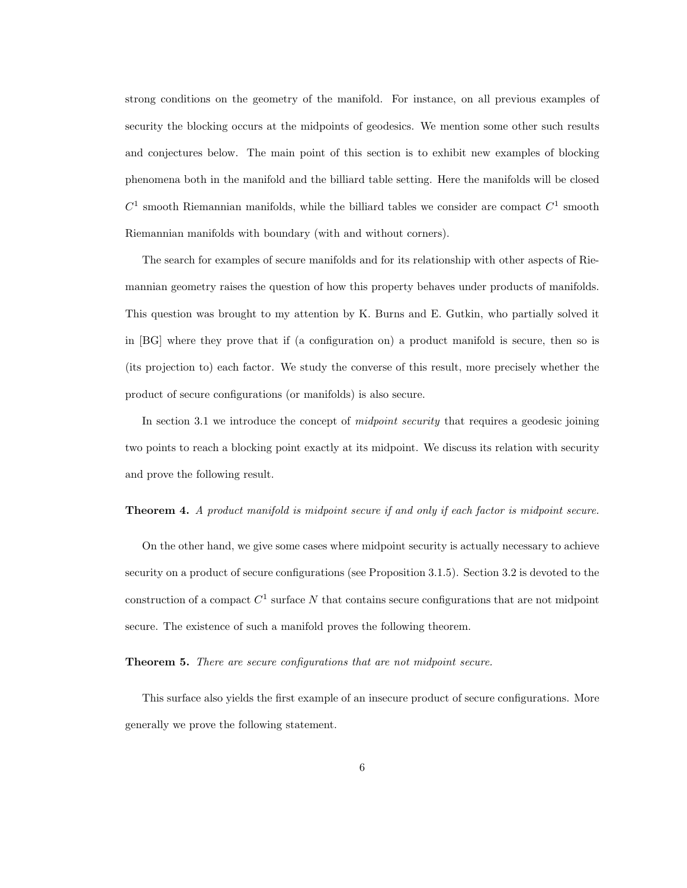strong conditions on the geometry of the manifold. For instance, on all previous examples of security the blocking occurs at the midpoints of geodesics. We mention some other such results and conjectures below. The main point of this section is to exhibit new examples of blocking phenomena both in the manifold and the billiard table setting. Here the manifolds will be closed $C^1$ smooth Riemannian manifolds, while the billiard tables we consider are compact $C^1$ smooth Riemannian manifolds with boundary (with and without corners).

The search for examples of secure manifolds and for its relationship with other aspects of Riemannian geometry raises the question of how this property behaves under products of manifolds. This question was brought to my attention by K. Burns and E. Gutkin, who partially solved it in [BG] where they prove that if (a configuration on) a product manifold is secure, then so is (its projection to) each factor. We study the converse of this result, more precisely whether the product of secure configurations (or manifolds) is also secure.

In section 3.1 we introduce the concept of *midpoint security* that requires a geodesic joining two points to reach a blocking point exactly at its midpoint. We discuss its relation with security and prove the following result.

**Theorem 4.** *A product manifold is midpoint secure if and only if each factor is midpoint secure.*

On the other hand, we give some cases where midpoint security is actually necessary to achieve security on a product of secure configurations (see Proposition 3.1.5). Section 3.2 is devoted to the construction of a compact $C^1$ surface $N$ that contains secure configurations that are not midpoint secure. The existence of such a manifold proves the following theorem.

**Theorem 5.** *There are secure configurations that are not midpoint secure.*

This surface also yields the first example of an insecure product of secure configurations. More generally we prove the following statement.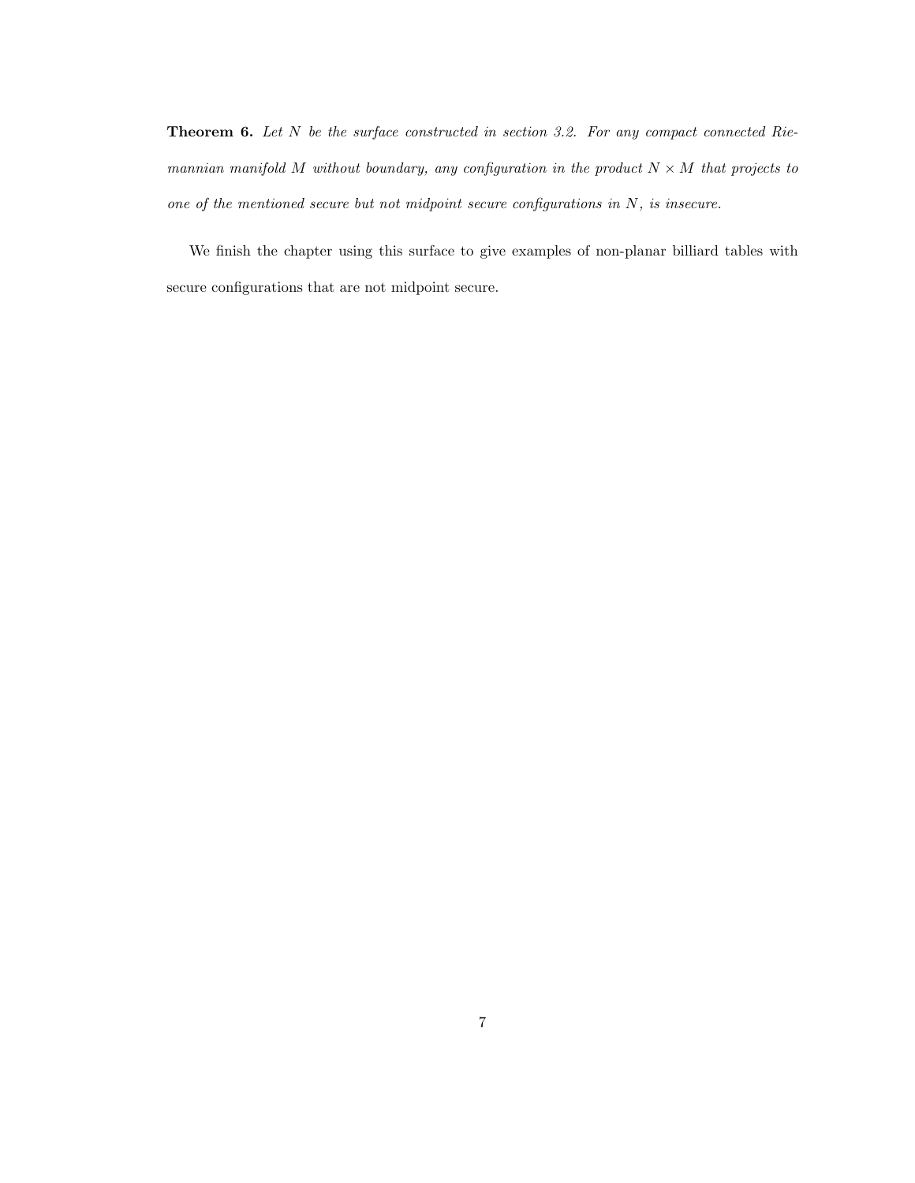**Theorem 6.** *Let $N$ be the surface constructed in section 3.2. For any compact connected Riemannian manifold $M$ without boundary, any configuration in the product $N \times M$ that projects to one of the mentioned secure but not midpoint secure configurations in $N$, is insecure.*

We finish the chapter using this surface to give examples of non-planar billiard tables with secure configurations that are not midpoint secure.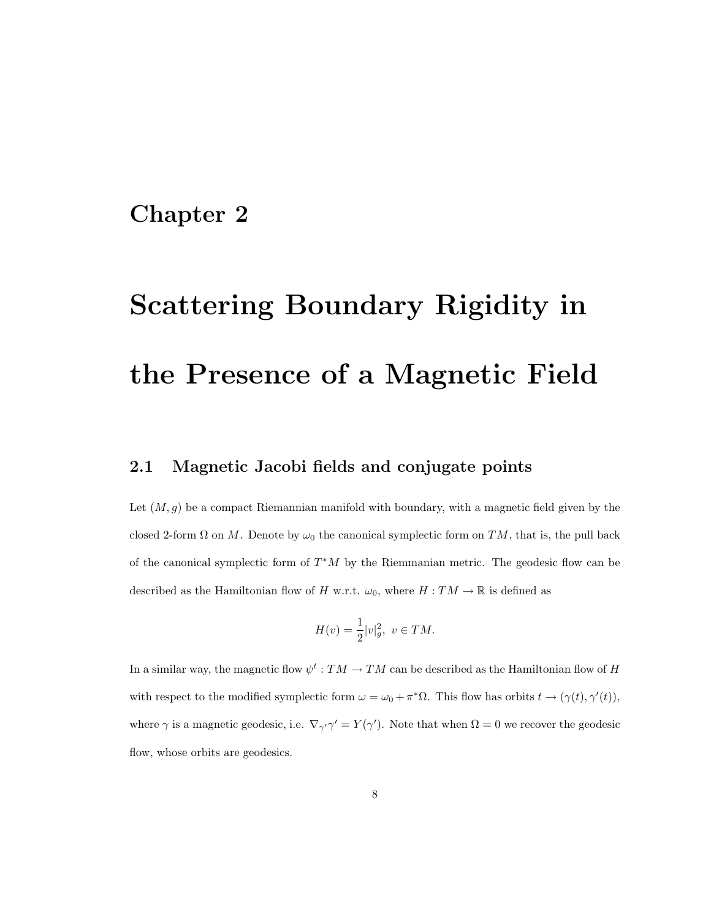# Chapter 2

# Scattering Boundary Rigidity in the Presence of a Magnetic Field

## 2.1 Magnetic Jacobi fields and conjugate points

Let $(M, g)$ be a compact Riemannian manifold with boundary, with a magnetic field given by the closed 2-form $\Omega$ on $M$. Denote by $\omega_0$ the canonical symplectic form on $TM$, that is, the pull back of the canonical symplectic form of $T^*M$ by the Riemmanian metric. The geodesic flow can be described as the Hamiltonian flow of $H$ w.r.t. $\omega_0$, where $H : TM \to \mathbb{R}$ is defined as

$$H(v) = \frac{1}{2}|v|_g^2, \ v \in TM.$$

In a similar way, the magnetic flow $\psi^t : TM \to TM$ can be described as the Hamiltonian flow of $H$ with respect to the modified symplectic form $\omega = \omega_0 + \pi^*\Omega$. This flow has orbits $t \to (\gamma(t), \gamma'(t))$, where $\gamma$ is a magnetic geodesic, i.e. $\nabla_{\gamma'}\gamma' = Y(\gamma')$. Note that when $\Omega = 0$ we recover the geodesic flow, whose orbits are geodesics.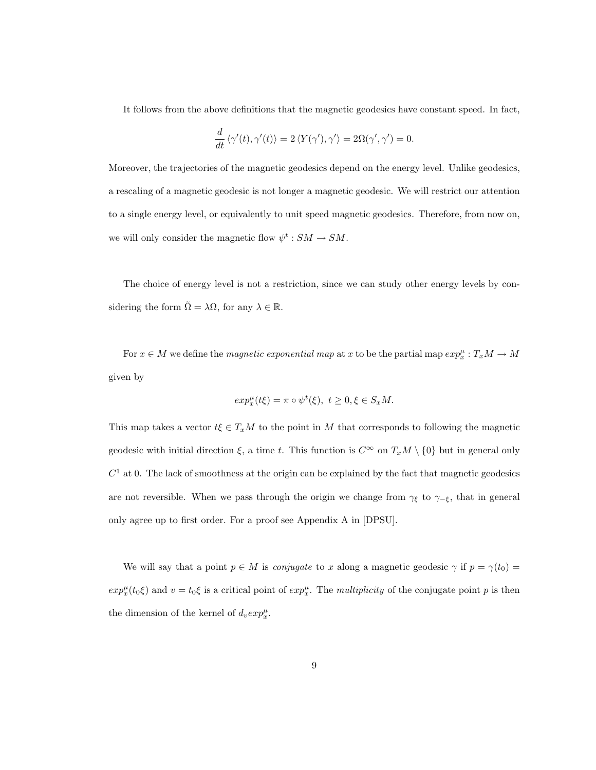It follows from the above definitions that the magnetic geodesics have constant speed. In fact,

$$\frac{d}{dt}\langle \gamma'(t), \gamma'(t)\rangle = 2\langle Y(\gamma'), \gamma'\rangle = 2\Omega(\gamma', \gamma') = 0.$$

Moreover, the trajectories of the magnetic geodesics depend on the energy level. Unlike geodesics, a rescaling of a magnetic geodesic is not longer a magnetic geodesic. We will restrict our attention to a single energy level, or equivalently to unit speed magnetic geodesics. Therefore, from now on, we will only consider the magnetic flow $\psi^t : SM \to SM$.

The choice of energy level is not a restriction, since we can study other energy levels by considering the form $\tilde{\Omega} = \lambda\Omega$, for any $\lambda \in \mathbb{R}$.

For $x \in M$ we define the *magnetic exponential map* at $x$ to be the partial map $exp^{\mu}_x : T_xM \to M$ given by

$$exp^{\mu}_x(t\xi) = \pi \circ \psi^t(\xi), \ t \geq 0, \xi \in S_xM.$$

This map takes a vector $t\xi \in T_xM$ to the point in $M$ that corresponds to following the magnetic geodesic with initial direction $\xi$, a time $t$. This function is $C^{\infty}$ on $T_xM \setminus \{0\}$ but in general only $C^1$ at 0. The lack of smoothness at the origin can be explained by the fact that magnetic geodesics are not reversible. When we pass through the origin we change from $\gamma_{\xi}$ to $\gamma_{-\xi}$, that in general only agree up to first order. For a proof see Appendix A in [DPSU].

We will say that a point $p \in M$ is *conjugate* to $x$ along a magnetic geodesic $\gamma$ if $p = \gamma(t_0) = exp^{\mu}_x(t_0\xi)$ and $v = t_0\xi$ is a critical point of $exp^{\mu}_x$. The *multiplicity* of the conjugate point $p$ is then the dimension of the kernel of $d_v exp^{\mu}_x$.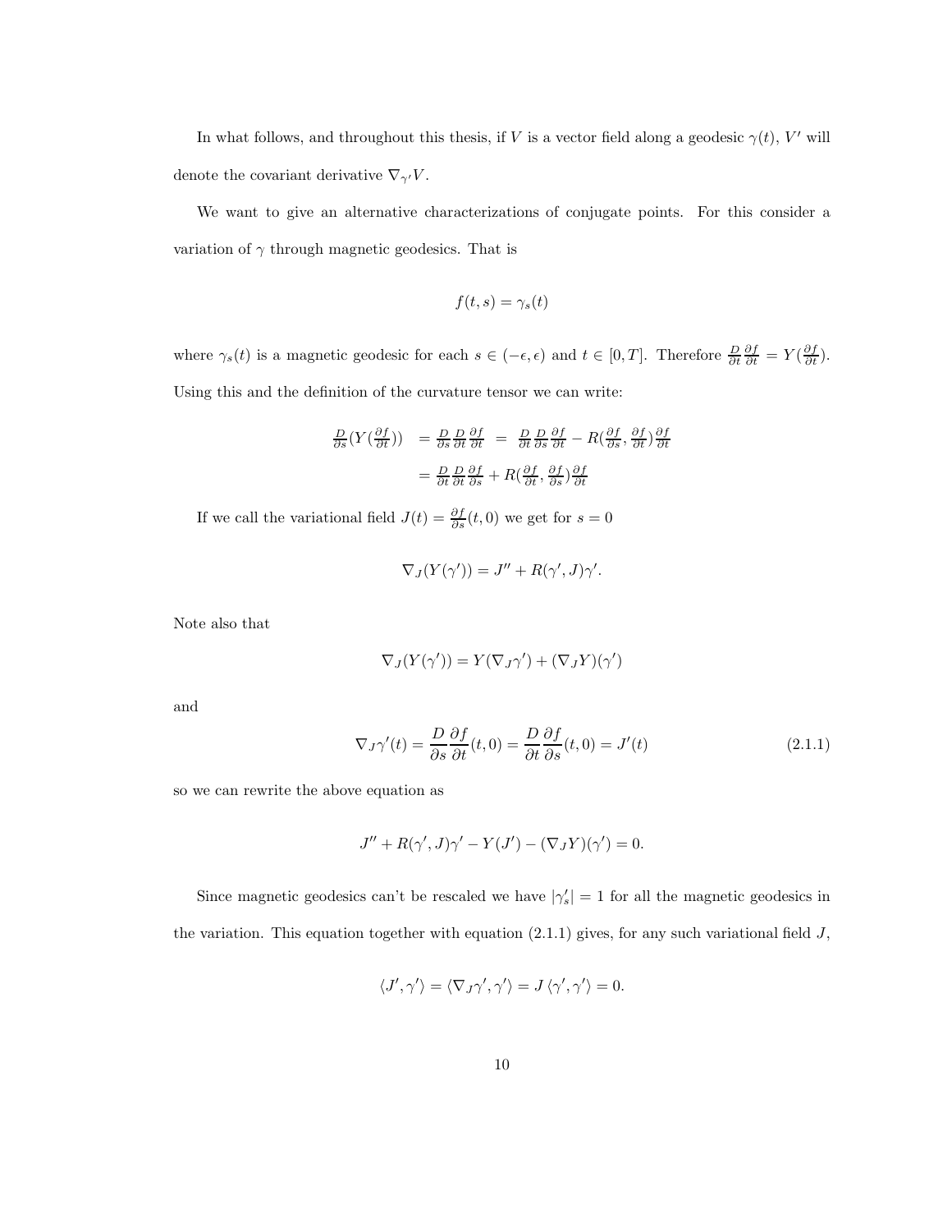In what follows, and throughout this thesis, if $V$ is a vector field along a geodesic $\gamma(t)$, $V'$ will denote the covariant derivative $\nabla_{\gamma'} V$.

We want to give an alternative characterizations of conjugate points. For this consider a variation of $\gamma$ through magnetic geodesics. That is

$$f(t,s) = \gamma_s(t)$$

where $\gamma_s(t)$ is a magnetic geodesic for each $s \in (-\epsilon, \epsilon)$ and $t \in [0,T]$. Therefore $\frac{D}{\partial t}\frac{\partial f}{\partial t} = Y(\frac{\partial f}{\partial t})$. Using this and the definition of the curvature tensor we can write:

$$\begin{aligned}
\tfrac{D}{\partial s}(Y(\tfrac{\partial f}{\partial t})) &= \tfrac{D}{\partial s}\tfrac{D}{\partial t}\tfrac{\partial f}{\partial t} \;=\; \tfrac{D}{\partial t}\tfrac{D}{\partial s}\tfrac{\partial f}{\partial t} - R(\tfrac{\partial f}{\partial s}, \tfrac{\partial f}{\partial t})\tfrac{\partial f}{\partial t} \\
&= \tfrac{D}{\partial t}\tfrac{D}{\partial t}\tfrac{\partial f}{\partial s} + R(\tfrac{\partial f}{\partial t}, \tfrac{\partial f}{\partial s})\tfrac{\partial f}{\partial t}
\end{aligned}$$

If we call the variational field $J(t) = \frac{\partial f}{\partial s}(t,0)$ we get for $s = 0$

$$\nabla_J(Y(\gamma')) = J'' + R(\gamma', J)\gamma'.$$

Note also that

$$\nabla_J(Y(\gamma')) = Y(\nabla_J \gamma') + (\nabla_J Y)(\gamma')$$

and

$$\nabla_J \gamma'(t) = \frac{D}{\partial s}\frac{\partial f}{\partial t}(t,0) = \frac{D}{\partial t}\frac{\partial f}{\partial s}(t,0) = J'(t) \tag{2.1.1}$$

so we can rewrite the above equation as

$$J'' + R(\gamma', J)\gamma' - Y(J') - (\nabla_J Y)(\gamma') = 0.$$

Since magnetic geodesics can't be rescaled we have $|\gamma_s'| = 1$ for all the magnetic geodesics in the variation. This equation together with equation (2.1.1) gives, for any such variational field $J$,

$$\langle J', \gamma' \rangle = \langle \nabla_J \gamma', \gamma' \rangle = J \langle \gamma', \gamma' \rangle = 0.$$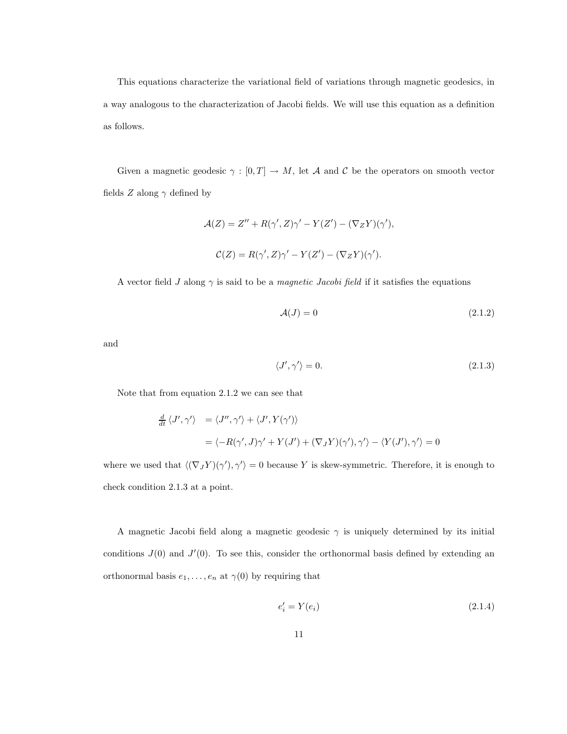This equations characterize the variational field of variations through magnetic geodesics, in a way analogous to the characterization of Jacobi fields. We will use this equation as a definition as follows.

Given a magnetic geodesic $\gamma : [0,T] \to M$, let $\mathcal{A}$ and $\mathcal{C}$ be the operators on smooth vector fields $Z$ along $\gamma$ defined by

$$\mathcal{A}(Z) = Z'' + R(\gamma', Z)\gamma' - Y(Z') - (\nabla_Z Y)(\gamma'),$$

$$\mathcal{C}(Z) = R(\gamma', Z)\gamma' - Y(Z') - (\nabla_Z Y)(\gamma').$$

A vector field $J$ along $\gamma$ is said to be a *magnetic Jacobi field* if it satisfies the equations

$$\mathcal{A}(J) = 0 \tag{2.1.2}$$

and

$$\langle J', \gamma' \rangle = 0. \tag{2.1.3}$$

Note that from equation 2.1.2 we can see that

$$\begin{aligned} \tfrac{d}{dt}\langle J', \gamma' \rangle &= \langle J'', \gamma' \rangle + \langle J', Y(\gamma') \rangle \\ &= \langle -R(\gamma', J)\gamma' + Y(J') + (\nabla_J Y)(\gamma'), \gamma' \rangle - \langle Y(J'), \gamma' \rangle = 0 \end{aligned}$$

where we used that $\langle (\nabla_J Y)(\gamma'), \gamma' \rangle = 0$ because $Y$ is skew-symmetric. Therefore, it is enough to check condition 2.1.3 at a point.

A magnetic Jacobi field along a magnetic geodesic $\gamma$ is uniquely determined by its initial conditions $J(0)$ and $J'(0)$. To see this, consider the orthonormal basis defined by extending an orthonormal basis $e_1, \ldots, e_n$ at $\gamma(0)$ by requiring that

$$e_i' = Y(e_i) \tag{2.1.4}$$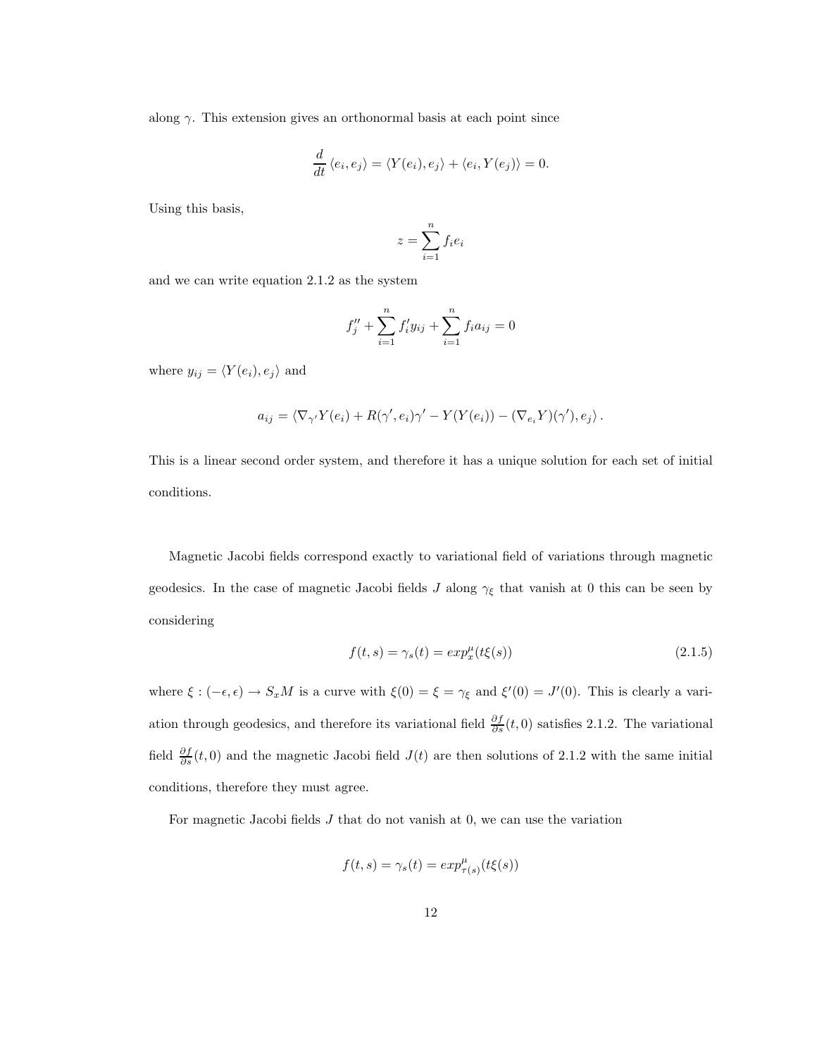along $\gamma$. This extension gives an orthonormal basis at each point since

$$\frac{d}{dt}\langle e_i, e_j\rangle = \langle Y(e_i), e_j\rangle + \langle e_i, Y(e_j)\rangle = 0.$$

Using this basis,

$$z = \sum_{i=1}^{n} f_i e_i$$

and we can write equation 2.1.2 as the system

$$f_j'' + \sum_{i=1}^{n} f_i' y_{ij} + \sum_{i=1}^{n} f_i a_{ij} = 0$$

where $y_{ij} = \langle Y(e_i), e_j\rangle$ and

$$a_{ij} = \langle \nabla_{\gamma'} Y(e_i) + R(\gamma', e_i)\gamma' - Y(Y(e_i)) - (\nabla_{e_i} Y)(\gamma'), e_j\rangle .$$

This is a linear second order system, and therefore it has a unique solution for each set of initial conditions.

Magnetic Jacobi fields correspond exactly to variational field of variations through magnetic geodesics. In the case of magnetic Jacobi fields $J$ along $\gamma_\xi$ that vanish at 0 this can be seen by considering

$$f(t,s) = \gamma_s(t) = exp_x^{\mu}(t\xi(s)) \tag{2.1.5}$$

where $\xi : (-\epsilon, \epsilon) \to S_x M$ is a curve with $\xi(0) = \xi = \gamma_\xi$ and $\xi'(0) = J'(0)$. This is clearly a variation through geodesics, and therefore its variational field $\frac{\partial f}{\partial s}(t, 0)$ satisfies 2.1.2. The variational field $\frac{\partial f}{\partial s}(t, 0)$ and the magnetic Jacobi field $J(t)$ are then solutions of 2.1.2 with the same initial conditions, therefore they must agree.

For magnetic Jacobi fields $J$ that do not vanish at 0, we can use the variation

$$f(t,s) = \gamma_s(t) = exp_{\tau(s)}^{\mu}(t\xi(s))$$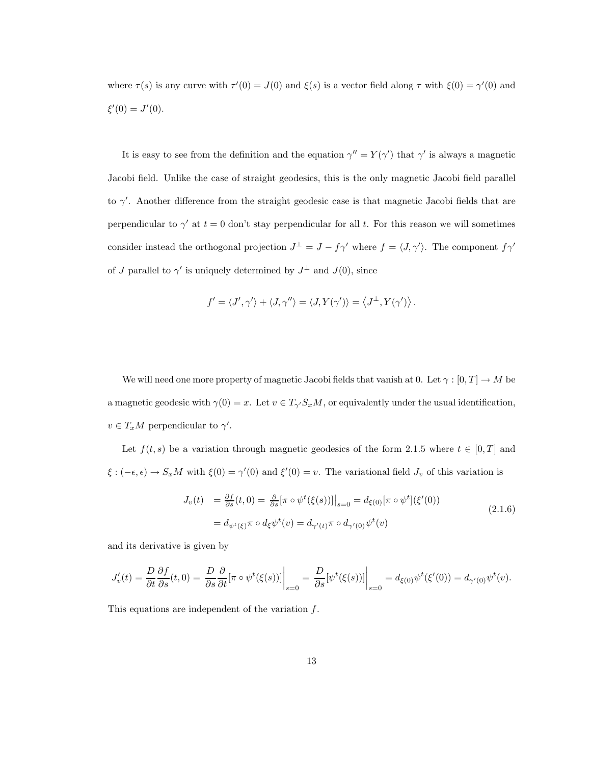where $\tau(s)$ is any curve with $\tau'(0) = J(0)$ and $\xi(s)$ is a vector field along $\tau$ with $\xi(0) = \gamma'(0)$ and $\xi'(0) = J'(0)$.

It is easy to see from the definition and the equation $\gamma'' = Y(\gamma')$ that $\gamma'$ is always a magnetic Jacobi field. Unlike the case of straight geodesics, this is the only magnetic Jacobi field parallel to $\gamma'$. Another difference from the straight geodesic case is that magnetic Jacobi fields that are perpendicular to $\gamma'$ at $t = 0$ don't stay perpendicular for all $t$. For this reason we will sometimes consider instead the orthogonal projection $J^{\perp} = J - f\gamma'$ where $f = \langle J, \gamma' \rangle$. The component $f\gamma'$ of $J$ parallel to $\gamma'$ is uniquely determined by $J^{\perp}$ and $J(0)$, since

$$f' = \langle J', \gamma' \rangle + \langle J, \gamma'' \rangle = \langle J, Y(\gamma') \rangle = \left\langle J^{\perp}, Y(\gamma') \right\rangle .$$

We will need one more property of magnetic Jacobi fields that vanish at 0. Let $\gamma : [0, T] \to M$ be a magnetic geodesic with $\gamma(0) = x$. Let $v \in T_{\gamma'} S_x M$, or equivalently under the usual identification, $v \in T_x M$ perpendicular to $\gamma'$.

Let $f(t, s)$ be a variation through magnetic geodesics of the form 2.1.5 where $t \in [0, T]$ and $\xi : (-\epsilon, \epsilon) \to S_x M$ with $\xi(0) = \gamma'(0)$ and $\xi'(0) = v$. The variational field $J_v$ of this variation is

$$\begin{aligned} J_v(t) &= \tfrac{\partial f}{\partial s}(t, 0) = \tfrac{\partial}{\partial s}[\pi \circ \psi^t(\xi(s))]\big|_{s=0} = d_{\xi(0)}[\pi \circ \psi^t](\xi'(0)) \\ &= d_{\psi^t(\xi)} \pi \circ d_{\xi} \psi^t(v) = d_{\gamma'(t)} \pi \circ d_{\gamma'(0)} \psi^t(v) \end{aligned} \tag{2.1.6}$$

and its derivative is given by

$$J_v'(t) = \frac{D}{\partial t} \frac{\partial f}{\partial s}(t, 0) = \frac{D}{\partial s} \frac{\partial}{\partial t}[\pi \circ \psi^t(\xi(s))]\bigg|_{s=0} = \frac{D}{\partial s}[\psi^t(\xi(s))]\bigg|_{s=0} = d_{\xi(0)} \psi^t(\xi'(0)) = d_{\gamma'(0)} \psi^t(v).$$

This equations are independent of the variation $f$.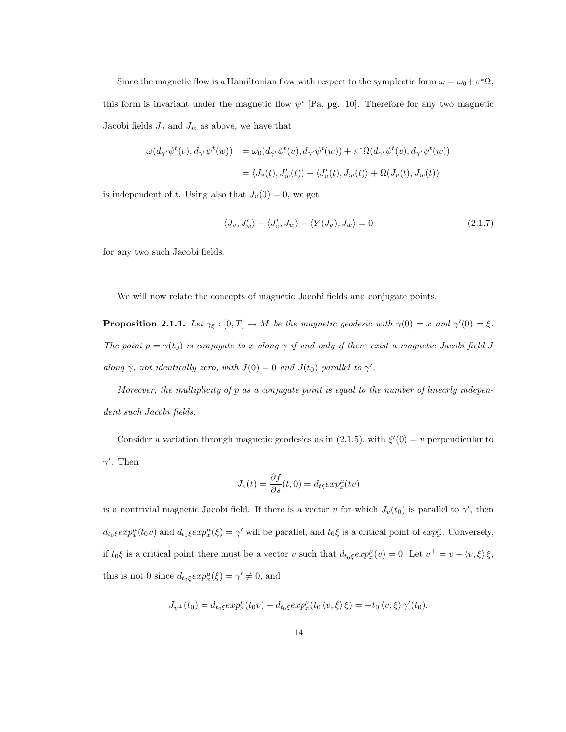Since the magnetic flow is a Hamiltonian flow with respect to the symplectic form $\omega = \omega_0 + \pi^*\Omega$, this form is invariant under the magnetic flow $\psi^t$ [Pa, pg. 10]. Therefore for any two magnetic Jacobi fields $J_v$ and $J_w$ as above, we have that

$$\begin{aligned}
\omega(d_{\gamma'}\psi^t(v), d_{\gamma'}\psi^t(w)) &= \omega_0(d_{\gamma'}\psi^t(v), d_{\gamma'}\psi^t(w)) + \pi^*\Omega(d_{\gamma'}\psi^t(v), d_{\gamma'}\psi^t(w)) \\
&= \langle J_v(t), J_w'(t)\rangle - \langle J_v'(t), J_w(t)\rangle + \Omega(J_v(t), J_w(t))
\end{aligned}$$

is independent of $t$. Using also that $J_v(0) = 0$, we get

$$\langle J_v, J_w'\rangle - \langle J_v', J_w\rangle + \langle Y(J_v), J_w\rangle = 0 \tag{2.1.7}$$

for any two such Jacobi fields.

We will now relate the concepts of magnetic Jacobi fields and conjugate points.

**Proposition 2.1.1.** *Let $\gamma_\xi : [0, T] \to M$ be the magnetic geodesic with $\gamma(0) = x$ and $\gamma'(0) = \xi$. The point $p = \gamma(t_0)$ is conjugate to $x$ along $\gamma$ if and only if there exist a magnetic Jacobi field $J$ along $\gamma$, not identically zero, with $J(0) = 0$ and $J(t_0)$ parallel to $\gamma'$.*

*Moreover, the multiplicity of $p$ as a conjugate point is equal to the number of linearly independent such Jacobi fields.*

Consider a variation through magnetic geodesics as in (2.1.5), with $\xi'(0) = v$ perpendicular to $\gamma'$. Then

$$J_v(t) = \frac{\partial f}{\partial s}(t, 0) = d_{t\xi} exp_x^\mu(tv)$$

is a nontrivial magnetic Jacobi field. If there is a vector $v$ for which $J_v(t_0)$ is parallel to $\gamma'$, then $d_{t_0\xi} exp_x^\mu(t_0 v)$ and $d_{t_0\xi} exp_x^\mu(\xi) = \gamma'$ will be parallel, and $t_0\xi$ is a critical point of $exp_x^\mu$. Conversely, if $t_0\xi$ is a critical point there must be a vector $v$ such that $d_{t_0\xi} exp_x^\mu(v) = 0$. Let $v^\perp = v - \langle v, \xi\rangle \xi$, this is not 0 since $d_{t_0\xi} exp_x^\mu(\xi) = \gamma' \neq 0$, and

$$J_{v^\perp}(t_0) = d_{t_0\xi} exp_x^\mu(t_0 v) - d_{t_0\xi} exp_x^\mu(t_0 \langle v, \xi\rangle \xi) = -t_0 \langle v, \xi\rangle \gamma'(t_0).$$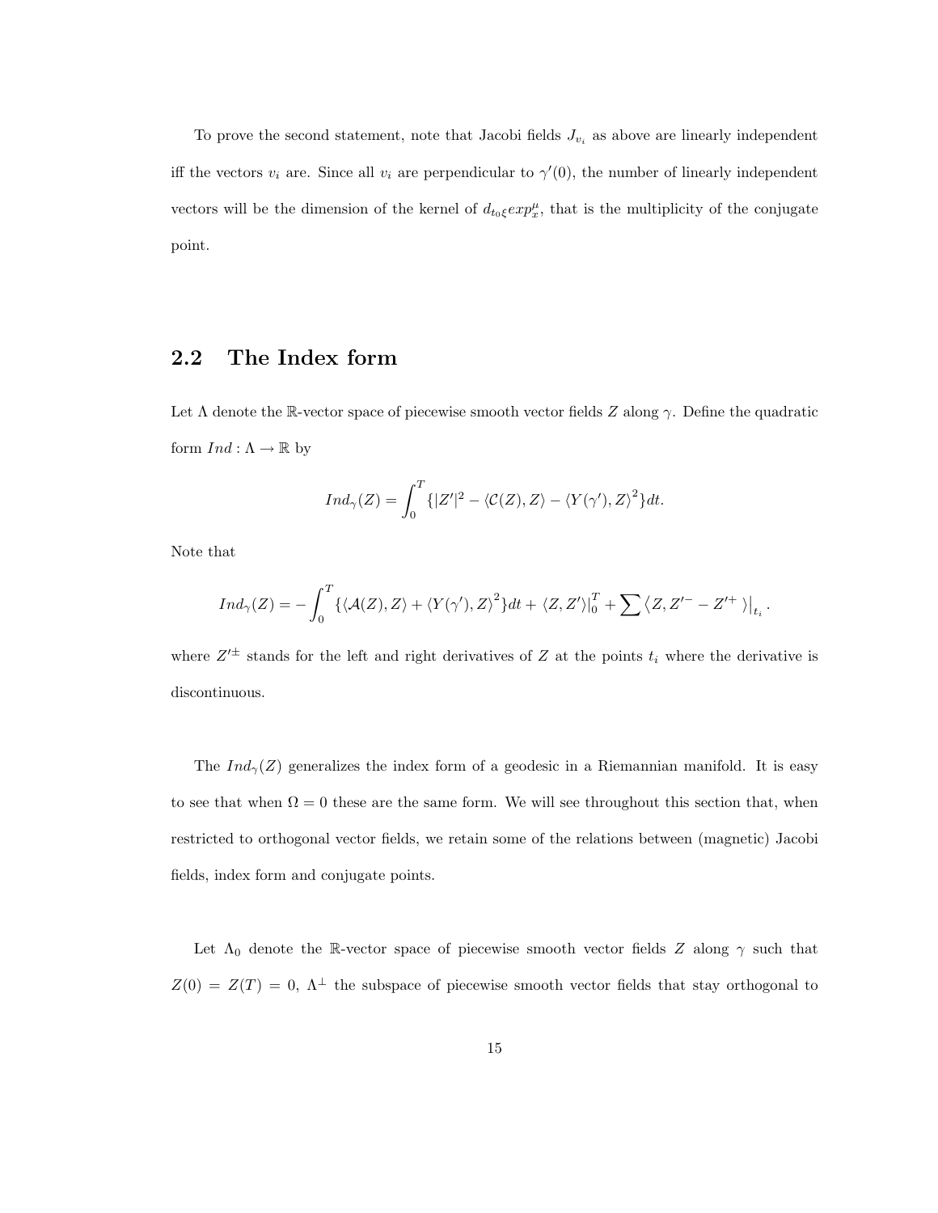To prove the second statement, note that Jacobi fields $J_{v_i}$ as above are linearly independent iff the vectors $v_i$ are. Since all $v_i$ are perpendicular to $\gamma'(0)$, the number of linearly independent vectors will be the dimension of the kernel of $d_{t_0\xi}exp^{\mu}_x$, that is the multiplicity of the conjugate point.

## 2.2 The Index form

Let $\Lambda$ denote the $\mathbb{R}$-vector space of piecewise smooth vector fields $Z$ along $\gamma$. Define the quadratic form $Ind : \Lambda \to \mathbb{R}$ by

$$Ind_{\gamma}(Z) = \int_0^T \{|Z'|^2 - \langle \mathcal{C}(Z), Z\rangle - \langle Y(\gamma'), Z\rangle^2\}dt.$$

Note that

$$Ind_{\gamma}(Z) = -\int_0^T \{\langle \mathcal{A}(Z), Z\rangle + \langle Y(\gamma'), Z\rangle^2\}dt + \langle Z, Z'\rangle\big|_0^T + \sum \left\langle Z, Z'^{-} - Z'^{+} \right\rangle\big|_{t_i}.$$

where $Z'^{\pm}$ stands for the left and right derivatives of $Z$ at the points $t_i$ where the derivative is discontinuous.

The $Ind_{\gamma}(Z)$ generalizes the index form of a geodesic in a Riemannian manifold. It is easy to see that when $\Omega = 0$ these are the same form. We will see throughout this section that, when restricted to orthogonal vector fields, we retain some of the relations between (magnetic) Jacobi fields, index form and conjugate points.

Let $\Lambda_0$ denote the $\mathbb{R}$-vector space of piecewise smooth vector fields $Z$ along $\gamma$ such that $Z(0) = Z(T) = 0$, $\Lambda^{\perp}$ the subspace of piecewise smooth vector fields that stay orthogonal to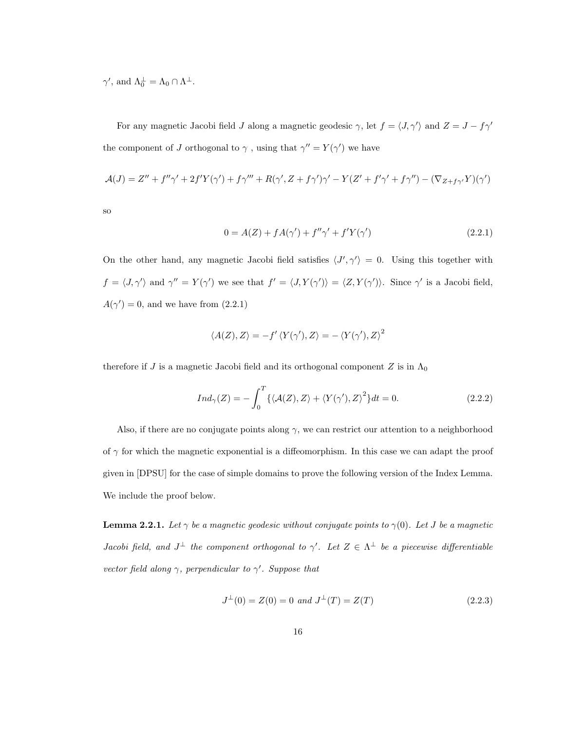$\gamma'$, and $\Lambda_0^\perp = \Lambda_0 \cap \Lambda^\perp$.

For any magnetic Jacobi field $J$ along a magnetic geodesic $\gamma$, let $f = \langle J, \gamma' \rangle$ and $Z = J - f\gamma'$ the component of $J$ orthogonal to $\gamma$ , using that $\gamma'' = Y(\gamma')$ we have

$$\mathcal{A}(J) = Z'' + f''\gamma' + 2f'Y(\gamma') + f\gamma''' + R(\gamma', Z + f\gamma')\gamma' - Y(Z' + f'\gamma' + f\gamma'') - (\nabla_{Z+f\gamma'}Y)(\gamma')$$

so

$$0 = A(Z) + fA(\gamma') + f''\gamma' + f'Y(\gamma') \tag{2.2.1}$$

On the other hand, any magnetic Jacobi field satisfies $\langle J', \gamma' \rangle = 0$. Using this together with $f = \langle J, \gamma' \rangle$ and $\gamma'' = Y(\gamma')$ we see that $f' = \langle J, Y(\gamma') \rangle = \langle Z, Y(\gamma') \rangle$. Since $\gamma'$ is a Jacobi field, $A(\gamma') = 0$, and we have from (2.2.1)

$$\langle A(Z), Z \rangle = -f' \langle Y(\gamma'), Z \rangle = -\langle Y(\gamma'), Z \rangle^2$$

therefore if $J$ is a magnetic Jacobi field and its orthogonal component $Z$ is in $\Lambda_0$

$$Ind_\gamma(Z) = -\int_0^T \{\langle \mathcal{A}(Z), Z \rangle + \langle Y(\gamma'), Z \rangle^2\} dt = 0. \tag{2.2.2}$$

Also, if there are no conjugate points along $\gamma$, we can restrict our attention to a neighborhood of $\gamma$ for which the magnetic exponential is a diffeomorphism. In this case we can adapt the proof given in [DPSU] for the case of simple domains to prove the following version of the Index Lemma. We include the proof below.

**Lemma 2.2.1.** *Let $\gamma$ be a magnetic geodesic without conjugate points to $\gamma(0)$. Let $J$ be a magnetic Jacobi field, and $J^\perp$ the component orthogonal to $\gamma'$. Let $Z \in \Lambda^\perp$ be a piecewise differentiable vector field along $\gamma$, perpendicular to $\gamma'$. Suppose that*

$$J^\perp(0) = Z(0) = 0 \text{ and } J^\perp(T) = Z(T) \tag{2.2.3}$$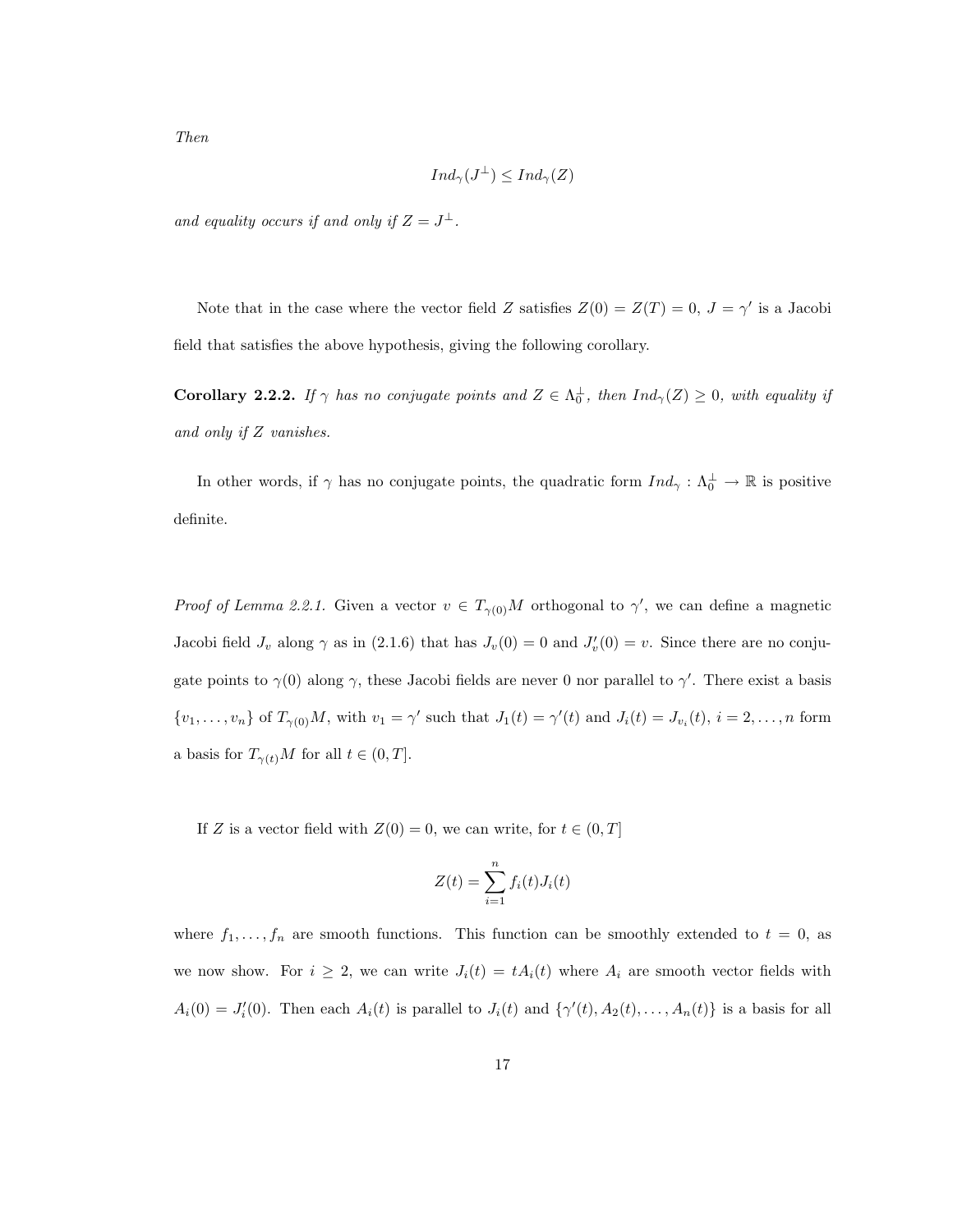*Then*

$$Ind_\gamma(J^\perp) \leq Ind_\gamma(Z)$$

*and equality occurs if and only if* $Z = J^\perp$.

Note that in the case where the vector field $Z$ satisfies $Z(0) = Z(T) = 0$, $J = \gamma'$ is a Jacobi field that satisfies the above hypothesis, giving the following corollary.

**Corollary 2.2.2.** *If* $\gamma$ *has no conjugate points and* $Z \in \Lambda_0^\perp$, *then* $Ind_\gamma(Z) \geq 0$, *with equality if and only if* $Z$ *vanishes.*

In other words, if $\gamma$ has no conjugate points, the quadratic form $Ind_\gamma : \Lambda_0^\perp \to \mathbb{R}$ is positive definite.

*Proof of Lemma 2.2.1.* Given a vector $v \in T_{\gamma(0)}M$ orthogonal to $\gamma'$, we can define a magnetic Jacobi field $J_v$ along $\gamma$ as in (2.1.6) that has $J_v(0) = 0$ and $J_v'(0) = v$. Since there are no conjugate points to $\gamma(0)$ along $\gamma$, these Jacobi fields are never 0 nor parallel to $\gamma'$. There exist a basis $\{v_1, \ldots, v_n\}$ of $T_{\gamma(0)}M$, with $v_1 = \gamma'$ such that $J_1(t) = \gamma'(t)$ and $J_i(t) = J_{v_i}(t)$, $i = 2, \ldots, n$ form a basis for $T_{\gamma(t)}M$ for all $t \in (0, T]$.

If $Z$ is a vector field with $Z(0) = 0$, we can write, for $t \in (0, T]$

$$Z(t) = \sum_{i=1}^{n} f_i(t) J_i(t)$$

where $f_1, \ldots, f_n$ are smooth functions. This function can be smoothly extended to $t = 0$, as we now show. For $i \geq 2$, we can write $J_i(t) = tA_i(t)$ where $A_i$ are smooth vector fields with $A_i(0) = J_i'(0)$. Then each $A_i(t)$ is parallel to $J_i(t)$ and $\{\gamma'(t), A_2(t), \ldots, A_n(t)\}$ is a basis for all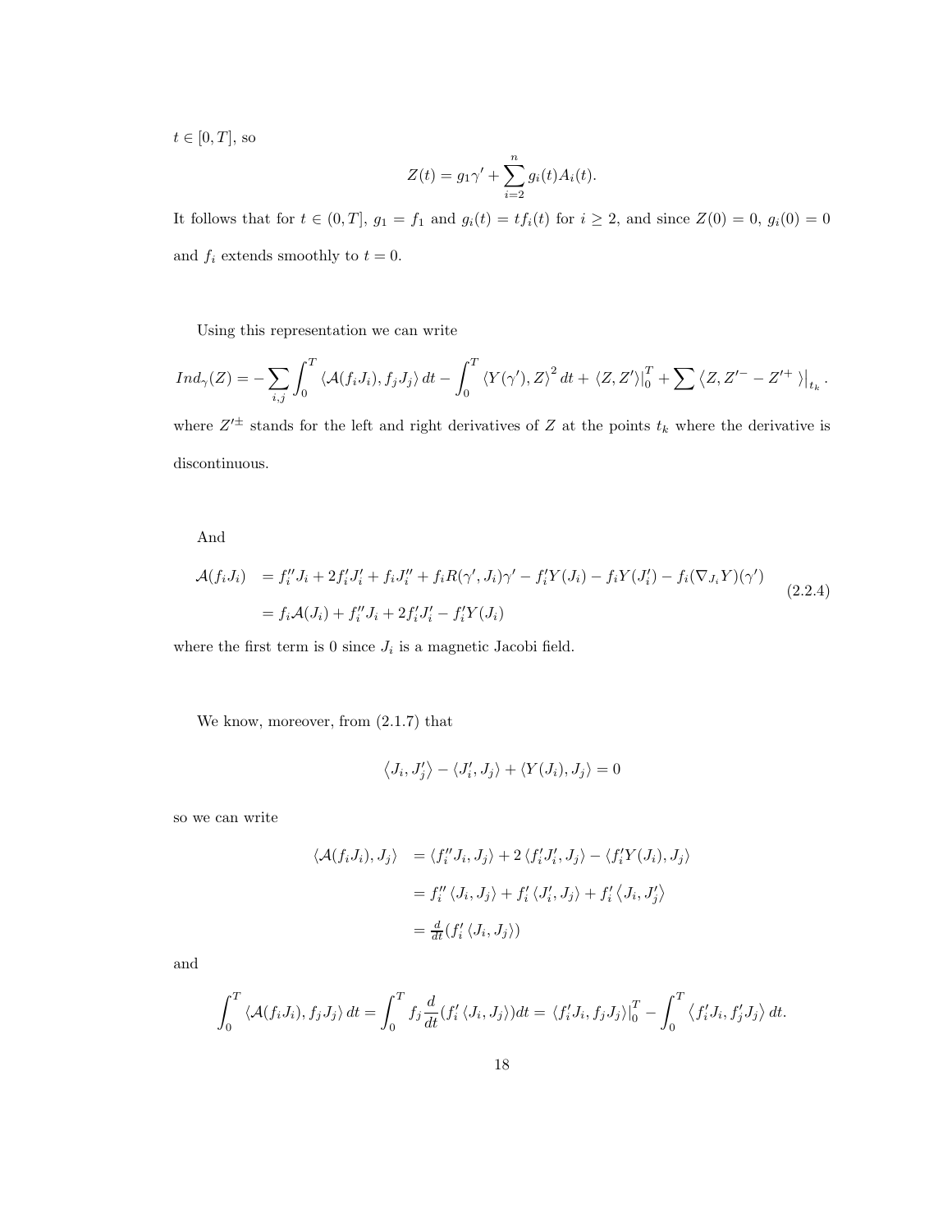$t \in [0,T]$, so

$$Z(t) = g_1 \gamma' + \sum_{i=2}^{n} g_i(t) A_i(t).$$

It follows that for $t \in (0,T]$, $g_1 = f_1$ and $g_i(t) = t f_i(t)$ for $i \geq 2$, and since $Z(0) = 0$, $g_i(0) = 0$ and $f_i$ extends smoothly to $t = 0$.

Using this representation we can write

$$Ind_\gamma(Z) = -\sum_{i,j} \int_0^T \langle \mathcal{A}(f_i J_i), f_j J_j \rangle \, dt - \int_0^T \langle Y(\gamma'), Z \rangle^2 \, dt + \langle Z, Z' \rangle|_0^T + \sum \left\langle Z, Z'^{-} - Z'^{+} \right\rangle\Big|_{t_k}.$$

where $Z'^{\pm}$ stands for the left and right derivatives of $Z$ at the points $t_k$ where the derivative is discontinuous.

And

$$\begin{aligned}
\mathcal{A}(f_i J_i) &= f_i'' J_i + 2 f_i' J_i' + f_i J_i'' + f_i R(\gamma', J_i)\gamma' - f_i' Y(J_i) - f_i Y(J_i') - f_i (\nabla_{J_i} Y)(\gamma') \\
&= f_i \mathcal{A}(J_i) + f_i'' J_i + 2 f_i' J_i' - f_i' Y(J_i)
\end{aligned} \tag{2.2.4}$$

where the first term is 0 since $J_i$ is a magnetic Jacobi field.

We know, moreover, from (2.1.7) that

$$\left\langle J_i, J_j' \right\rangle - \langle J_i', J_j \rangle + \langle Y(J_i), J_j \rangle = 0$$

so we can write

$$\begin{aligned}
\langle \mathcal{A}(f_i J_i), J_j \rangle &= \langle f_i'' J_i, J_j \rangle + 2 \langle f_i' J_i', J_j \rangle - \langle f_i' Y(J_i), J_j \rangle \\
&= f_i'' \langle J_i, J_j \rangle + f_i' \langle J_i', J_j \rangle + f_i' \left\langle J_i, J_j' \right\rangle \\
&= \tfrac{d}{dt}(f_i' \langle J_i, J_j \rangle)
\end{aligned}$$

and

$$\int_0^T \langle \mathcal{A}(f_i J_i), f_j J_j \rangle \, dt = \int_0^T f_j \frac{d}{dt}(f_i' \langle J_i, J_j \rangle) dt = \langle f_i' J_i, f_j J_j \rangle|_0^T - \int_0^T \left\langle f_i' J_i, f_j' J_j \right\rangle dt.$$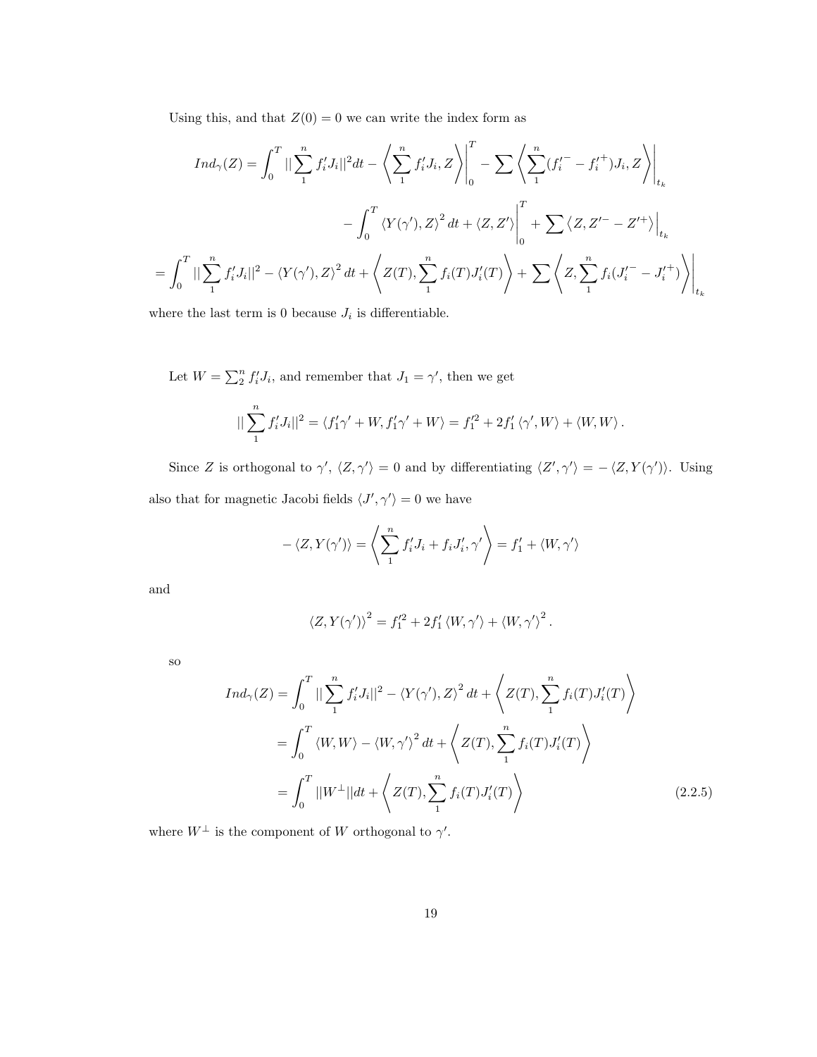Using this, and that $Z(0) = 0$ we can write the index form as

$$
Ind_\gamma(Z) = \int_0^T ||\sum_1^n f_i' J_i||^2 dt - \left\langle \sum_1^n f_i' J_i, Z \right\rangle \Bigg|_0^T - \sum \left\langle \sum_1^n (f_i'^- - f_i'^+) J_i, Z \right\rangle \Bigg|_{t_k}
$$

$$
- \int_0^T \langle Y(\gamma'), Z \rangle^2 dt + \langle Z, Z' \rangle \Bigg|_0^T + \sum \langle Z, Z'^- - Z'^+ \rangle \Big|_{t_k}
$$

$$
= \int_0^T ||\sum_1^n f_i' J_i||^2 - \langle Y(\gamma'), Z \rangle^2 dt + \left\langle Z(T), \sum_1^n f_i(T) J_i'(T) \right\rangle + \sum \left\langle Z, \sum_1^n f_i (J_i'^- - J_i'^+) \right\rangle \Bigg|_{t_k}
$$

where the last term is 0 because $J_i$ is differentiable.

Let $W = \sum_2^n f_i' J_i$, and remember that $J_1 = \gamma'$, then we get

$$
||\sum_1^n f_i' J_i||^2 = \langle f_1' \gamma' + W, f_1' \gamma' + W \rangle = f_1'^2 + 2 f_1' \langle \gamma', W \rangle + \langle W, W \rangle .
$$

Since $Z$ is orthogonal to $\gamma'$, $\langle Z, \gamma' \rangle = 0$ and by differentiating $\langle Z', \gamma' \rangle = - \langle Z, Y(\gamma') \rangle$. Using also that for magnetic Jacobi fields $\langle J', \gamma' \rangle = 0$ we have

$$
- \langle Z, Y(\gamma') \rangle = \left\langle \sum_1^n f_i' J_i + f_i J_i', \gamma' \right\rangle = f_1' + \langle W, \gamma' \rangle
$$

and

$$
\langle Z, Y(\gamma') \rangle^2 = f_1'^2 + 2 f_1' \langle W, \gamma' \rangle + \langle W, \gamma' \rangle^2 .
$$

so

$$
\begin{aligned}
Ind_\gamma(Z) &= \int_0^T ||\sum_1^n f_i' J_i||^2 - \langle Y(\gamma'), Z \rangle^2 dt + \left\langle Z(T), \sum_1^n f_i(T) J_i'(T) \right\rangle \\
&= \int_0^T \langle W, W \rangle - \langle W, \gamma' \rangle^2 dt + \left\langle Z(T), \sum_1^n f_i(T) J_i'(T) \right\rangle \\
&= \int_0^T ||W^\perp|| dt + \left\langle Z(T), \sum_1^n f_i(T) J_i'(T) \right\rangle \qquad (2.2.5)
\end{aligned}
$$

where $W^\perp$ is the component of $W$ orthogonal to $\gamma'$.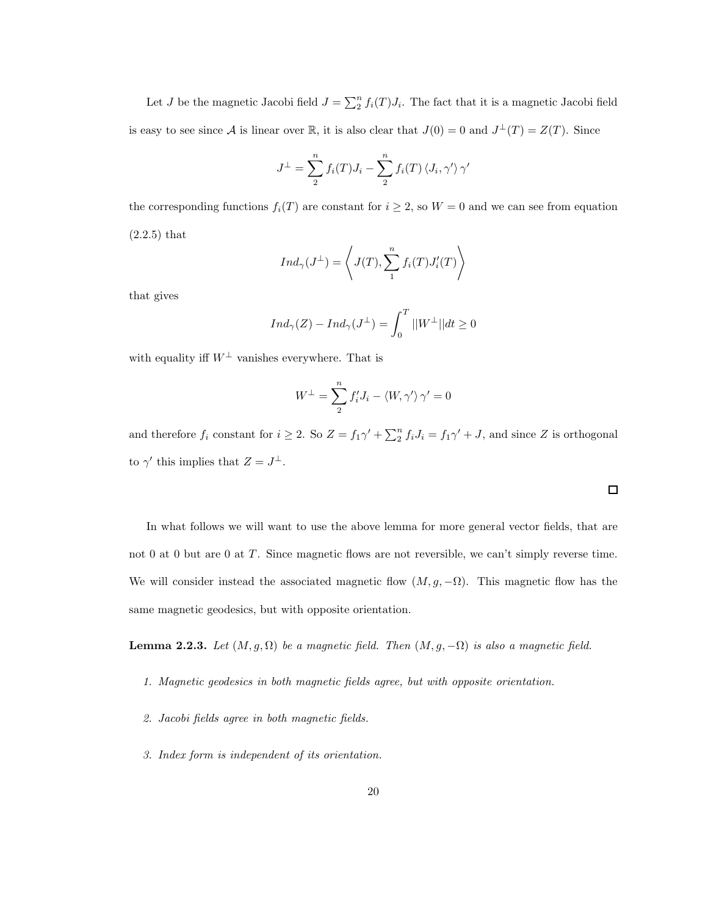Let $J$ be the magnetic Jacobi field $J = \sum_2^n f_i(T) J_i$. The fact that it is a magnetic Jacobi field is easy to see since $\mathcal{A}$ is linear over $\mathbb{R}$, it is also clear that $J(0) = 0$ and $J^\perp(T) = Z(T)$. Since

$$J^\perp = \sum_2^n f_i(T) J_i - \sum_2^n f_i(T) \langle J_i, \gamma' \rangle \gamma'$$

the corresponding functions $f_i(T)$ are constant for $i \geq 2$, so $W = 0$ and we can see from equation (2.2.5) that

$$Ind_\gamma(J^\perp) = \left\langle J(T), \sum_1^n f_i(T) J_i'(T) \right\rangle$$

that gives

$$Ind_\gamma(Z) - Ind_\gamma(J^\perp) = \int_0^T ||W^\perp|| dt \geq 0$$

with equality iff $W^\perp$ vanishes everywhere. That is

$$W^\perp = \sum_2^n f_i' J_i - \langle W, \gamma' \rangle \gamma' = 0$$

and therefore $f_i$ constant for $i \geq 2$. So $Z = f_1 \gamma' + \sum_2^n f_i J_i = f_1 \gamma' + J$, and since $Z$ is orthogonal to $\gamma'$ this implies that $Z = J^\perp$.

□

In what follows we will want to use the above lemma for more general vector fields, that are not 0 at 0 but are 0 at $T$. Since magnetic flows are not reversible, we can't simply reverse time. We will consider instead the associated magnetic flow $(M, g, -\Omega)$. This magnetic flow has the same magnetic geodesics, but with opposite orientation.

**Lemma 2.2.3.** *Let $(M, g, \Omega)$ be a magnetic field. Then $(M, g, -\Omega)$ is also a magnetic field.*

1. *Magnetic geodesics in both magnetic fields agree, but with opposite orientation.*

2. *Jacobi fields agree in both magnetic fields.*

3. *Index form is independent of its orientation.*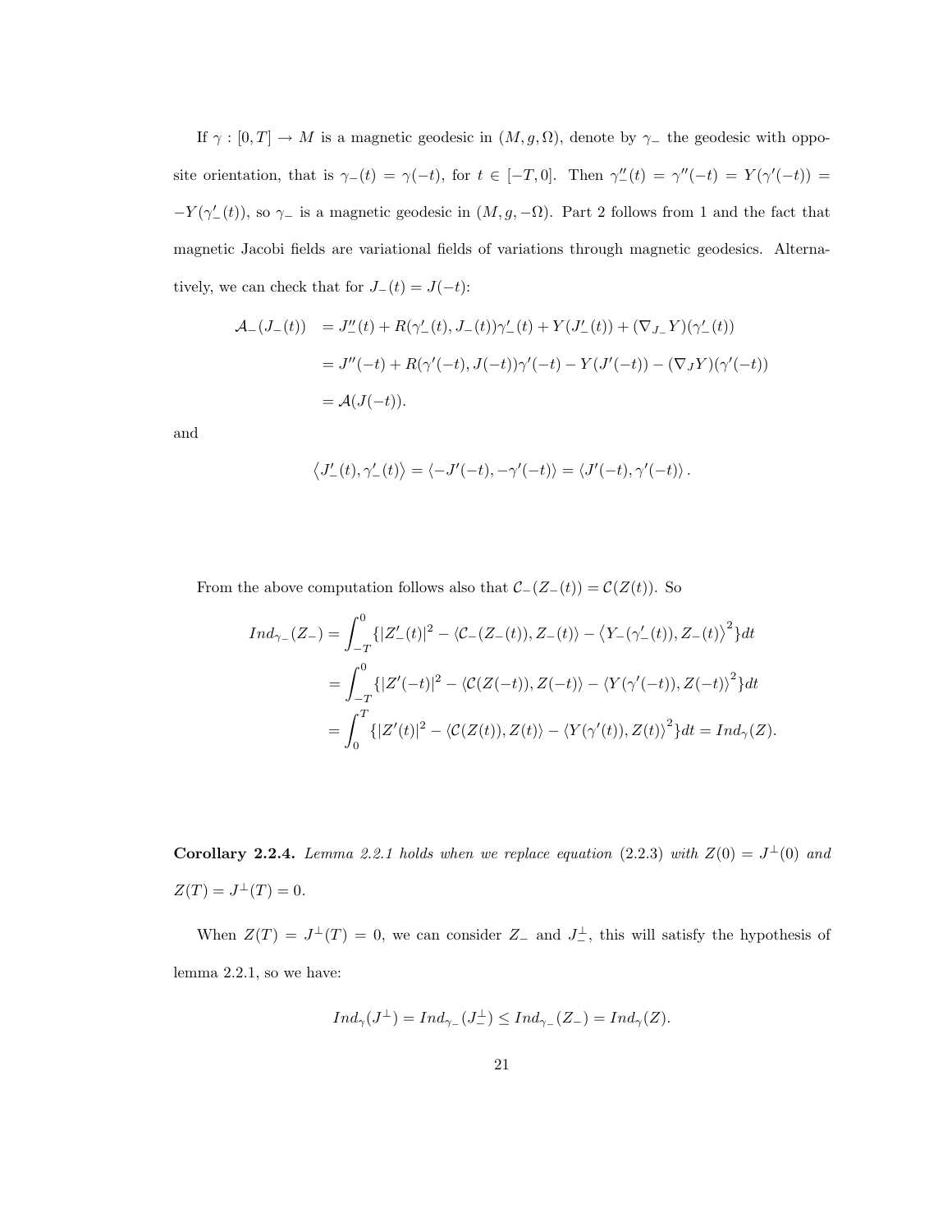If $\gamma : [0,T] \to M$ is a magnetic geodesic in $(M, g, \Omega)$, denote by $\gamma_-$ the geodesic with opposite orientation, that is $\gamma_-(t) = \gamma(-t)$, for $t \in [-T, 0]$. Then $\gamma_-''(t) = \gamma''(-t) = Y(\gamma'(-t)) = -Y(\gamma_-'(t))$, so $\gamma_-$ is a magnetic geodesic in $(M, g, -\Omega)$. Part 2 follows from 1 and the fact that magnetic Jacobi fields are variational fields of variations through magnetic geodesics. Alternatively, we can check that for $J_-(t) = J(-t)$:

$$
\begin{aligned}
\mathcal{A}_-(J_-(t)) &= J_-''(t) + R(\gamma_-'(t), J_-(t))\gamma_-'(t) + Y(J_-'(t)) + (\nabla_{J_-} Y)(\gamma_-'(t)) \\
&= J''(-t) + R(\gamma'(-t), J(-t))\gamma'(-t) - Y(J'(-t)) - (\nabla_J Y)(\gamma'(-t)) \\
&= \mathcal{A}(J(-t)).
\end{aligned}
$$

and

$$
\left\langle J_-'(t), \gamma_-'(t) \right\rangle = \left\langle -J'(-t), -\gamma'(-t) \right\rangle = \left\langle J'(-t), \gamma'(-t) \right\rangle.
$$

From the above computation follows also that $\mathcal{C}_-(Z_-(t)) = \mathcal{C}(Z(t))$. So

$$
\begin{aligned}
Ind_{\gamma_-}(Z_-) &= \int_{-T}^{0} \{|Z_-'(t)|^2 - \langle \mathcal{C}_-(Z_-(t)), Z_-(t) \rangle - \left\langle Y_-(\gamma_-'(t)), Z_-(t) \right\rangle^2\} dt \\
&= \int_{-T}^{0} \{|Z'(-t)|^2 - \langle \mathcal{C}(Z(-t)), Z(-t) \rangle - \langle Y(\gamma'(-t)), Z(-t) \rangle^2\} dt \\
&= \int_{0}^{T} \{|Z'(t)|^2 - \langle \mathcal{C}(Z(t)), Z(t) \rangle - \langle Y(\gamma'(t)), Z(t) \rangle^2\} dt = Ind_\gamma(Z).
\end{aligned}
$$

**Corollary 2.2.4.** *Lemma 2.2.1 holds when we replace equation* (2.2.3) *with* $Z(0) = J^\perp(0)$ *and* $Z(T) = J^\perp(T) = 0$.

When $Z(T) = J^\perp(T) = 0$, we can consider $Z_-$ and $J_-^\perp$, this will satisfy the hypothesis of lemma 2.2.1, so we have:

$$
Ind_\gamma(J^\perp) = Ind_{\gamma_-}(J_-^\perp) \le Ind_{\gamma_-}(Z_-) = Ind_\gamma(Z).
$$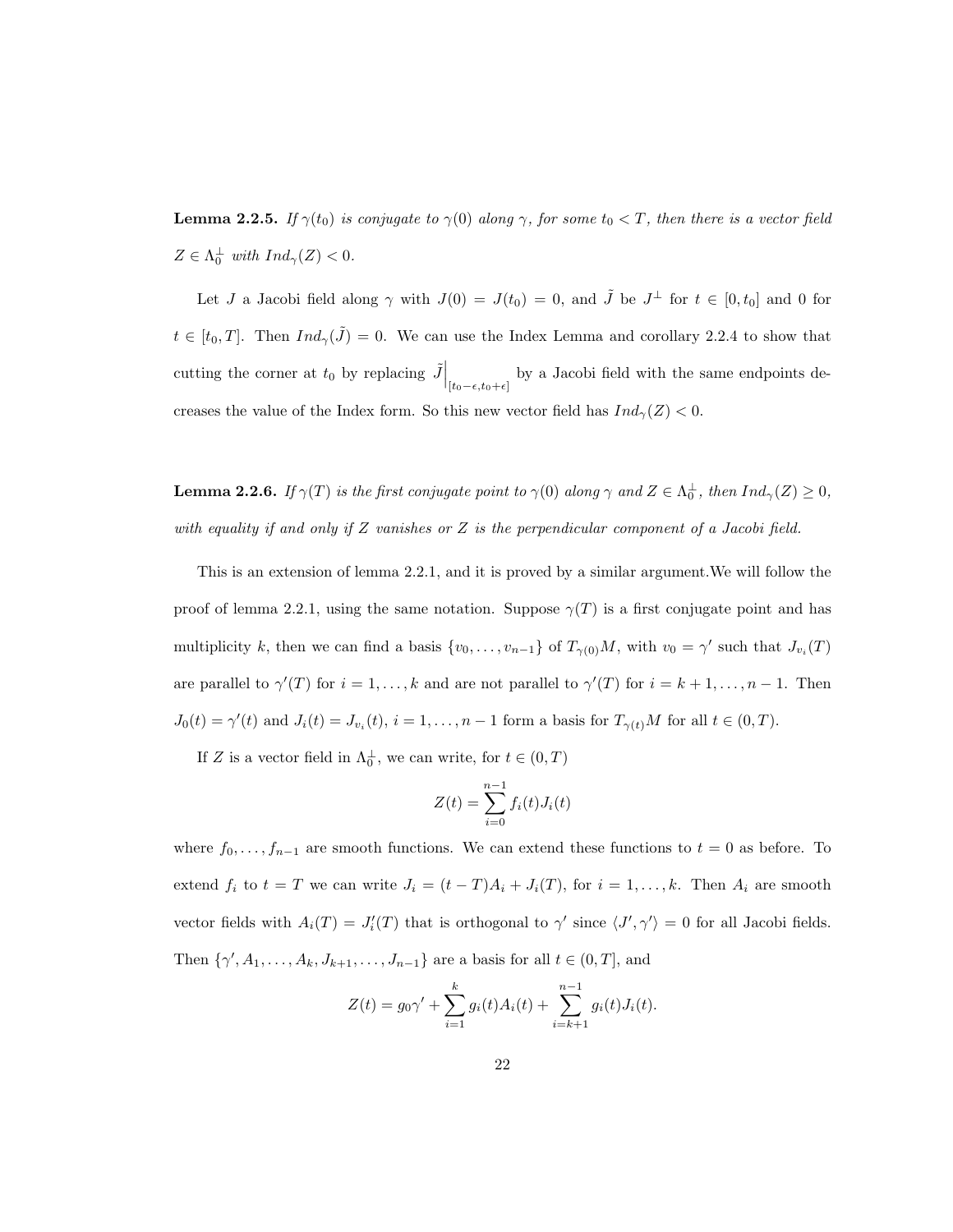**Lemma 2.2.5.** *If $\gamma(t_0)$ is conjugate to $\gamma(0)$ along $\gamma$, for some $t_0 < T$, then there is a vector field $Z \in \Lambda_0^\perp$ with $Ind_\gamma(Z) < 0$.*

Let $J$ a Jacobi field along $\gamma$ with $J(0) = J(t_0) = 0$, and $\tilde{J}$ be $J^\perp$ for $t \in [0, t_0]$ and 0 for $t \in [t_0, T]$. Then $Ind_\gamma(\tilde{J}) = 0$. We can use the Index Lemma and corollary 2.2.4 to show that cutting the corner at $t_0$ by replacing $\tilde{J}\Big|_{[t_0-\epsilon, t_0+\epsilon]}$ by a Jacobi field with the same endpoints decreases the value of the Index form. So this new vector field has $Ind_\gamma(Z) < 0$.

**Lemma 2.2.6.** *If $\gamma(T)$ is the first conjugate point to $\gamma(0)$ along $\gamma$ and $Z \in \Lambda_0^\perp$, then $Ind_\gamma(Z) \geq 0$, with equality if and only if $Z$ vanishes or $Z$ is the perpendicular component of a Jacobi field.*

This is an extension of lemma 2.2.1, and it is proved by a similar argument.We will follow the proof of lemma 2.2.1, using the same notation. Suppose $\gamma(T)$ is a first conjugate point and has multiplicity $k$, then we can find a basis $\{v_0, \ldots, v_{n-1}\}$ of $T_{\gamma(0)}M$, with $v_0 = \gamma'$ such that $J_{v_i}(T)$ are parallel to $\gamma'(T)$ for $i = 1, \ldots, k$ and are not parallel to $\gamma'(T)$ for $i = k+1, \ldots, n-1$. Then $J_0(t) = \gamma'(t)$ and $J_i(t) = J_{v_i}(t)$, $i = 1, \ldots, n-1$ form a basis for $T_{\gamma(t)}M$ for all $t \in (0, T)$.

If $Z$ is a vector field in $\Lambda_0^\perp$, we can write, for $t \in (0, T)$

$$Z(t) = \sum_{i=0}^{n-1} f_i(t) J_i(t)$$

where $f_0, \ldots, f_{n-1}$ are smooth functions. We can extend these functions to $t = 0$ as before. To extend $f_i$ to $t = T$ we can write $J_i = (t - T)A_i + J_i(T)$, for $i = 1, \ldots, k$. Then $A_i$ are smooth vector fields with $A_i(T) = J_i'(T)$ that is orthogonal to $\gamma'$ since $\langle J', \gamma' \rangle = 0$ for all Jacobi fields. Then $\{\gamma', A_1, \ldots, A_k, J_{k+1}, \ldots, J_{n-1}\}$ are a basis for all $t \in (0, T]$, and

$$Z(t) = g_0\gamma' + \sum_{i=1}^{k} g_i(t) A_i(t) + \sum_{i=k+1}^{n-1} g_i(t) J_i(t).$$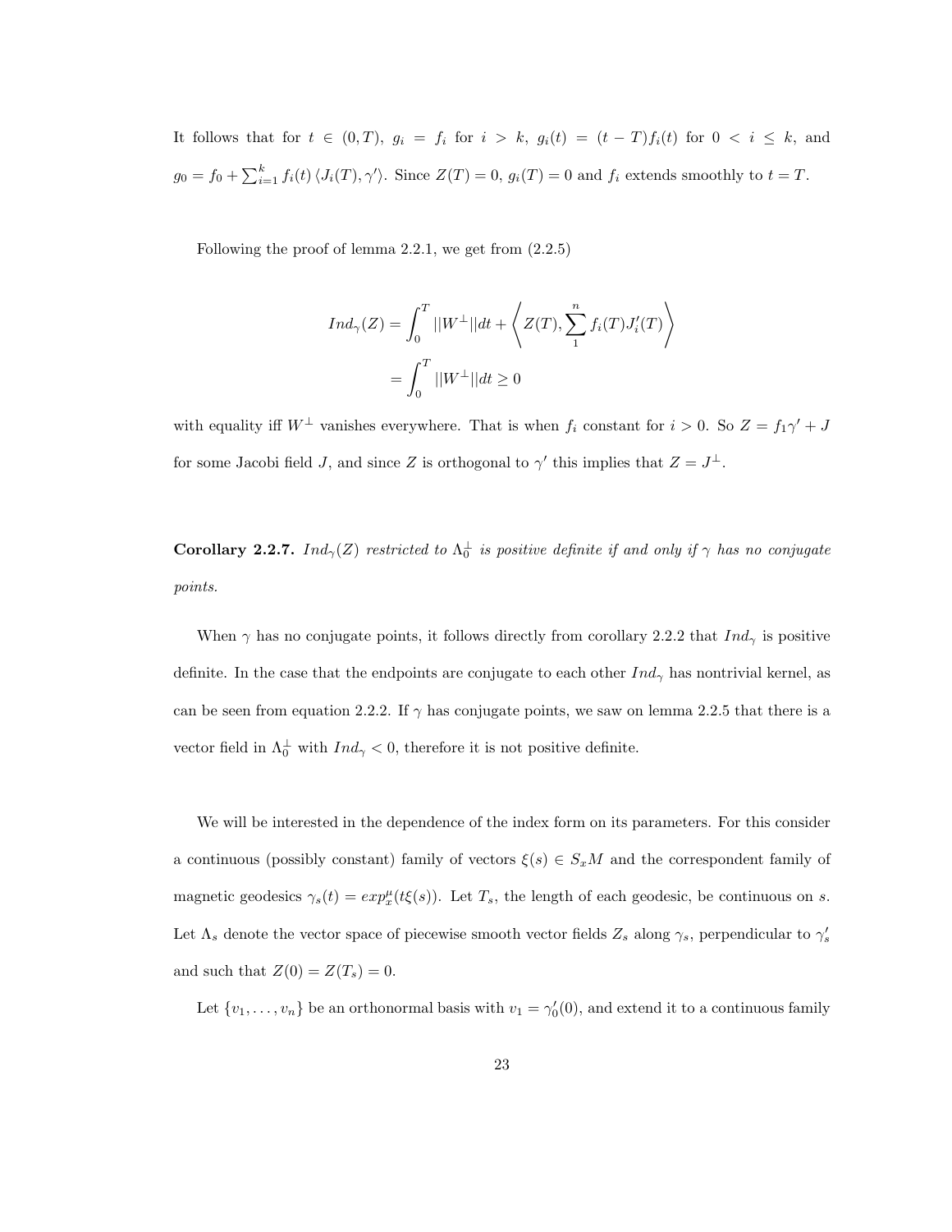It follows that for $t \in (0,T)$, $g_i = f_i$ for $i > k$, $g_i(t) = (t-T)f_i(t)$ for $0 < i \leq k$, and $g_0 = f_0 + \sum_{i=1}^{k} f_i(t)\langle J_i(T), \gamma' \rangle$. Since $Z(T) = 0$, $g_i(T) = 0$ and $f_i$ extends smoothly to $t = T$.

Following the proof of lemma 2.2.1, we get from (2.2.5)

$$
\begin{aligned}
Ind_\gamma(Z) &= \int_0^T ||W^\perp|| dt + \left\langle Z(T), \sum_1^n f_i(T) J_i'(T) \right\rangle \\
&= \int_0^T ||W^\perp|| dt \geq 0
\end{aligned}
$$

with equality iff $W^\perp$ vanishes everywhere. That is when $f_i$ constant for $i > 0$. So $Z = f_1 \gamma' + J$ for some Jacobi field $J$, and since $Z$ is orthogonal to $\gamma'$ this implies that $Z = J^\perp$.

**Corollary 2.2.7.** *$Ind_\gamma(Z)$ restricted to $\Lambda_0^\perp$ is positive definite if and only if $\gamma$ has no conjugate points.*

When $\gamma$ has no conjugate points, it follows directly from corollary 2.2.2 that $Ind_\gamma$ is positive definite. In the case that the endpoints are conjugate to each other $Ind_\gamma$ has nontrivial kernel, as can be seen from equation 2.2.2. If $\gamma$ has conjugate points, we saw on lemma 2.2.5 that there is a vector field in $\Lambda_0^\perp$ with $Ind_\gamma < 0$, therefore it is not positive definite.

We will be interested in the dependence of the index form on its parameters. For this consider a continuous (possibly constant) family of vectors $\xi(s) \in S_x M$ and the correspondent family of magnetic geodesics $\gamma_s(t) = exp_x^\mu(t\xi(s))$. Let $T_s$, the length of each geodesic, be continuous on $s$. Let $\Lambda_s$ denote the vector space of piecewise smooth vector fields $Z_s$ along $\gamma_s$, perpendicular to $\gamma_s'$ and such that $Z(0) = Z(T_s) = 0$.

Let $\{v_1, \ldots, v_n\}$ be an orthonormal basis with $v_1 = \gamma_0'(0)$, and extend it to a continuous family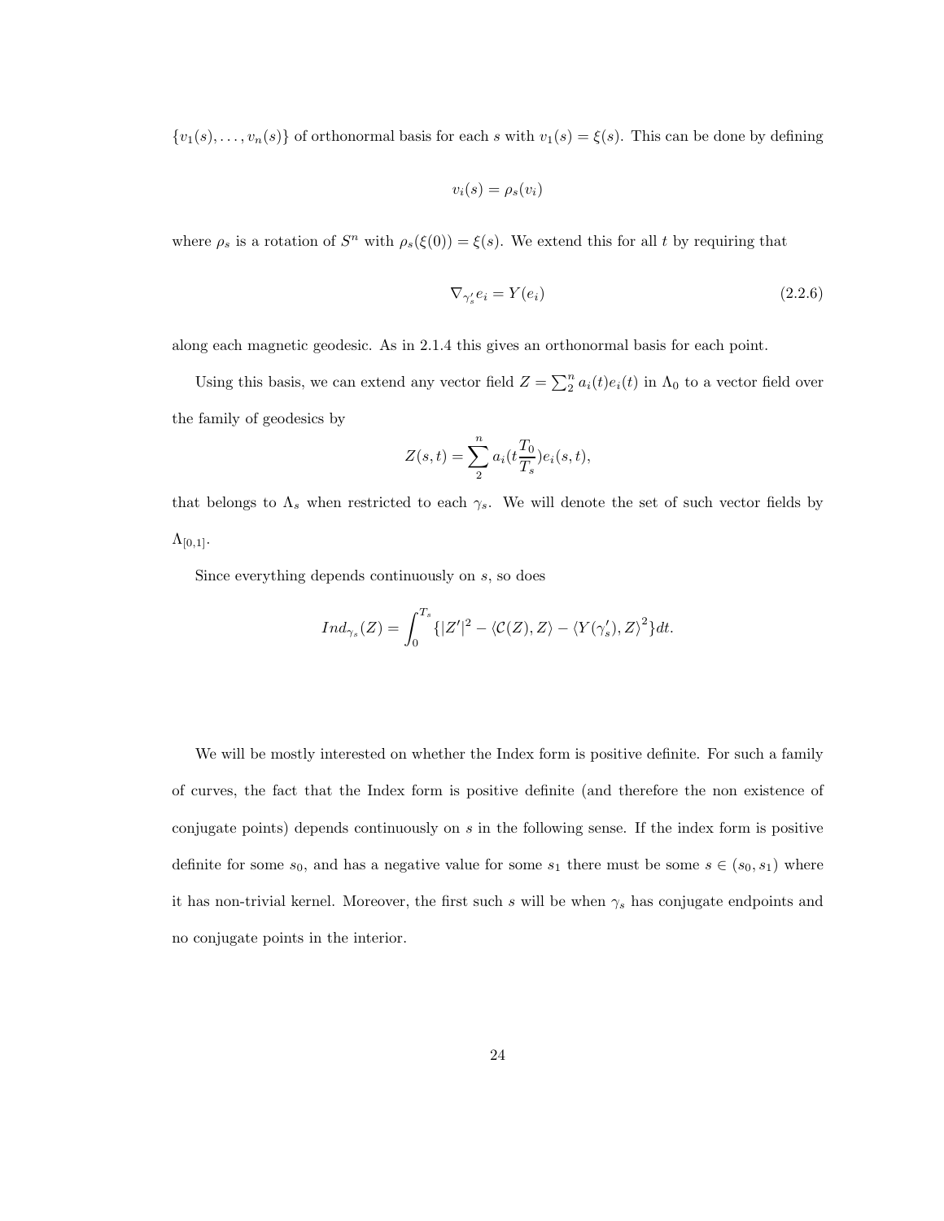$\{v_1(s), \ldots, v_n(s)\}$ of orthonormal basis for each $s$ with $v_1(s) = \xi(s)$. This can be done by defining

$$v_i(s) = \rho_s(v_i)$$

where $\rho_s$ is a rotation of $S^n$ with $\rho_s(\xi(0)) = \xi(s)$. We extend this for all $t$ by requiring that

$$\nabla_{\gamma_s'} e_i = Y(e_i) \tag{2.2.6}$$

along each magnetic geodesic. As in 2.1.4 this gives an orthonormal basis for each point.

Using this basis, we can extend any vector field $Z = \sum_2^n a_i(t)e_i(t)$ in $\Lambda_0$ to a vector field over the family of geodesics by

$$Z(s,t) = \sum_2^n a_i(t\frac{T_0}{T_s})e_i(s,t),$$

that belongs to $\Lambda_s$ when restricted to each $\gamma_s$. We will denote the set of such vector fields by $\Lambda_{[0,1]}$.

Since everything depends continuously on $s$, so does

$$Ind_{\gamma_s}(Z) = \int_0^{T_s} \{|Z'|^2 - \langle \mathcal{C}(Z), Z\rangle - \langle Y(\gamma_s'), Z\rangle^2\} dt.$$

We will be mostly interested on whether the Index form is positive definite. For such a family of curves, the fact that the Index form is positive definite (and therefore the non existence of conjugate points) depends continuously on $s$ in the following sense. If the index form is positive definite for some $s_0$, and has a negative value for some $s_1$ there must be some $s \in (s_0, s_1)$ where it has non-trivial kernel. Moreover, the first such $s$ will be when $\gamma_s$ has conjugate endpoints and no conjugate points in the interior.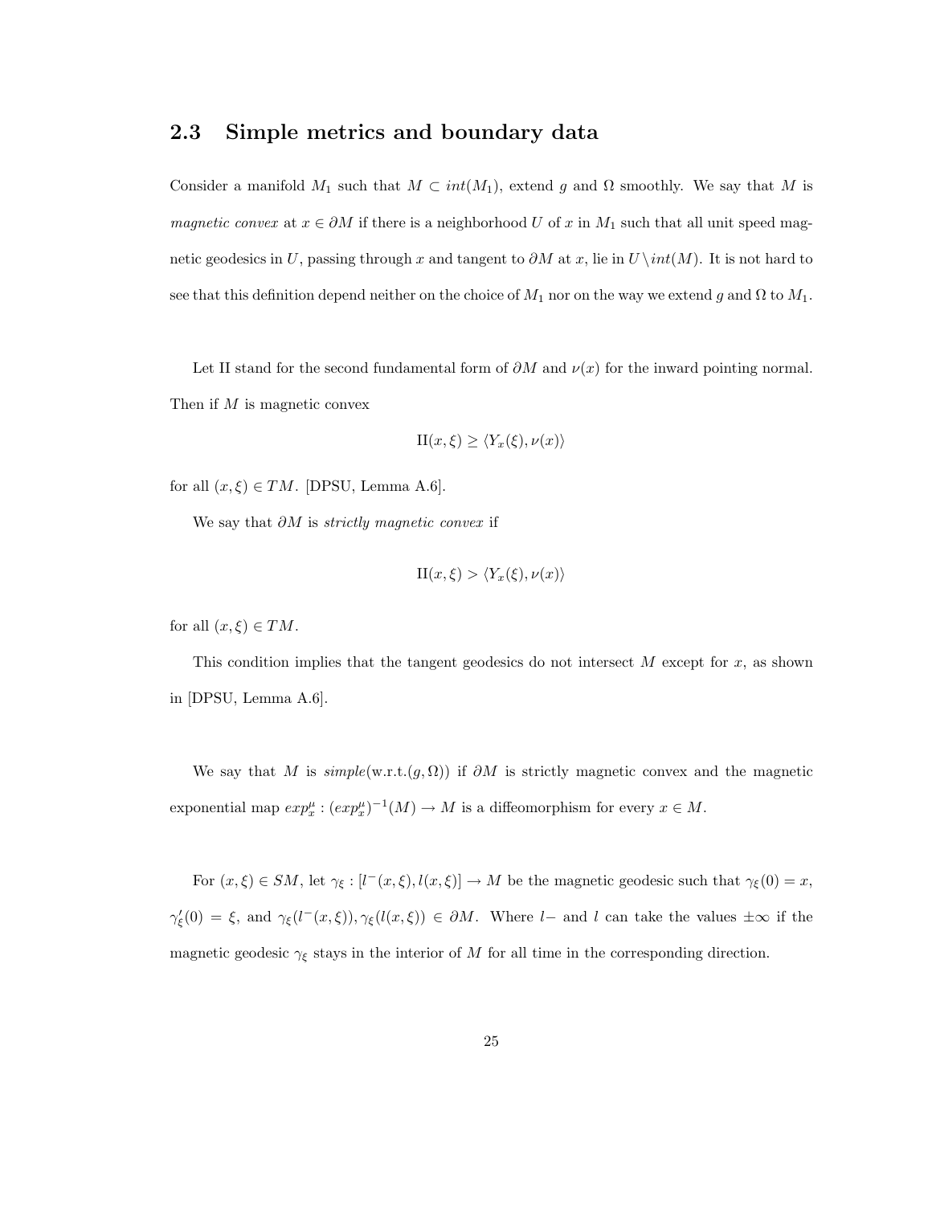## 2.3 Simple metrics and boundary data

Consider a manifold $M_1$ such that $M \subset int(M_1)$, extend $g$ and $\Omega$ smoothly. We say that $M$ is *magnetic convex* at $x \in \partial M$ if there is a neighborhood $U$ of $x$ in $M_1$ such that all unit speed magnetic geodesics in $U$, passing through $x$ and tangent to $\partial M$ at $x$, lie in $U \setminus int(M)$. It is not hard to see that this definition depend neither on the choice of $M_1$ nor on the way we extend $g$ and $\Omega$ to $M_1$.

Let II stand for the second fundamental form of $\partial M$ and $\nu(x)$ for the inward pointing normal. Then if $M$ is magnetic convex

$$\mathrm{II}(x, \xi) \geq \langle Y_x(\xi), \nu(x) \rangle$$

for all $(x, \xi) \in TM$. [DPSU, Lemma A.6].

We say that $\partial M$ is *strictly magnetic convex* if

$$\mathrm{II}(x, \xi) > \langle Y_x(\xi), \nu(x) \rangle$$

for all $(x, \xi) \in TM$.

This condition implies that the tangent geodesics do not intersect $M$ except for $x$, as shown in [DPSU, Lemma A.6].

We say that $M$ is *simple*(w.r.t.$(g, \Omega)$) if $\partial M$ is strictly magnetic convex and the magnetic exponential map $exp_x^\mu : (exp_x^\mu)^{-1}(M) \to M$ is a diffeomorphism for every $x \in M$.

For $(x, \xi) \in SM$, let $\gamma_\xi : [l^-(x, \xi), l(x, \xi)] \to M$ be the magnetic geodesic such that $\gamma_\xi(0) = x$, $\gamma_\xi'(0) = \xi$, and $\gamma_\xi(l^-(x, \xi)), \gamma_\xi(l(x, \xi)) \in \partial M$. Where $l-$ and $l$ can take the values $\pm\infty$ if the magnetic geodesic $\gamma_\xi$ stays in the interior of $M$ for all time in the corresponding direction.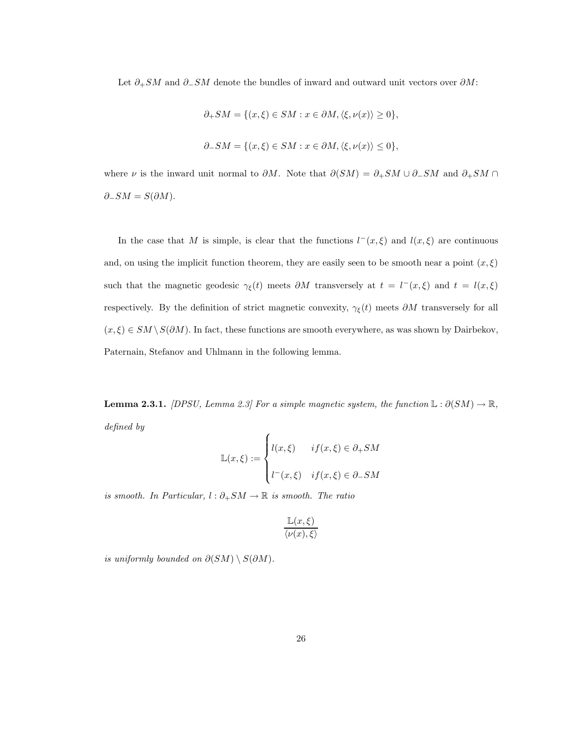Let $\partial_+ SM$ and $\partial_- SM$ denote the bundles of inward and outward unit vectors over $\partial M$:

$$\partial_+ SM = \{(x,\xi) \in SM : x \in \partial M, \langle \xi, \nu(x) \rangle \geq 0\},$$

$$\partial_- SM = \{(x,\xi) \in SM : x \in \partial M, \langle \xi, \nu(x) \rangle \leq 0\},$$

where $\nu$ is the inward unit normal to $\partial M$. Note that $\partial(SM) = \partial_+ SM \cup \partial_- SM$ and $\partial_+ SM \cap \partial_- SM = S(\partial M)$.

In the case that $M$ is simple, is clear that the functions $l^-(x,\xi)$ and $l(x,\xi)$ are continuous and, on using the implicit function theorem, they are easily seen to be smooth near a point $(x,\xi)$ such that the magnetic geodesic $\gamma_\xi(t)$ meets $\partial M$ transversely at $t = l^-(x,\xi)$ and $t = l(x,\xi)$ respectively. By the definition of strict magnetic convexity, $\gamma_\xi(t)$ meets $\partial M$ transversely for all $(x,\xi) \in SM \setminus S(\partial M)$. In fact, these functions are smooth everywhere, as was shown by Dairbekov, Paternain, Stefanov and Uhlmann in the following lemma.

**Lemma 2.3.1.** *[DPSU, Lemma 2.3] For a simple magnetic system, the function $\mathbb{L} : \partial(SM) \to \mathbb{R}$, defined by*

$$\mathbb{L}(x,\xi) := \begin{cases} l(x,\xi) & if (x,\xi) \in \partial_+ SM \\ l^-(x,\xi) & if (x,\xi) \in \partial_- SM \end{cases}$$

*is smooth. In Particular, $l : \partial_+ SM \to \mathbb{R}$ is smooth. The ratio*

$$\frac{\mathbb{L}(x,\xi)}{\langle \nu(x), \xi \rangle}$$

*is uniformly bounded on $\partial(SM) \setminus S(\partial M)$.*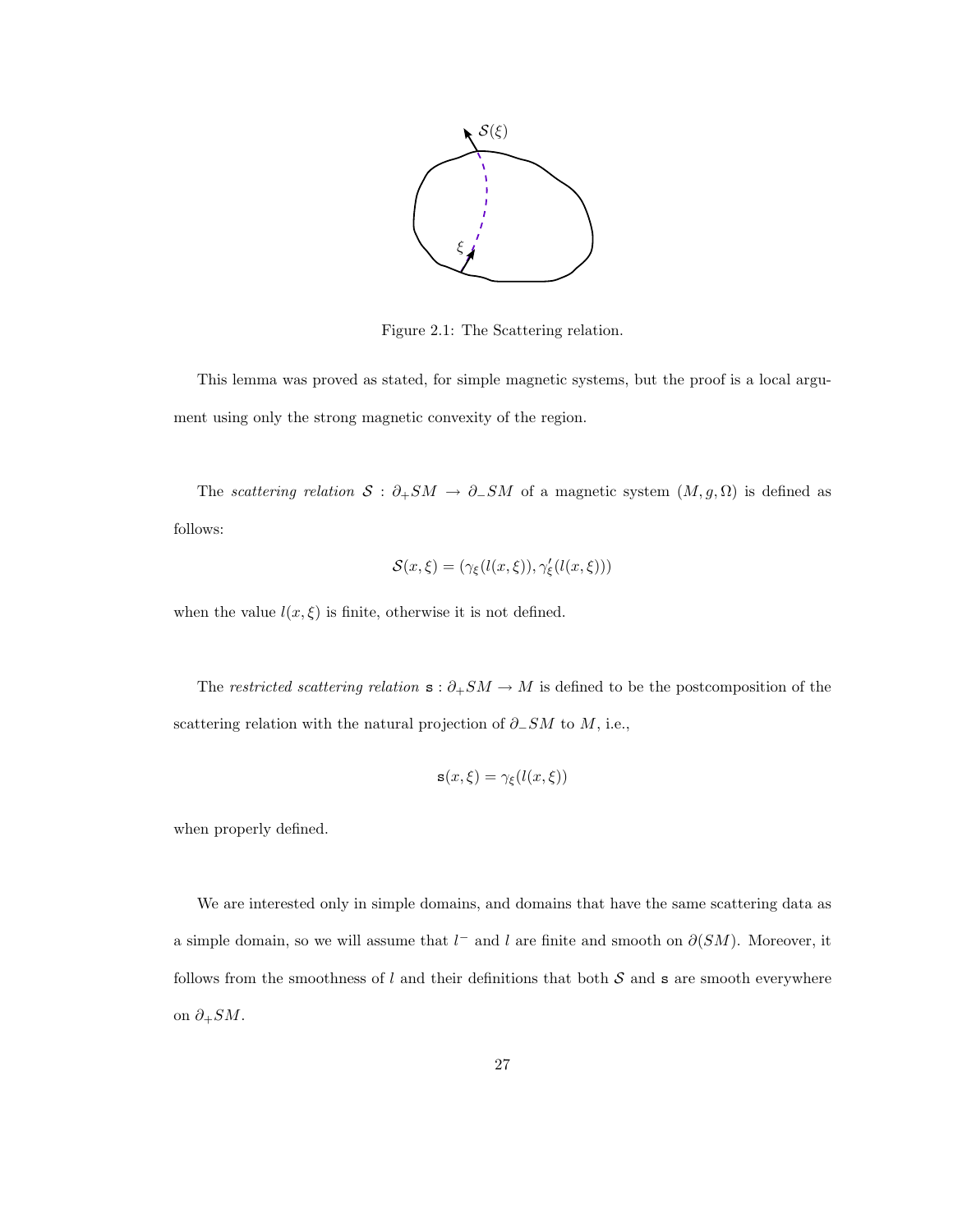Figure 2.1: The Scattering relation.

This lemma was proved as stated, for simple magnetic systems, but the proof is a local argument using only the strong magnetic convexity of the region.

The *scattering relation* $\mathcal{S} : \partial_+ SM \to \partial_- SM$ of a magnetic system $(M, g, \Omega)$ is defined as follows:

$$\mathcal{S}(x, \xi) = (\gamma_\xi(l(x, \xi)), \gamma'_\xi(l(x, \xi)))$$

when the value $l(x, \xi)$ is finite, otherwise it is not defined.

The *restricted scattering relation* $\mathtt{s} : \partial_+ SM \to M$ is defined to be the postcomposition of the scattering relation with the natural projection of $\partial_- SM$ to $M$, i.e.,

$$\mathtt{s}(x, \xi) = \gamma_\xi(l(x, \xi))$$

when properly defined.

We are interested only in simple domains, and domains that have the same scattering data as a simple domain, so we will assume that $l^-$ and $l$ are finite and smooth on $\partial(SM)$. Moreover, it follows from the smoothness of $l$ and their definitions that both $\mathcal{S}$ and $\mathtt{s}$ are smooth everywhere on $\partial_+ SM$.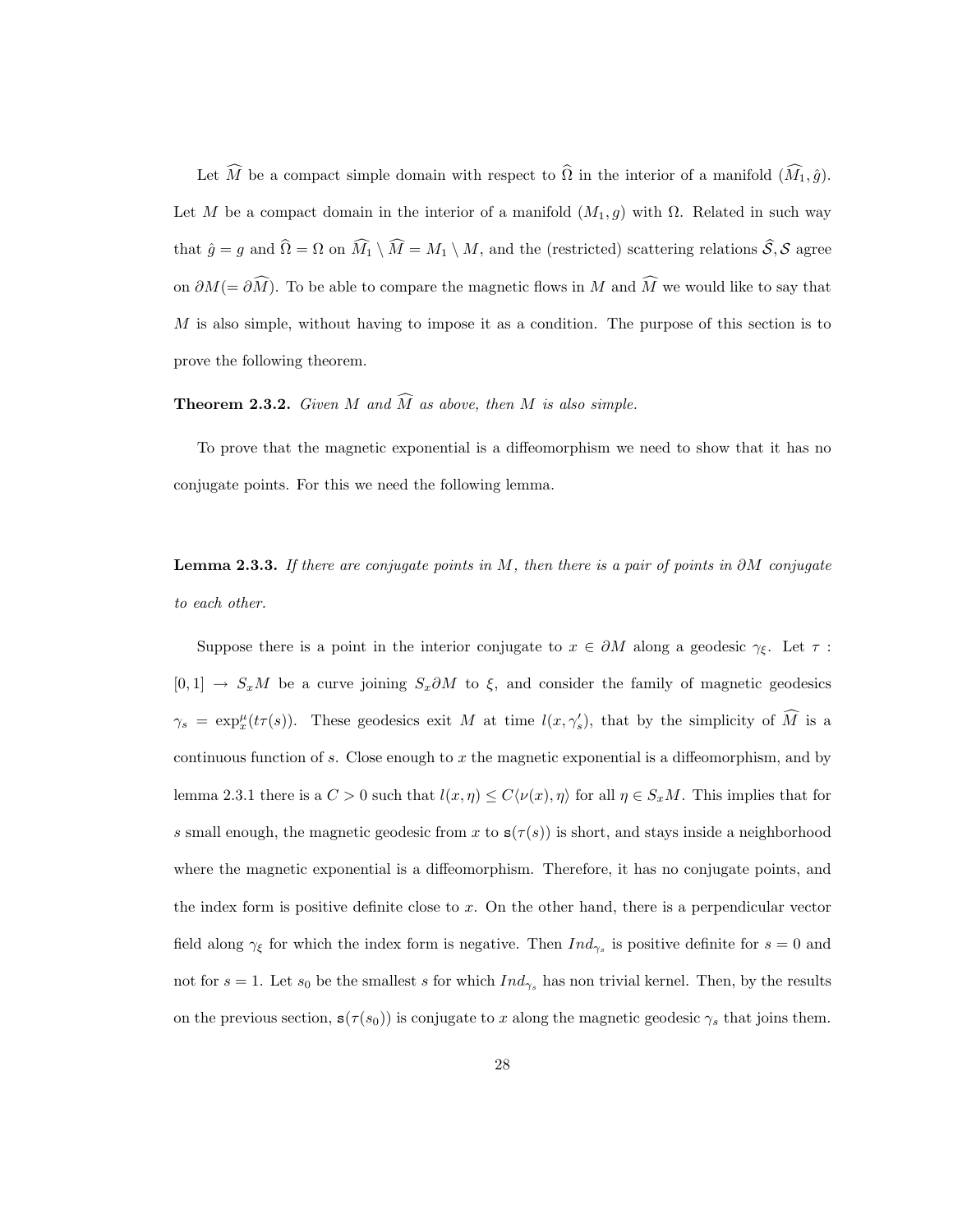Let $\widehat{M}$ be a compact simple domain with respect to $\widehat{\Omega}$ in the interior of a manifold $(\widehat{M_1}, \hat{g})$. Let $M$ be a compact domain in the interior of a manifold $(M_1, g)$ with $\Omega$. Related in such way that $\hat{g} = g$ and $\widehat{\Omega} = \Omega$ on $\widehat{M_1} \setminus \widehat{M} = M_1 \setminus M$, and the (restricted) scattering relations $\widehat{\mathcal{S}}, \mathcal{S}$ agree on $\partial M (= \partial \widehat{M})$. To be able to compare the magnetic flows in $M$ and $\widehat{M}$ we would like to say that $M$ is also simple, without having to impose it as a condition. The purpose of this section is to prove the following theorem.

**Theorem 2.3.2.** *Given $M$ and $\widehat{M}$ as above, then $M$ is also simple.*

To prove that the magnetic exponential is a diffeomorphism we need to show that it has no conjugate points. For this we need the following lemma.

**Lemma 2.3.3.** *If there are conjugate points in $M$, then there is a pair of points in $\partial M$ conjugate to each other.*

Suppose there is a point in the interior conjugate to $x \in \partial M$ along a geodesic $\gamma_\xi$. Let $\tau : [0,1] \to S_x M$ be a curve joining $S_x \partial M$ to $\xi$, and consider the family of magnetic geodesics $\gamma_s = \exp^\mu_x(t\tau(s))$. These geodesics exit $M$ at time $l(x, \gamma_s')$, that by the simplicity of $\widehat{M}$ is a continuous function of $s$. Close enough to $x$ the magnetic exponential is a diffeomorphism, and by lemma 2.3.1 there is a $C > 0$ such that $l(x, \eta) \leq C\langle \nu(x), \eta \rangle$ for all $\eta \in S_x M$. This implies that for $s$ small enough, the magnetic geodesic from $x$ to $\mathtt{s}(\tau(s))$ is short, and stays inside a neighborhood where the magnetic exponential is a diffeomorphism. Therefore, it has no conjugate points, and the index form is positive definite close to $x$. On the other hand, there is a perpendicular vector field along $\gamma_\xi$ for which the index form is negative. Then $Ind_{\gamma_s}$ is positive definite for $s = 0$ and not for $s = 1$. Let $s_0$ be the smallest $s$ for which $Ind_{\gamma_s}$ has non trivial kernel. Then, by the results on the previous section, $\mathtt{s}(\tau(s_0))$ is conjugate to $x$ along the magnetic geodesic $\gamma_s$ that joins them.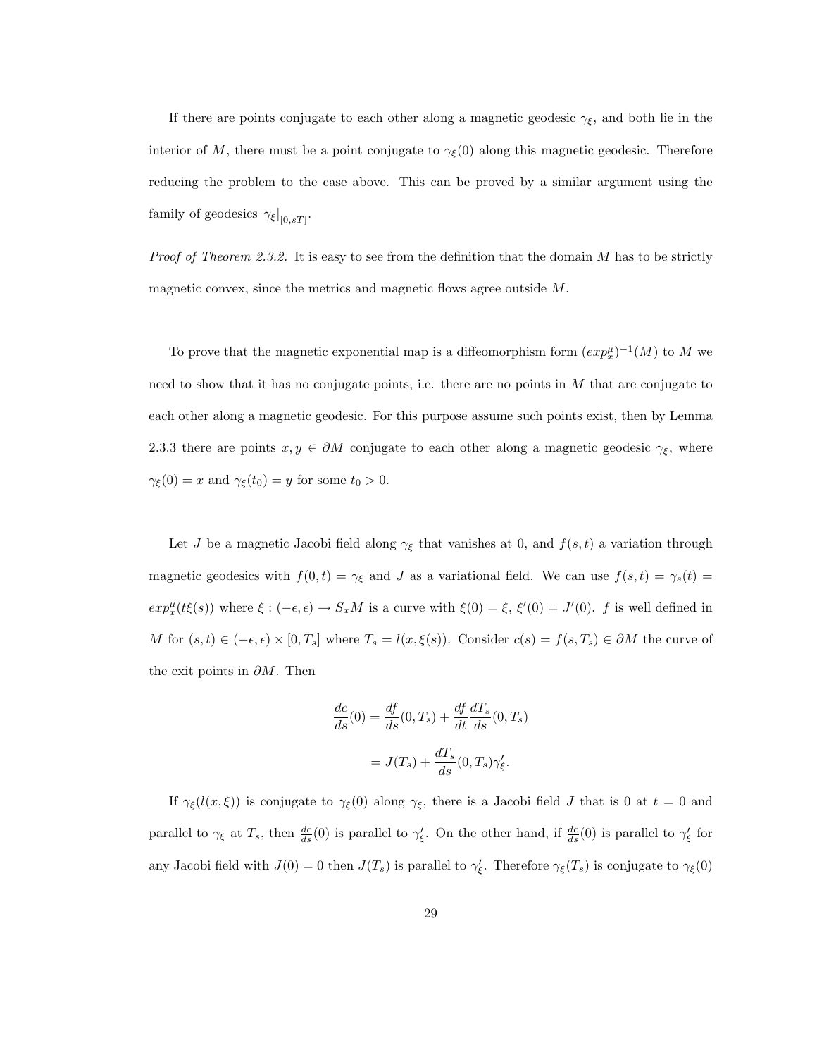If there are points conjugate to each other along a magnetic geodesic $\gamma_\xi$, and both lie in the interior of $M$, there must be a point conjugate to $\gamma_\xi(0)$ along this magnetic geodesic. Therefore reducing the problem to the case above. This can be proved by a similar argument using the family of geodesics $\gamma_\xi|_{[0,sT]}$.

*Proof of Theorem 2.3.2.* It is easy to see from the definition that the domain $M$ has to be strictly magnetic convex, since the metrics and magnetic flows agree outside $M$.

To prove that the magnetic exponential map is a diffeomorphism form $(exp_x^\mu)^{-1}(M)$ to $M$ we need to show that it has no conjugate points, i.e. there are no points in $M$ that are conjugate to each other along a magnetic geodesic. For this purpose assume such points exist, then by Lemma 2.3.3 there are points $x, y \in \partial M$ conjugate to each other along a magnetic geodesic $\gamma_\xi$, where $\gamma_\xi(0) = x$ and $\gamma_\xi(t_0) = y$ for some $t_0 > 0$.

Let $J$ be a magnetic Jacobi field along $\gamma_\xi$ that vanishes at 0, and $f(s,t)$ a variation through magnetic geodesics with $f(0,t) = \gamma_\xi$ and $J$ as a variational field. We can use $f(s,t) = \gamma_s(t) = exp_x^\mu(t\xi(s))$ where $\xi : (-\epsilon, \epsilon) \to S_xM$ is a curve with $\xi(0) = \xi$, $\xi'(0) = J'(0)$. $f$ is well defined in $M$ for $(s,t) \in (-\epsilon, \epsilon) \times [0, T_s]$ where $T_s = l(x, \xi(s))$. Consider $c(s) = f(s, T_s) \in \partial M$ the curve of the exit points in $\partial M$. Then

$$\frac{dc}{ds}(0) = \frac{df}{ds}(0, T_s) + \frac{df}{dt}\frac{dT_s}{ds}(0, T_s)$$
$$= J(T_s) + \frac{dT_s}{ds}(0, T_s)\gamma_\xi'.$$

If $\gamma_\xi(l(x,\xi))$ is conjugate to $\gamma_\xi(0)$ along $\gamma_\xi$, there is a Jacobi field $J$ that is 0 at $t = 0$ and parallel to $\gamma_\xi$ at $T_s$, then $\frac{dc}{ds}(0)$ is parallel to $\gamma_\xi'$. On the other hand, if $\frac{dc}{ds}(0)$ is parallel to $\gamma_\xi'$ for any Jacobi field with $J(0) = 0$ then $J(T_s)$ is parallel to $\gamma_\xi'$. Therefore $\gamma_\xi(T_s)$ is conjugate to $\gamma_\xi(0)$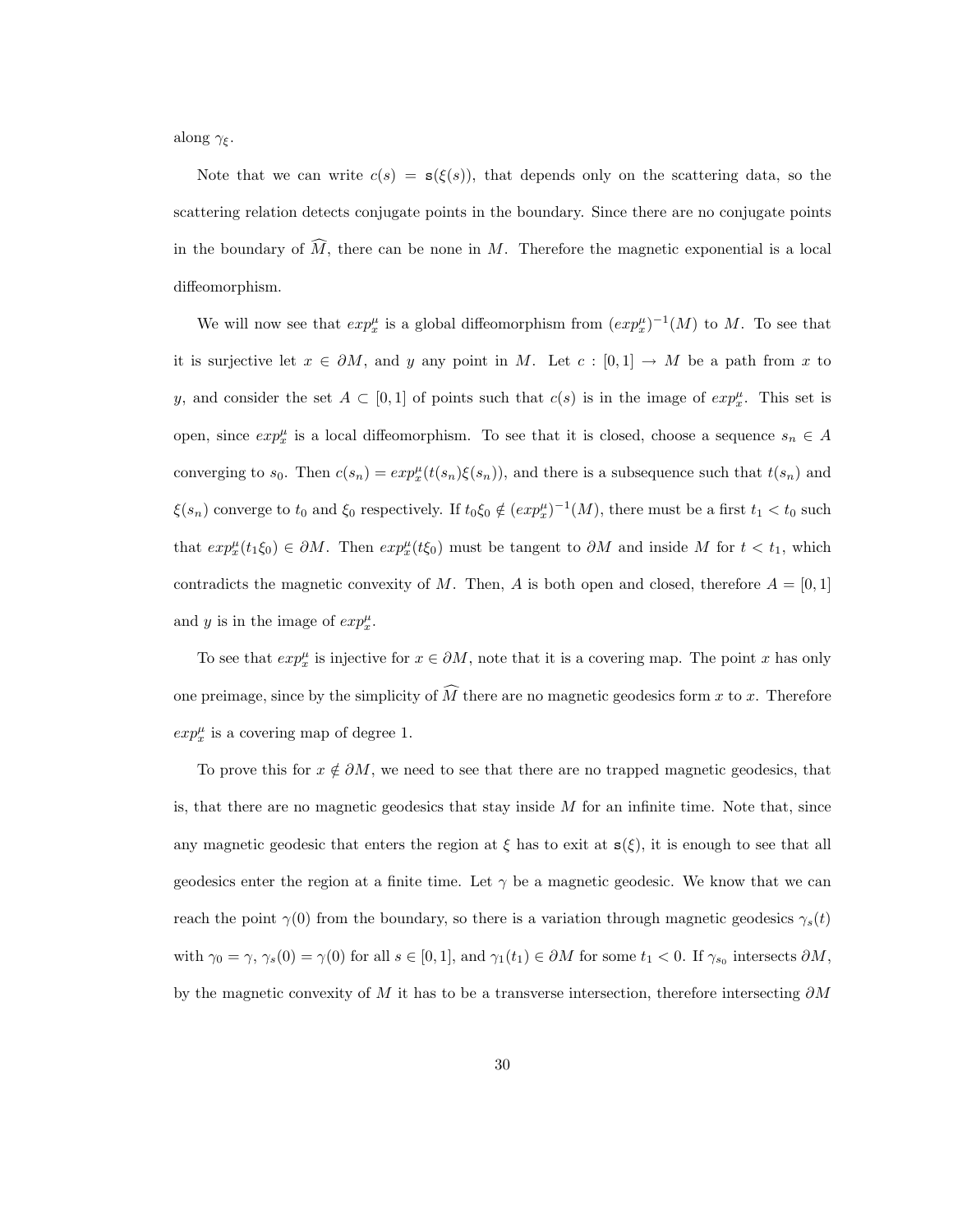along $\gamma_\xi$.

Note that we can write $c(s) = \mathtt{s}(\xi(s))$, that depends only on the scattering data, so the scattering relation detects conjugate points in the boundary. Since there are no conjugate points in the boundary of $\widehat{M}$, there can be none in $M$. Therefore the magnetic exponential is a local diffeomorphism.

We will now see that $exp_x^\mu$ is a global diffeomorphism from $(exp_x^\mu)^{-1}(M)$ to $M$. To see that it is surjective let $x \in \partial M$, and $y$ any point in $M$. Let $c : [0,1] \to M$ be a path from $x$ to $y$, and consider the set $A \subset [0,1]$ of points such that $c(s)$ is in the image of $exp_x^\mu$. This set is open, since $exp_x^\mu$ is a local diffeomorphism. To see that it is closed, choose a sequence $s_n \in A$ converging to $s_0$. Then $c(s_n) = exp_x^\mu(t(s_n)\xi(s_n))$, and there is a subsequence such that $t(s_n)$ and $\xi(s_n)$ converge to $t_0$ and $\xi_0$ respectively. If $t_0\xi_0 \notin (exp_x^\mu)^{-1}(M)$, there must be a first $t_1 < t_0$ such that $exp_x^\mu(t_1\xi_0) \in \partial M$. Then $exp_x^\mu(t\xi_0)$ must be tangent to $\partial M$ and inside $M$ for $t < t_1$, which contradicts the magnetic convexity of $M$. Then, $A$ is both open and closed, therefore $A = [0,1]$ and $y$ is in the image of $exp_x^\mu$.

To see that $exp_x^\mu$ is injective for $x \in \partial M$, note that it is a covering map. The point $x$ has only one preimage, since by the simplicity of $\widehat{M}$ there are no magnetic geodesics form $x$ to $x$. Therefore $exp_x^\mu$ is a covering map of degree 1.

To prove this for $x \notin \partial M$, we need to see that there are no trapped magnetic geodesics, that is, that there are no magnetic geodesics that stay inside $M$ for an infinite time. Note that, since any magnetic geodesic that enters the region at $\xi$ has to exit at $\mathtt{s}(\xi)$, it is enough to see that all geodesics enter the region at a finite time. Let $\gamma$ be a magnetic geodesic. We know that we can reach the point $\gamma(0)$ from the boundary, so there is a variation through magnetic geodesics $\gamma_s(t)$ with $\gamma_0 = \gamma$, $\gamma_s(0) = \gamma(0)$ for all $s \in [0,1]$, and $\gamma_1(t_1) \in \partial M$ for some $t_1 < 0$. If $\gamma_{s_0}$ intersects $\partial M$, by the magnetic convexity of $M$ it has to be a transverse intersection, therefore intersecting $\partial M$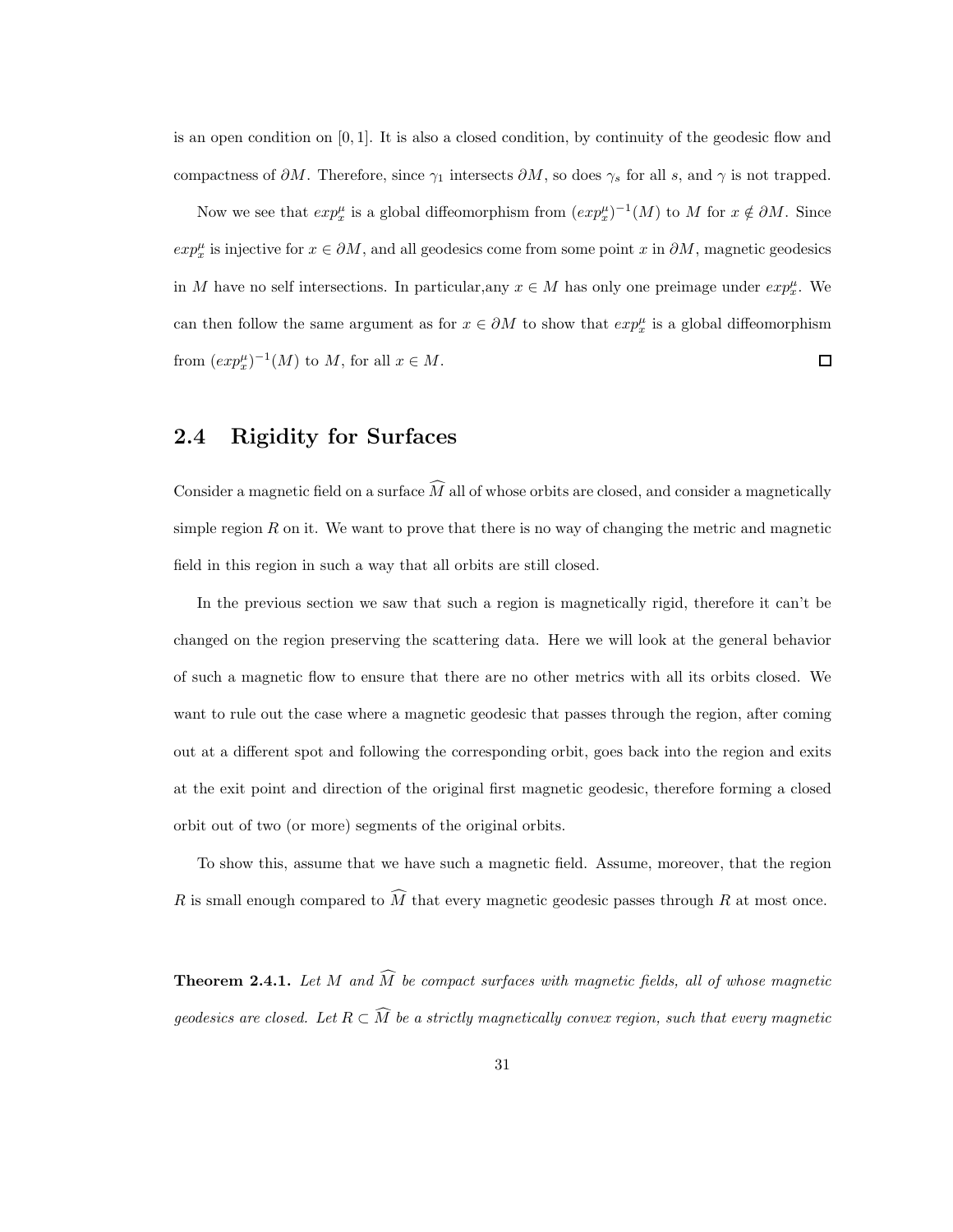is an open condition on $[0, 1]$. It is also a closed condition, by continuity of the geodesic flow and compactness of $\partial M$. Therefore, since $\gamma_1$ intersects $\partial M$, so does $\gamma_s$ for all $s$, and $\gamma$ is not trapped.

Now we see that $exp_x^\mu$ is a global diffeomorphism from $(exp_x^\mu)^{-1}(M)$ to $M$ for $x \notin \partial M$. Since $exp_x^\mu$ is injective for $x \in \partial M$, and all geodesics come from some point $x$ in $\partial M$, magnetic geodesics in $M$ have no self intersections. In particular,any $x \in M$ has only one preimage under $exp_x^\mu$. We can then follow the same argument as for $x \in \partial M$ to show that $exp_x^\mu$ is a global diffeomorphism from $(exp_x^\mu)^{-1}(M)$ to $M$, for all $x \in M$. □

## 2.4 Rigidity for Surfaces

Consider a magnetic field on a surface $\widehat{M}$ all of whose orbits are closed, and consider a magnetically simple region $R$ on it. We want to prove that there is no way of changing the metric and magnetic field in this region in such a way that all orbits are still closed.

In the previous section we saw that such a region is magnetically rigid, therefore it can't be changed on the region preserving the scattering data. Here we will look at the general behavior of such a magnetic flow to ensure that there are no other metrics with all its orbits closed. We want to rule out the case where a magnetic geodesic that passes through the region, after coming out at a different spot and following the corresponding orbit, goes back into the region and exits at the exit point and direction of the original first magnetic geodesic, therefore forming a closed orbit out of two (or more) segments of the original orbits.

To show this, assume that we have such a magnetic field. Assume, moreover, that the region $R$ is small enough compared to $\widehat{M}$ that every magnetic geodesic passes through $R$ at most once.

**Theorem 2.4.1.** *Let $M$ and $\widehat{M}$ be compact surfaces with magnetic fields, all of whose magnetic geodesics are closed. Let $R \subset \widehat{M}$ be a strictly magnetically convex region, such that every magnetic*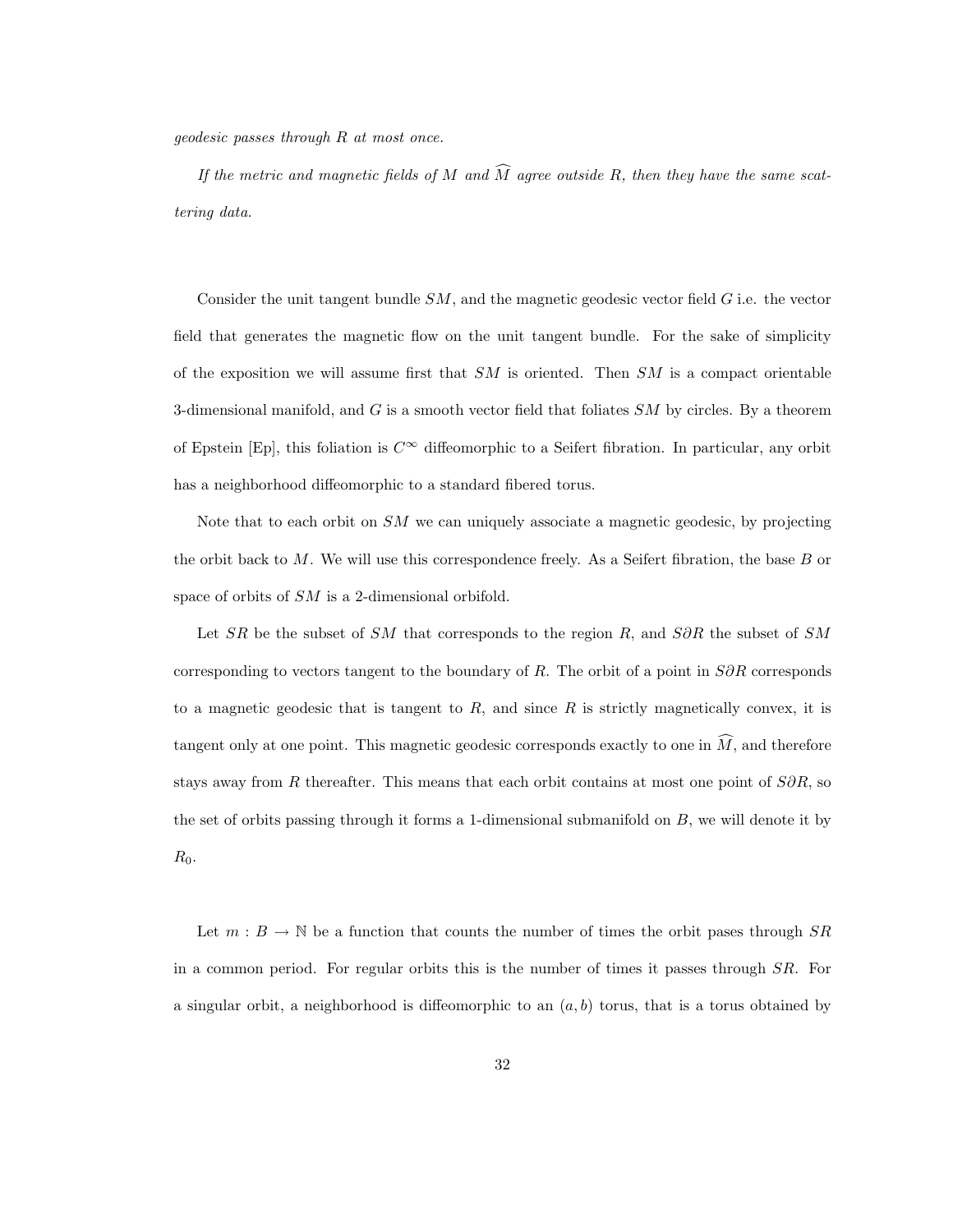*geodesic passes through $R$ at most once.*

*If the metric and magnetic fields of $M$ and $\widehat{M}$ agree outside $R$, then they have the same scattering data.*

Consider the unit tangent bundle $SM$, and the magnetic geodesic vector field $G$ i.e. the vector field that generates the magnetic flow on the unit tangent bundle. For the sake of simplicity of the exposition we will assume first that $SM$ is oriented. Then $SM$ is a compact orientable 3-dimensional manifold, and $G$ is a smooth vector field that foliates $SM$ by circles. By a theorem of Epstein [Ep], this foliation is $C^\infty$ diffeomorphic to a Seifert fibration. In particular, any orbit has a neighborhood diffeomorphic to a standard fibered torus.

Note that to each orbit on $SM$ we can uniquely associate a magnetic geodesic, by projecting the orbit back to $M$. We will use this correspondence freely. As a Seifert fibration, the base $B$ or space of orbits of $SM$ is a 2-dimensional orbifold.

Let $SR$ be the subset of $SM$ that corresponds to the region $R$, and $S\partial R$ the subset of $SM$ corresponding to vectors tangent to the boundary of $R$. The orbit of a point in $S\partial R$ corresponds to a magnetic geodesic that is tangent to $R$, and since $R$ is strictly magnetically convex, it is tangent only at one point. This magnetic geodesic corresponds exactly to one in $\widehat{M}$, and therefore stays away from $R$ thereafter. This means that each orbit contains at most one point of $S\partial R$, so the set of orbits passing through it forms a 1-dimensional submanifold on $B$, we will denote it by $R_0$.

Let $m : B \to \mathbb{N}$ be a function that counts the number of times the orbit pases through $SR$ in a common period. For regular orbits this is the number of times it passes through $SR$. For a singular orbit, a neighborhood is diffeomorphic to an $(a, b)$ torus, that is a torus obtained by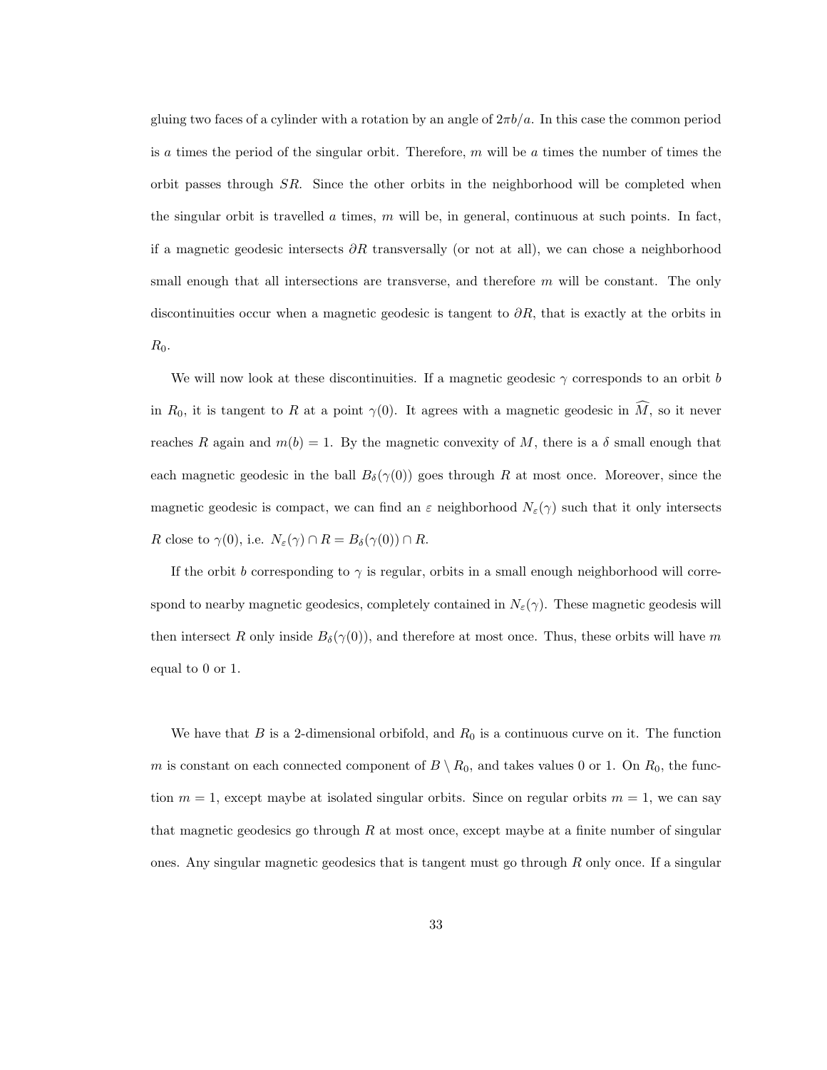gluing two faces of a cylinder with a rotation by an angle of $2\pi b/a$. In this case the common period is $a$ times the period of the singular orbit. Therefore, $m$ will be $a$ times the number of times the orbit passes through $SR$. Since the other orbits in the neighborhood will be completed when the singular orbit is travelled $a$ times, $m$ will be, in general, continuous at such points. In fact, if a magnetic geodesic intersects $\partial R$ transversally (or not at all), we can chose a neighborhood small enough that all intersections are transverse, and therefore $m$ will be constant. The only discontinuities occur when a magnetic geodesic is tangent to $\partial R$, that is exactly at the orbits in $R_0$.

We will now look at these discontinuities. If a magnetic geodesic $\gamma$ corresponds to an orbit $b$ in $R_0$, it is tangent to $R$ at a point $\gamma(0)$. It agrees with a magnetic geodesic in $\widehat{M}$, so it never reaches $R$ again and $m(b) = 1$. By the magnetic convexity of $M$, there is a $\delta$ small enough that each magnetic geodesic in the ball $B_\delta(\gamma(0))$ goes through $R$ at most once. Moreover, since the magnetic geodesic is compact, we can find an $\varepsilon$ neighborhood $N_\varepsilon(\gamma)$ such that it only intersects $R$ close to $\gamma(0)$, i.e. $N_\varepsilon(\gamma) \cap R = B_\delta(\gamma(0)) \cap R$.

If the orbit $b$ corresponding to $\gamma$ is regular, orbits in a small enough neighborhood will correspond to nearby magnetic geodesics, completely contained in $N_\varepsilon(\gamma)$. These magnetic geodesis will then intersect $R$ only inside $B_\delta(\gamma(0))$, and therefore at most once. Thus, these orbits will have $m$ equal to 0 or 1.

We have that $B$ is a 2-dimensional orbifold, and $R_0$ is a continuous curve on it. The function $m$ is constant on each connected component of $B \setminus R_0$, and takes values 0 or 1. On $R_0$, the function $m = 1$, except maybe at isolated singular orbits. Since on regular orbits $m = 1$, we can say that magnetic geodesics go through $R$ at most once, except maybe at a finite number of singular ones. Any singular magnetic geodesics that is tangent must go through $R$ only once. If a singular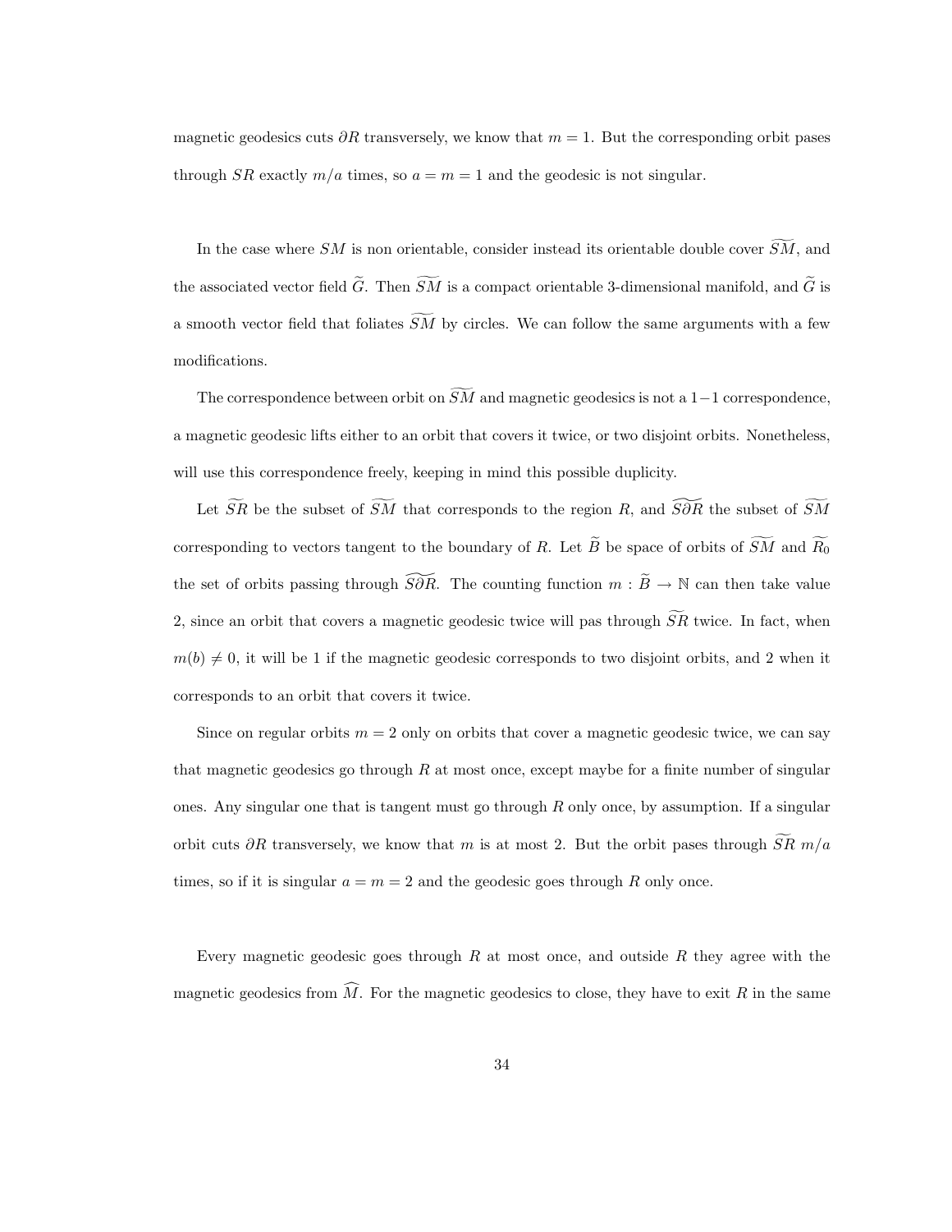magnetic geodesics cuts $\partial R$ transversely, we know that $m = 1$. But the corresponding orbit pases through $SR$ exactly $m/a$ times, so $a = m = 1$ and the geodesic is not singular.

In the case where $SM$ is non orientable, consider instead its orientable double cover $\widetilde{SM}$, and the associated vector field $\widetilde{G}$. Then $\widetilde{SM}$ is a compact orientable 3-dimensional manifold, and $\widetilde{G}$ is a smooth vector field that foliates $\widetilde{SM}$ by circles. We can follow the same arguments with a few modifications.

The correspondence between orbit on $\widetilde{SM}$ and magnetic geodesics is not a $1-1$ correspondence, a magnetic geodesic lifts either to an orbit that covers it twice, or two disjoint orbits. Nonetheless, will use this correspondence freely, keeping in mind this possible duplicity.

Let $\widetilde{SR}$ be the subset of $\widetilde{SM}$ that corresponds to the region $R$, and $\widetilde{S\partial R}$ the subset of $\widetilde{SM}$ corresponding to vectors tangent to the boundary of $R$. Let $\widetilde{B}$ be space of orbits of $\widetilde{SM}$ and $\widetilde{R_0}$ the set of orbits passing through $\widetilde{S\partial R}$. The counting function $m : \widetilde{B} \to \mathbb{N}$ can then take value 2, since an orbit that covers a magnetic geodesic twice will pas through $\widetilde{SR}$ twice. In fact, when $m(b) \neq 0$, it will be 1 if the magnetic geodesic corresponds to two disjoint orbits, and 2 when it corresponds to an orbit that covers it twice.

Since on regular orbits $m = 2$ only on orbits that cover a magnetic geodesic twice, we can say that magnetic geodesics go through $R$ at most once, except maybe for a finite number of singular ones. Any singular one that is tangent must go through $R$ only once, by assumption. If a singular orbit cuts $\partial R$ transversely, we know that $m$ is at most 2. But the orbit pases through $\widetilde{SR}$ $m/a$ times, so if it is singular $a = m = 2$ and the geodesic goes through $R$ only once.

Every magnetic geodesic goes through $R$ at most once, and outside $R$ they agree with the magnetic geodesics from $\widehat{M}$. For the magnetic geodesics to close, they have to exit $R$ in the same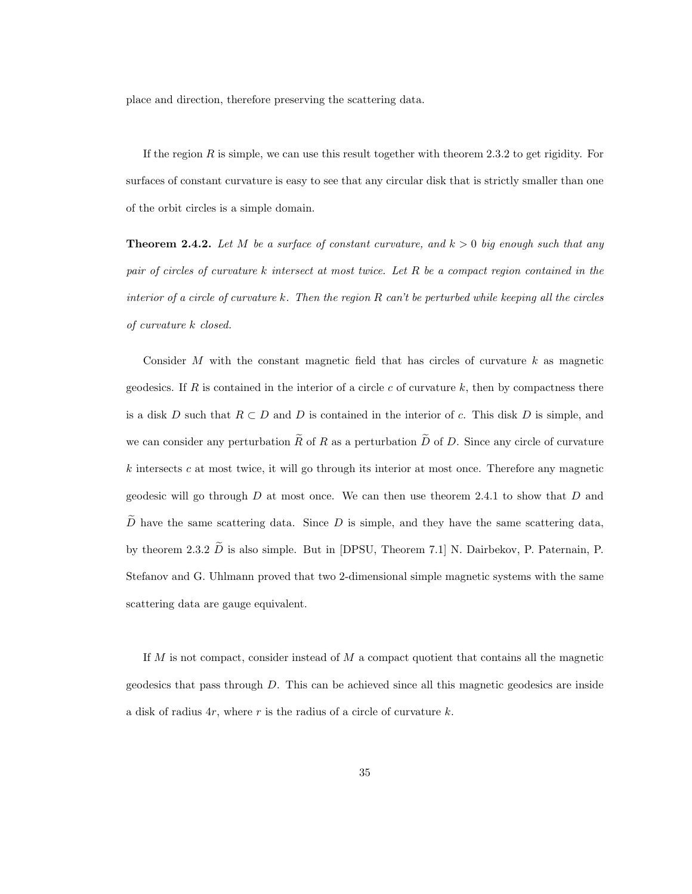place and direction, therefore preserving the scattering data.

If the region $R$ is simple, we can use this result together with theorem 2.3.2 to get rigidity. For surfaces of constant curvature is easy to see that any circular disk that is strictly smaller than one of the orbit circles is a simple domain.

**Theorem 2.4.2.** *Let $M$ be a surface of constant curvature, and $k > 0$ big enough such that any pair of circles of curvature $k$ intersect at most twice. Let $R$ be a compact region contained in the interior of a circle of curvature $k$. Then the region $R$ can't be perturbed while keeping all the circles of curvature $k$ closed.*

Consider $M$ with the constant magnetic field that has circles of curvature $k$ as magnetic geodesics. If $R$ is contained in the interior of a circle $c$ of curvature $k$, then by compactness there is a disk $D$ such that $R \subset D$ and $D$ is contained in the interior of $c$. This disk $D$ is simple, and we can consider any perturbation $\widetilde{R}$ of $R$ as a perturbation $\widetilde{D}$ of $D$. Since any circle of curvature $k$ intersects $c$ at most twice, it will go through its interior at most once. Therefore any magnetic geodesic will go through $D$ at most once. We can then use theorem 2.4.1 to show that $D$ and $\widetilde{D}$ have the same scattering data. Since $D$ is simple, and they have the same scattering data, by theorem 2.3.2 $\widetilde{D}$ is also simple. But in [DPSU, Theorem 7.1] N. Dairbekov, P. Paternain, P. Stefanov and G. Uhlmann proved that two 2-dimensional simple magnetic systems with the same scattering data are gauge equivalent.

If $M$ is not compact, consider instead of $M$ a compact quotient that contains all the magnetic geodesics that pass through $D$. This can be achieved since all this magnetic geodesics are inside a disk of radius $4r$, where $r$ is the radius of a circle of curvature $k$.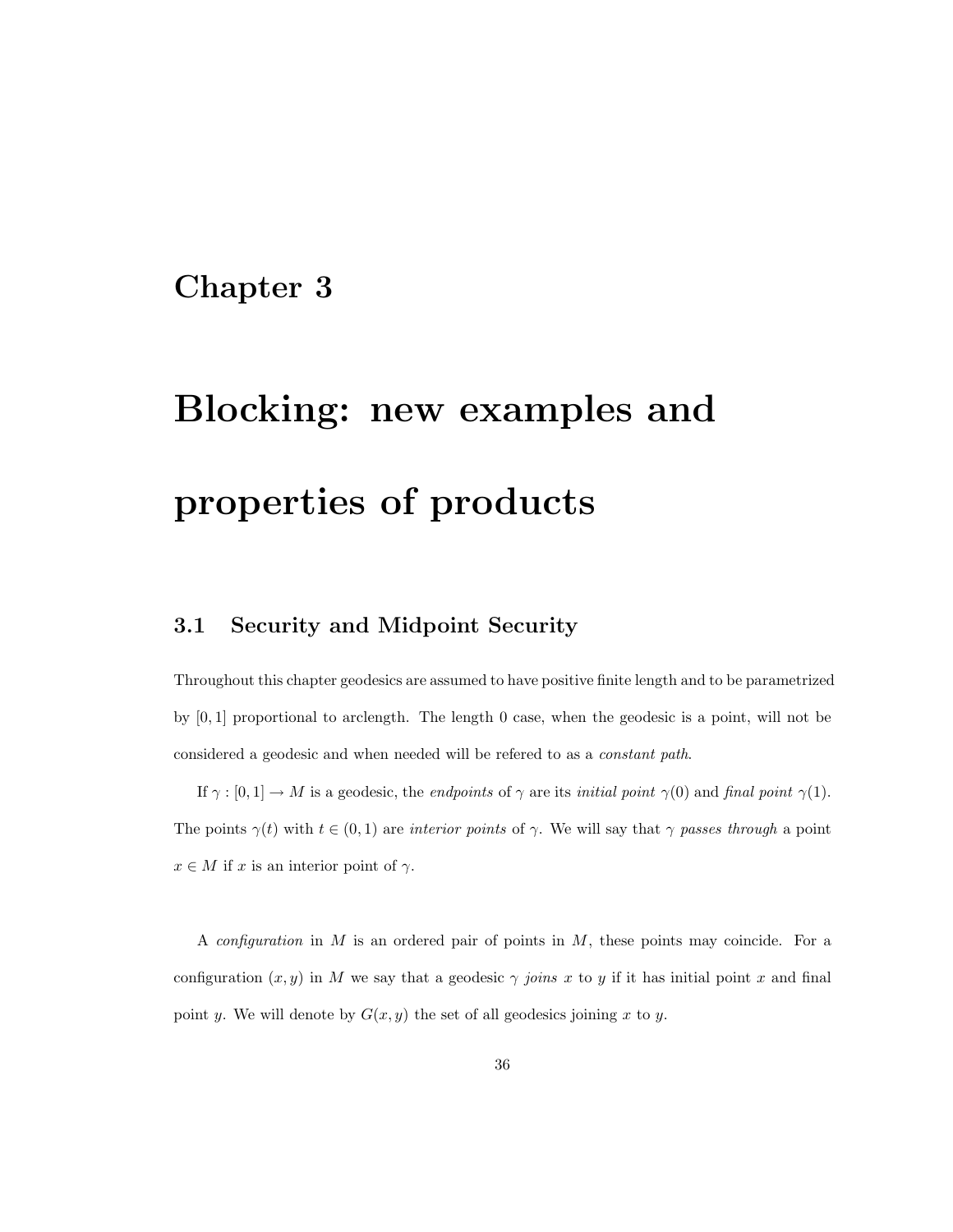# Chapter 3

# Blocking: new examples and properties of products

## 3.1 Security and Midpoint Security

Throughout this chapter geodesics are assumed to have positive finite length and to be parametrized by $[0, 1]$ proportional to arclength. The length 0 case, when the geodesic is a point, will not be considered a geodesic and when needed will be refered to as a *constant path*.

If $\gamma : [0, 1] \to M$ is a geodesic, the *endpoints* of $\gamma$ are its *initial point* $\gamma(0)$ and *final point* $\gamma(1)$. The points $\gamma(t)$ with $t \in (0, 1)$ are *interior points* of $\gamma$. We will say that $\gamma$ *passes through* a point $x \in M$ if $x$ is an interior point of $\gamma$.

A *configuration* in $M$ is an ordered pair of points in $M$, these points may coincide. For a configuration $(x, y)$ in $M$ we say that a geodesic $\gamma$ *joins* $x$ to $y$ if it has initial point $x$ and final point $y$. We will denote by $G(x, y)$ the set of all geodesics joining $x$ to $y$.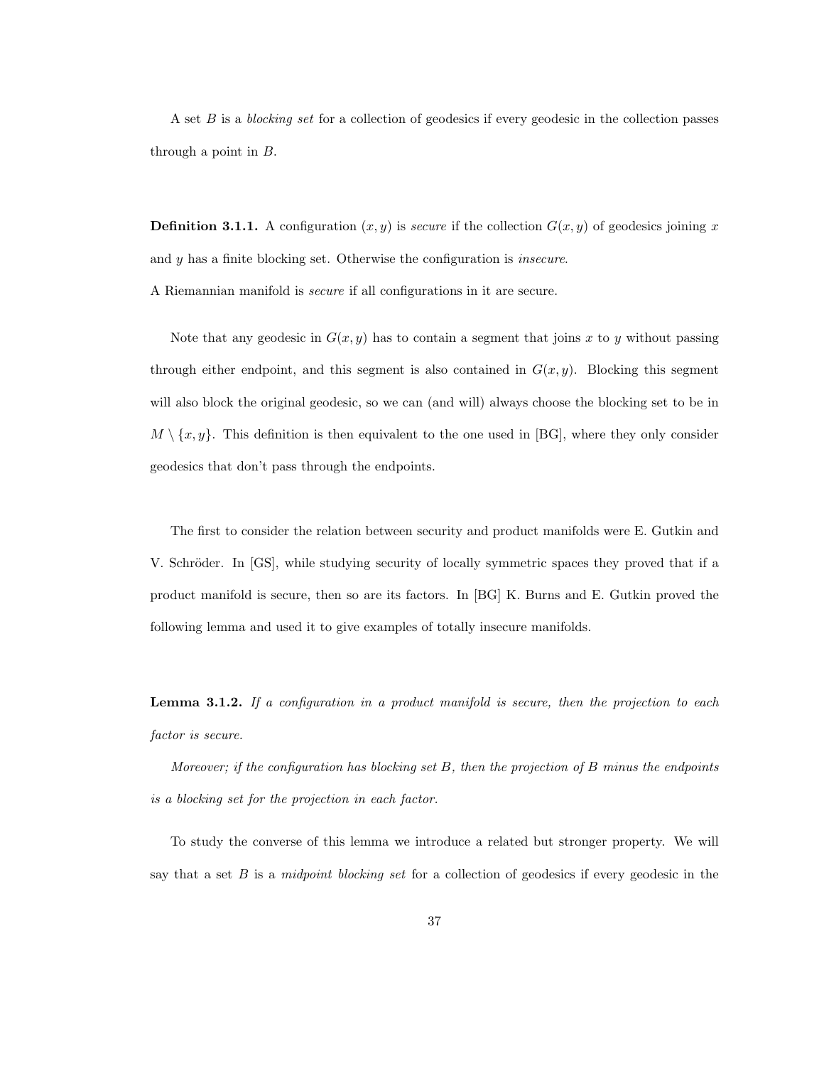A set $B$ is a *blocking set* for a collection of geodesics if every geodesic in the collection passes through a point in $B$.

**Definition 3.1.1.** A configuration $(x, y)$ is *secure* if the collection $G(x, y)$ of geodesics joining $x$ and $y$ has a finite blocking set. Otherwise the configuration is *insecure*.
A Riemannian manifold is *secure* if all configurations in it are secure.

Note that any geodesic in $G(x, y)$ has to contain a segment that joins $x$ to $y$ without passing through either endpoint, and this segment is also contained in $G(x, y)$. Blocking this segment will also block the original geodesic, so we can (and will) always choose the blocking set to be in $M \setminus \{x, y\}$. This definition is then equivalent to the one used in [BG], where they only consider geodesics that don't pass through the endpoints.

The first to consider the relation between security and product manifolds were E. Gutkin and V. Schröder. In [GS], while studying security of locally symmetric spaces they proved that if a product manifold is secure, then so are its factors. In [BG] K. Burns and E. Gutkin proved the following lemma and used it to give examples of totally insecure manifolds.

**Lemma 3.1.2.** *If a configuration in a product manifold is secure, then the projection to each factor is secure.*

*Moreover; if the configuration has blocking set $B$, then the projection of $B$ minus the endpoints is a blocking set for the projection in each factor.*

To study the converse of this lemma we introduce a related but stronger property. We will say that a set $B$ is a *midpoint blocking set* for a collection of geodesics if every geodesic in the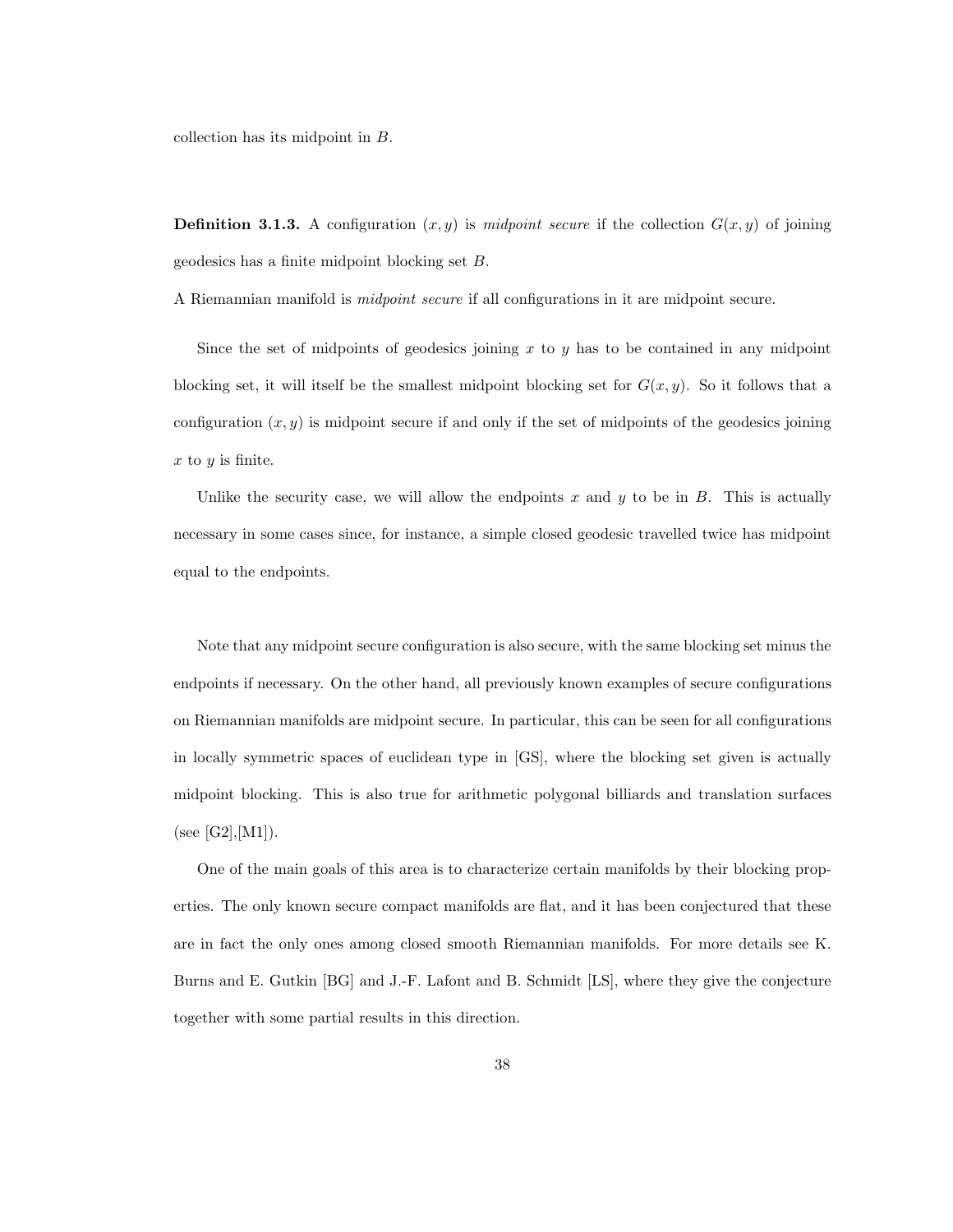collection has its midpoint in $B$.

**Definition 3.1.3.** A configuration $(x, y)$ is *midpoint secure* if the collection $G(x, y)$ of joining geodesics has a finite midpoint blocking set $B$.

A Riemannian manifold is *midpoint secure* if all configurations in it are midpoint secure.

Since the set of midpoints of geodesics joining $x$ to $y$ has to be contained in any midpoint blocking set, it will itself be the smallest midpoint blocking set for $G(x, y)$. So it follows that a configuration $(x, y)$ is midpoint secure if and only if the set of midpoints of the geodesics joining $x$ to $y$ is finite.

Unlike the security case, we will allow the endpoints $x$ and $y$ to be in $B$. This is actually necessary in some cases since, for instance, a simple closed geodesic travelled twice has midpoint equal to the endpoints.

Note that any midpoint secure configuration is also secure, with the same blocking set minus the endpoints if necessary. On the other hand, all previously known examples of secure configurations on Riemannian manifolds are midpoint secure. In particular, this can be seen for all configurations in locally symmetric spaces of euclidean type in [GS], where the blocking set given is actually midpoint blocking. This is also true for arithmetic polygonal billiards and translation surfaces (see [G2],[M1]).

One of the main goals of this area is to characterize certain manifolds by their blocking properties. The only known secure compact manifolds are flat, and it has been conjectured that these are in fact the only ones among closed smooth Riemannian manifolds. For more details see K. Burns and E. Gutkin [BG] and J.-F. Lafont and B. Schmidt [LS], where they give the conjecture together with some partial results in this direction.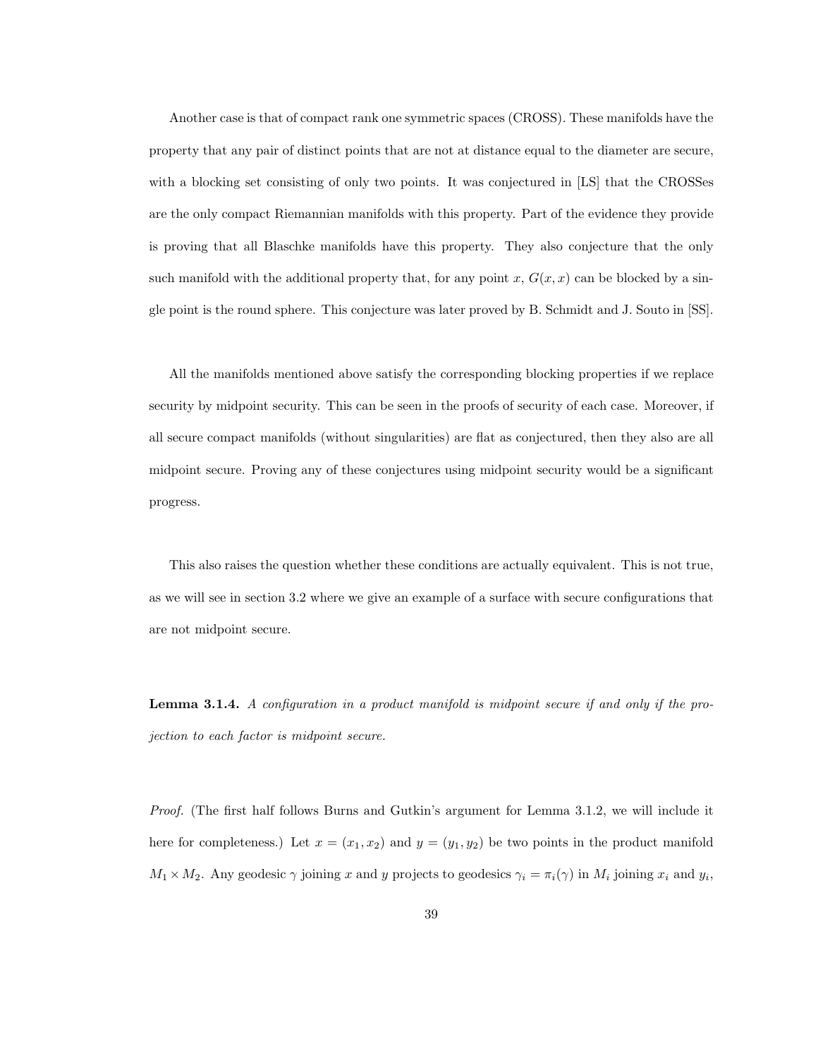Another case is that of compact rank one symmetric spaces (CROSS). These manifolds have the property that any pair of distinct points that are not at distance equal to the diameter are secure, with a blocking set consisting of only two points. It was conjectured in [LS] that the CROSSes are the only compact Riemannian manifolds with this property. Part of the evidence they provide is proving that all Blaschke manifolds have this property. They also conjecture that the only such manifold with the additional property that, for any point $x$, $G(x, x)$ can be blocked by a single point is the round sphere. This conjecture was later proved by B. Schmidt and J. Souto in [SS].

All the manifolds mentioned above satisfy the corresponding blocking properties if we replace security by midpoint security. This can be seen in the proofs of security of each case. Moreover, if all secure compact manifolds (without singularities) are flat as conjectured, then they also are all midpoint secure. Proving any of these conjectures using midpoint security would be a significant progress.

This also raises the question whether these conditions are actually equivalent. This is not true, as we will see in section 3.2 where we give an example of a surface with secure configurations that are not midpoint secure.

**Lemma 3.1.4.** *A configuration in a product manifold is midpoint secure if and only if the projection to each factor is midpoint secure.*

*Proof.* (The first half follows Burns and Gutkin's argument for Lemma 3.1.2, we will include it here for completeness.) Let $x = (x_1, x_2)$ and $y = (y_1, y_2)$ be two points in the product manifold $M_1 \times M_2$. Any geodesic $\gamma$ joining $x$ and $y$ projects to geodesics $\gamma_i = \pi_i(\gamma)$ in $M_i$ joining $x_i$ and $y_i$,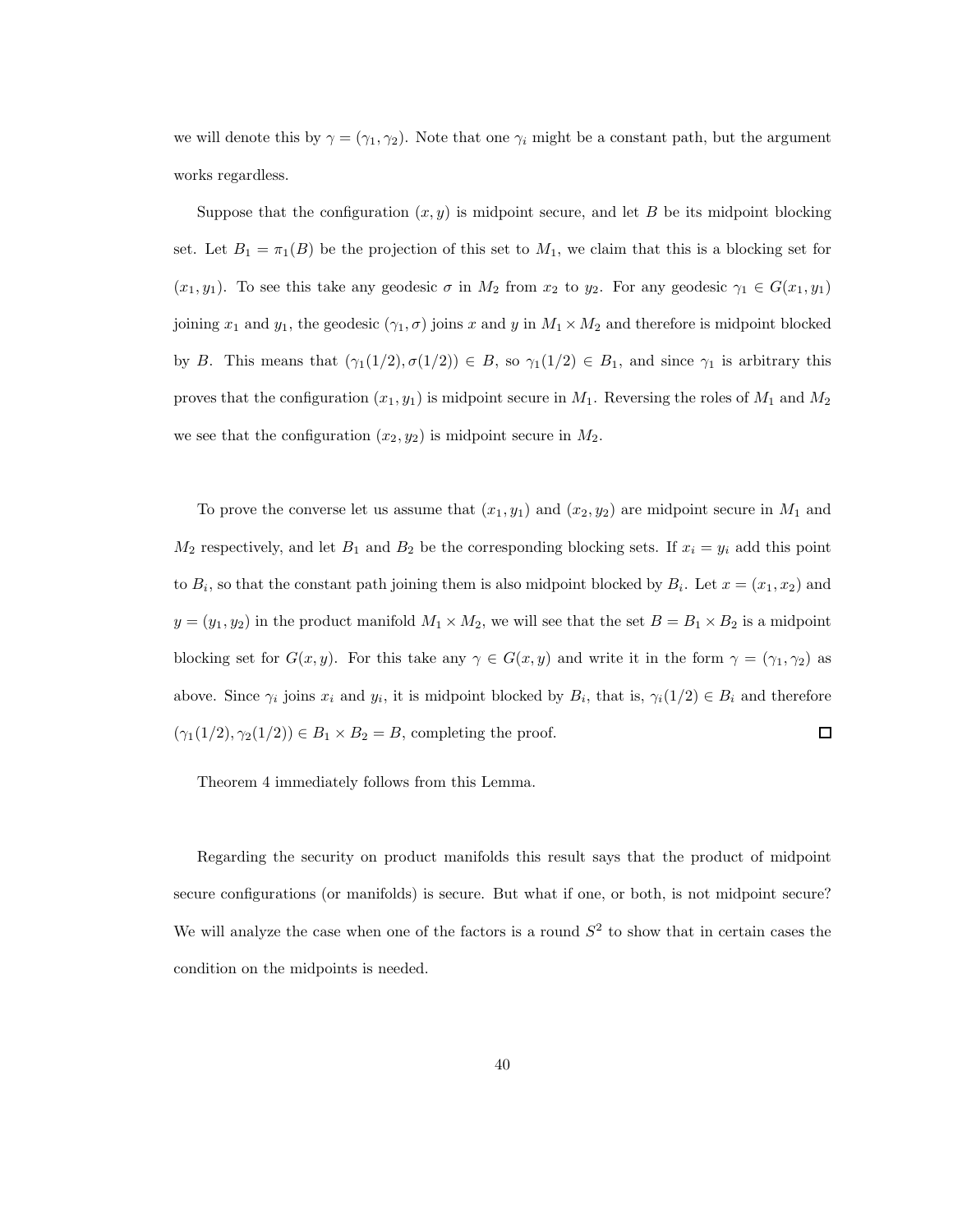we will denote this by $\gamma = (\gamma_1, \gamma_2)$. Note that one $\gamma_i$ might be a constant path, but the argument works regardless.

Suppose that the configuration $(x, y)$ is midpoint secure, and let $B$ be its midpoint blocking set. Let $B_1 = \pi_1(B)$ be the projection of this set to $M_1$, we claim that this is a blocking set for $(x_1, y_1)$. To see this take any geodesic $\sigma$ in $M_2$ from $x_2$ to $y_2$. For any geodesic $\gamma_1 \in G(x_1, y_1)$ joining $x_1$ and $y_1$, the geodesic $(\gamma_1, \sigma)$ joins $x$ and $y$ in $M_1 \times M_2$ and therefore is midpoint blocked by $B$. This means that $(\gamma_1(1/2), \sigma(1/2)) \in B$, so $\gamma_1(1/2) \in B_1$, and since $\gamma_1$ is arbitrary this proves that the configuration $(x_1, y_1)$ is midpoint secure in $M_1$. Reversing the roles of $M_1$ and $M_2$ we see that the configuration $(x_2, y_2)$ is midpoint secure in $M_2$.

To prove the converse let us assume that $(x_1, y_1)$ and $(x_2, y_2)$ are midpoint secure in $M_1$ and $M_2$ respectively, and let $B_1$ and $B_2$ be the corresponding blocking sets. If $x_i = y_i$ add this point to $B_i$, so that the constant path joining them is also midpoint blocked by $B_i$. Let $x = (x_1, x_2)$ and $y = (y_1, y_2)$ in the product manifold $M_1 \times M_2$, we will see that the set $B = B_1 \times B_2$ is a midpoint blocking set for $G(x, y)$. For this take any $\gamma \in G(x, y)$ and write it in the form $\gamma = (\gamma_1, \gamma_2)$ as above. Since $\gamma_i$ joins $x_i$ and $y_i$, it is midpoint blocked by $B_i$, that is, $\gamma_i(1/2) \in B_i$ and therefore $(\gamma_1(1/2), \gamma_2(1/2)) \in B_1 \times B_2 = B$, completing the proof. $\square$

Theorem 4 immediately follows from this Lemma.

Regarding the security on product manifolds this result says that the product of midpoint secure configurations (or manifolds) is secure. But what if one, or both, is not midpoint secure? We will analyze the case when one of the factors is a round $S^2$ to show that in certain cases the condition on the midpoints is needed.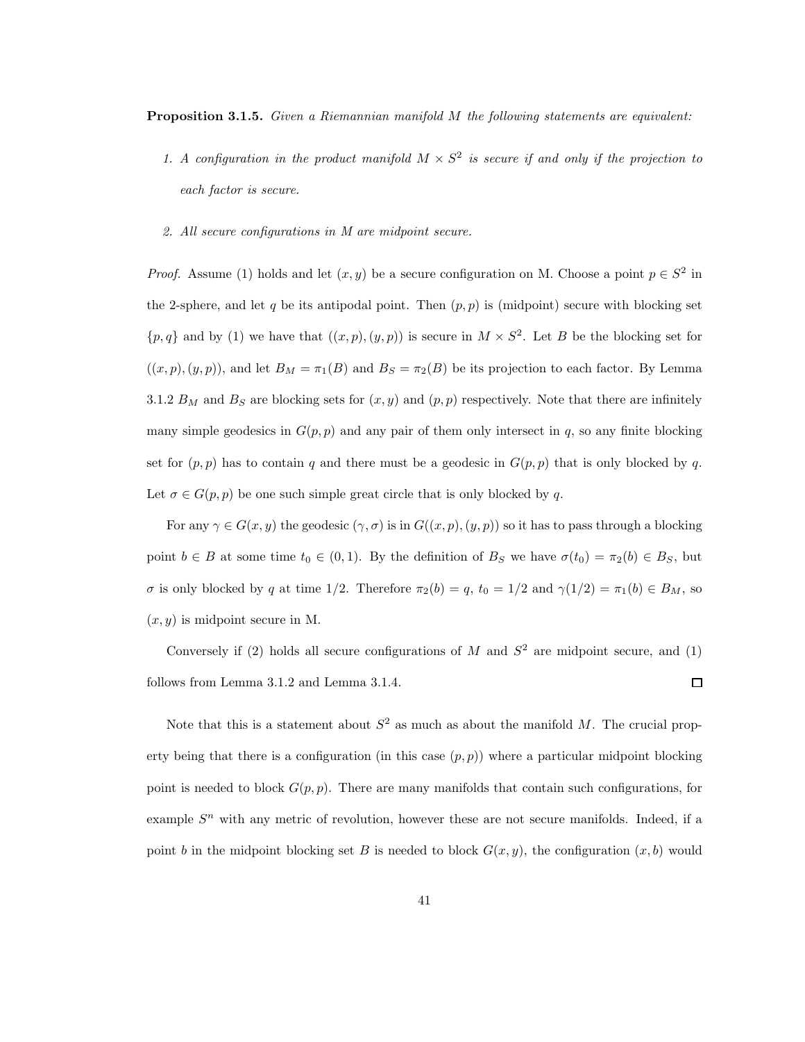**Proposition 3.1.5.** *Given a Riemannian manifold $M$ the following statements are equivalent:*

1. *A configuration in the product manifold $M \times S^2$ is secure if and only if the projection to each factor is secure.*
2. *All secure configurations in $M$ are midpoint secure.*

*Proof.* Assume (1) holds and let $(x, y)$ be a secure configuration on M. Choose a point $p \in S^2$ in the 2-sphere, and let $q$ be its antipodal point. Then $(p, p)$ is (midpoint) secure with blocking set $\{p, q\}$ and by (1) we have that $((x, p), (y, p))$ is secure in $M \times S^2$. Let $B$ be the blocking set for $((x, p), (y, p))$, and let $B_M = \pi_1(B)$ and $B_S = \pi_2(B)$ be its projection to each factor. By Lemma 3.1.2 $B_M$ and $B_S$ are blocking sets for $(x, y)$ and $(p, p)$ respectively. Note that there are infinitely many simple geodesics in $G(p, p)$ and any pair of them only intersect in $q$, so any finite blocking set for $(p, p)$ has to contain $q$ and there must be a geodesic in $G(p, p)$ that is only blocked by $q$. Let $\sigma \in G(p, p)$ be one such simple great circle that is only blocked by $q$.

For any $\gamma \in G(x, y)$ the geodesic $(\gamma, \sigma)$ is in $G((x, p), (y, p))$ so it has to pass through a blocking point $b \in B$ at some time $t_0 \in (0, 1)$. By the definition of $B_S$ we have $\sigma(t_0) = \pi_2(b) \in B_S$, but $\sigma$ is only blocked by $q$ at time $1/2$. Therefore $\pi_2(b) = q$, $t_0 = 1/2$ and $\gamma(1/2) = \pi_1(b) \in B_M$, so $(x, y)$ is midpoint secure in M.

Conversely if (2) holds all secure configurations of $M$ and $S^2$ are midpoint secure, and (1) follows from Lemma 3.1.2 and Lemma 3.1.4. □

Note that this is a statement about $S^2$ as much as about the manifold $M$. The crucial property being that there is a configuration (in this case $(p, p)$) where a particular midpoint blocking point is needed to block $G(p, p)$. There are many manifolds that contain such configurations, for example $S^n$ with any metric of revolution, however these are not secure manifolds. Indeed, if a point $b$ in the midpoint blocking set $B$ is needed to block $G(x, y)$, the configuration $(x, b)$ would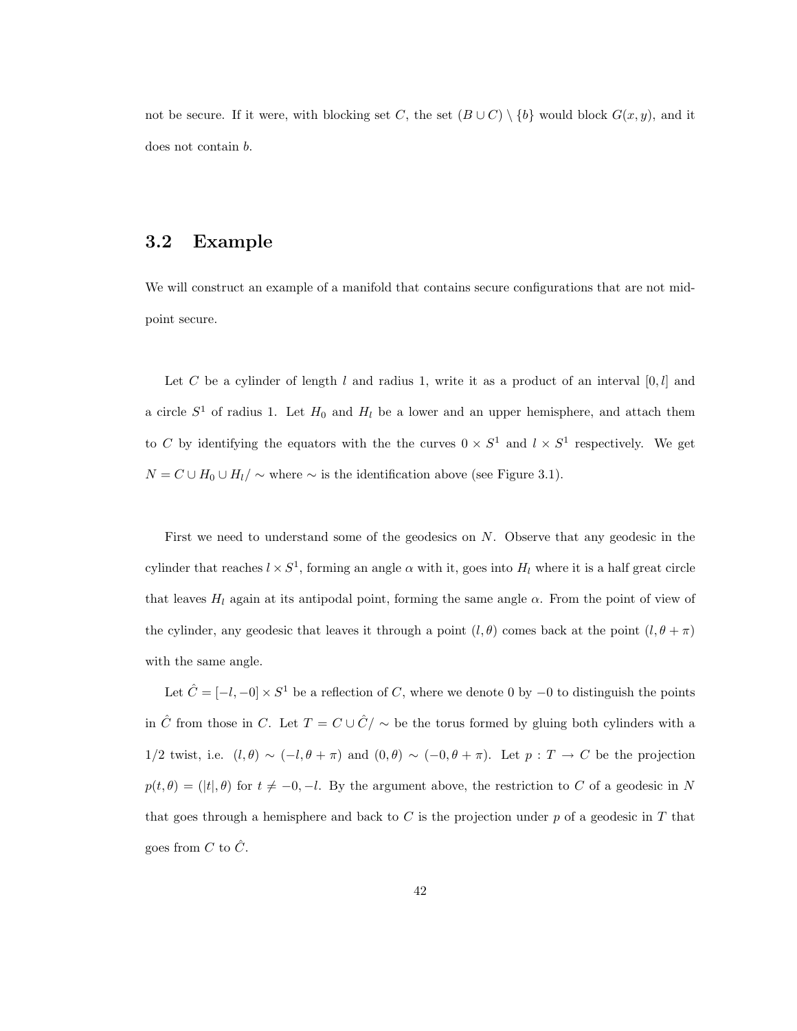not be secure. If it were, with blocking set $C$, the set $(B \cup C) \setminus \{b\}$ would block $G(x, y)$, and it does not contain $b$.

## 3.2 Example

We will construct an example of a manifold that contains secure configurations that are not mid-point secure.

Let $C$ be a cylinder of length $l$ and radius 1, write it as a product of an interval $[0, l]$ and a circle $S^1$ of radius 1. Let $H_0$ and $H_l$ be a lower and an upper hemisphere, and attach them to $C$ by identifying the equators with the the curves $0 \times S^1$ and $l \times S^1$ respectively. We get $N = C \cup H_0 \cup H_l / \sim$ where $\sim$ is the identification above (see Figure 3.1).

First we need to understand some of the geodesics on $N$. Observe that any geodesic in the cylinder that reaches $l \times S^1$, forming an angle $\alpha$ with it, goes into $H_l$ where it is a half great circle that leaves $H_l$ again at its antipodal point, forming the same angle $\alpha$. From the point of view of the cylinder, any geodesic that leaves it through a point $(l, \theta)$ comes back at the point $(l, \theta + \pi)$ with the same angle.

Let $\hat{C} = [-l, -0] \times S^1$ be a reflection of $C$, where we denote 0 by $-0$ to distinguish the points in $\hat{C}$ from those in $C$. Let $T = C \cup \hat{C} / \sim$ be the torus formed by gluing both cylinders with a 1/2 twist, i.e. $(l, \theta) \sim (-l, \theta + \pi)$ and $(0, \theta) \sim (-0, \theta + \pi)$. Let $p : T \to C$ be the projection $p(t, \theta) = (|t|, \theta)$ for $t \neq -0, -l$. By the argument above, the restriction to $C$ of a geodesic in $N$ that goes through a hemisphere and back to $C$ is the projection under $p$ of a geodesic in $T$ that goes from $C$ to $\hat{C}$.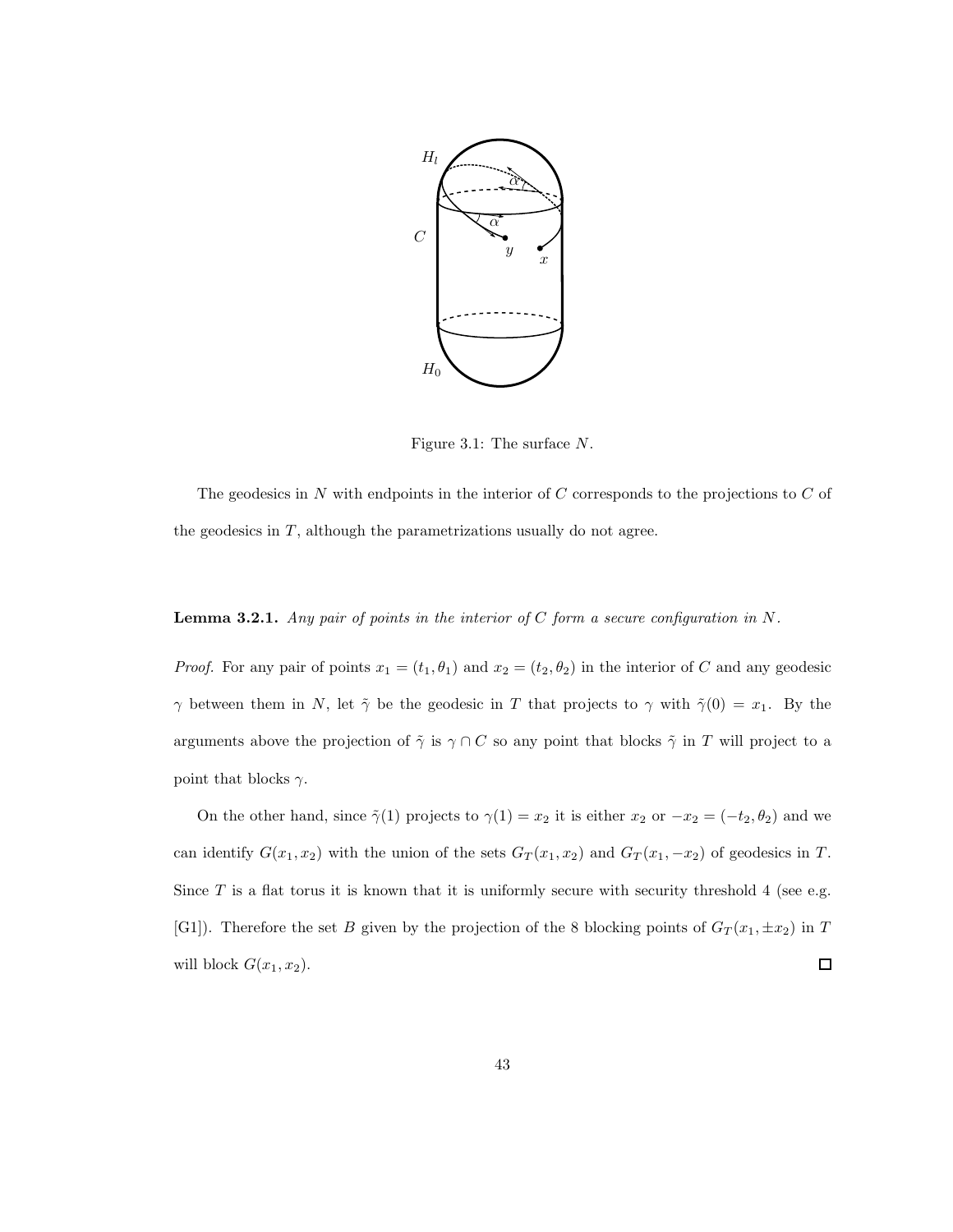Figure 3.1: The surface $N$.

The geodesics in $N$ with endpoints in the interior of $C$ corresponds to the projections to $C$ of the geodesics in $T$, although the parametrizations usually do not agree.

**Lemma 3.2.1.** *Any pair of points in the interior of $C$ form a secure configuration in $N$.*

*Proof.* For any pair of points $x_1 = (t_1, \theta_1)$ and $x_2 = (t_2, \theta_2)$ in the interior of $C$ and any geodesic $\gamma$ between them in $N$, let $\tilde{\gamma}$ be the geodesic in $T$ that projects to $\gamma$ with $\tilde{\gamma}(0) = x_1$. By the arguments above the projection of $\tilde{\gamma}$ is $\gamma \cap C$ so any point that blocks $\tilde{\gamma}$ in $T$ will project to a point that blocks $\gamma$.

On the other hand, since $\tilde{\gamma}(1)$ projects to $\gamma(1) = x_2$ it is either $x_2$ or $-x_2 = (-t_2, \theta_2)$ and we can identify $G(x_1, x_2)$ with the union of the sets $G_T(x_1, x_2)$ and $G_T(x_1, -x_2)$ of geodesics in $T$. Since $T$ is a flat torus it is known that it is uniformly secure with security threshold 4 (see e.g. [G1]). Therefore the set $B$ given by the projection of the 8 blocking points of $G_T(x_1, \pm x_2)$ in $T$ will block $G(x_1, x_2)$. $\square$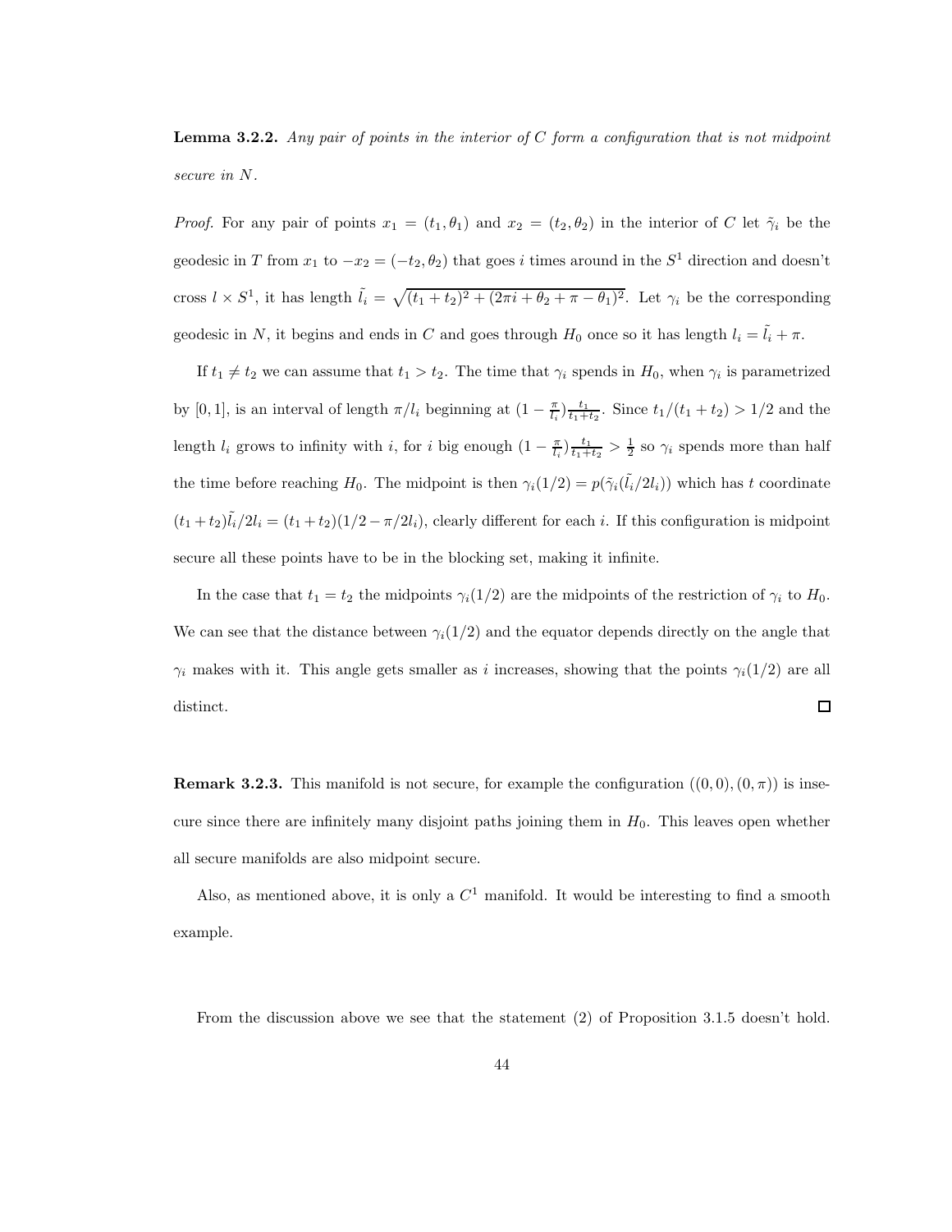**Lemma 3.2.2.** *Any pair of points in the interior of $C$ form a configuration that is not midpoint secure in $N$.*

*Proof.* For any pair of points $x_1 = (t_1, \theta_1)$ and $x_2 = (t_2, \theta_2)$ in the interior of $C$ let $\tilde{\gamma}_i$ be the geodesic in $T$ from $x_1$ to $-x_2 = (-t_2, \theta_2)$ that goes $i$ times around in the $S^1$ direction and doesn't cross $l \times S^1$, it has length $\tilde{l}_i = \sqrt{(t_1+t_2)^2 + (2\pi i + \theta_2 + \pi - \theta_1)^2}$. Let $\gamma_i$ be the corresponding geodesic in $N$, it begins and ends in $C$ and goes through $H_0$ once so it has length $l_i = \tilde{l}_i + \pi$.

If $t_1 \neq t_2$ we can assume that $t_1 > t_2$. The time that $\gamma_i$ spends in $H_0$, when $\gamma_i$ is parametrized by $[0,1]$, is an interval of length $\pi/l_i$ beginning at $(1 - \frac{\pi}{l_i})\frac{t_1}{t_1+t_2}$. Since $t_1/(t_1+t_2) > 1/2$ and the length $l_i$ grows to infinity with $i$, for $i$ big enough $(1 - \frac{\pi}{l_i})\frac{t_1}{t_1+t_2} > \frac{1}{2}$ so $\gamma_i$ spends more than half the time before reaching $H_0$. The midpoint is then $\gamma_i(1/2) = p(\tilde{\gamma}_i(\tilde{l}_i/2l_i))$ which has $t$ coordinate $(t_1+t_2)\tilde{l}_i/2l_i = (t_1+t_2)(1/2 - \pi/2l_i)$, clearly different for each $i$. If this configuration is midpoint secure all these points have to be in the blocking set, making it infinite.

In the case that $t_1 = t_2$ the midpoints $\gamma_i(1/2)$ are the midpoints of the restriction of $\gamma_i$ to $H_0$. We can see that the distance between $\gamma_i(1/2)$ and the equator depends directly on the angle that $\gamma_i$ makes with it. This angle gets smaller as $i$ increases, showing that the points $\gamma_i(1/2)$ are all distinct. $\square$

**Remark 3.2.3.** This manifold is not secure, for example the configuration $((0,0),(0,\pi))$ is insecure since there are infinitely many disjoint paths joining them in $H_0$. This leaves open whether all secure manifolds are also midpoint secure.

Also, as mentioned above, it is only a $C^1$ manifold. It would be interesting to find a smooth example.

From the discussion above we see that the statement (2) of Proposition 3.1.5 doesn't hold.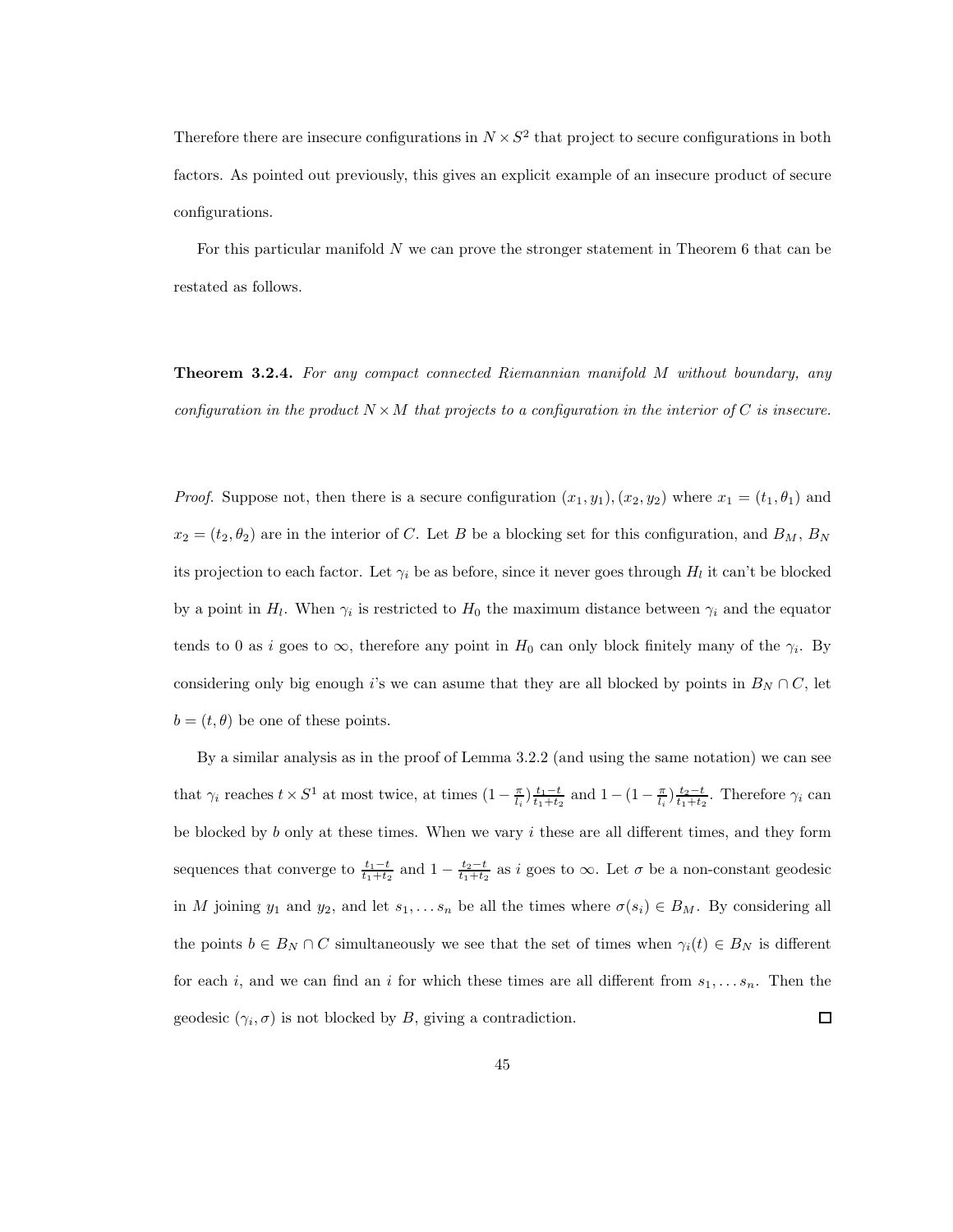Therefore there are insecure configurations in $N \times S^2$ that project to secure configurations in both factors. As pointed out previously, this gives an explicit example of an insecure product of secure configurations.

For this particular manifold $N$ we can prove the stronger statement in Theorem 6 that can be restated as follows.

**Theorem 3.2.4.** *For any compact connected Riemannian manifold $M$ without boundary, any configuration in the product $N \times M$ that projects to a configuration in the interior of $C$ is insecure.*

*Proof.* Suppose not, then there is a secure configuration $(x_1, y_1), (x_2, y_2)$ where $x_1 = (t_1, \theta_1)$ and $x_2 = (t_2, \theta_2)$ are in the interior of $C$. Let $B$ be a blocking set for this configuration, and $B_M$, $B_N$ its projection to each factor. Let $\gamma_i$ be as before, since it never goes through $H_l$ it can't be blocked by a point in $H_l$. When $\gamma_i$ is restricted to $H_0$ the maximum distance between $\gamma_i$ and the equator tends to 0 as $i$ goes to $\infty$, therefore any point in $H_0$ can only block finitely many of the $\gamma_i$. By considering only big enough $i$'s we can asume that they are all blocked by points in $B_N \cap C$, let $b = (t, \theta)$ be one of these points.

By a similar analysis as in the proof of Lemma 3.2.2 (and using the same notation) we can see that $\gamma_i$ reaches $t \times S^1$ at most twice, at times $(1 - \frac{\pi}{l_i})\frac{t_1 - t}{t_1 + t_2}$ and $1 - (1 - \frac{\pi}{l_i})\frac{t_2 - t}{t_1 + t_2}$. Therefore $\gamma_i$ can be blocked by $b$ only at these times. When we vary $i$ these are all different times, and they form sequences that converge to $\frac{t_1 - t}{t_1 + t_2}$ and $1 - \frac{t_2 - t}{t_1 + t_2}$ as $i$ goes to $\infty$. Let $\sigma$ be a non-constant geodesic in $M$ joining $y_1$ and $y_2$, and let $s_1, \ldots s_n$ be all the times where $\sigma(s_i) \in B_M$. By considering all the points $b \in B_N \cap C$ simultaneously we see that the set of times when $\gamma_i(t) \in B_N$ is different for each $i$, and we can find an $i$ for which these times are all different from $s_1, \ldots s_n$. Then the geodesic $(\gamma_i, \sigma)$ is not blocked by $B$, giving a contradiction. $\square$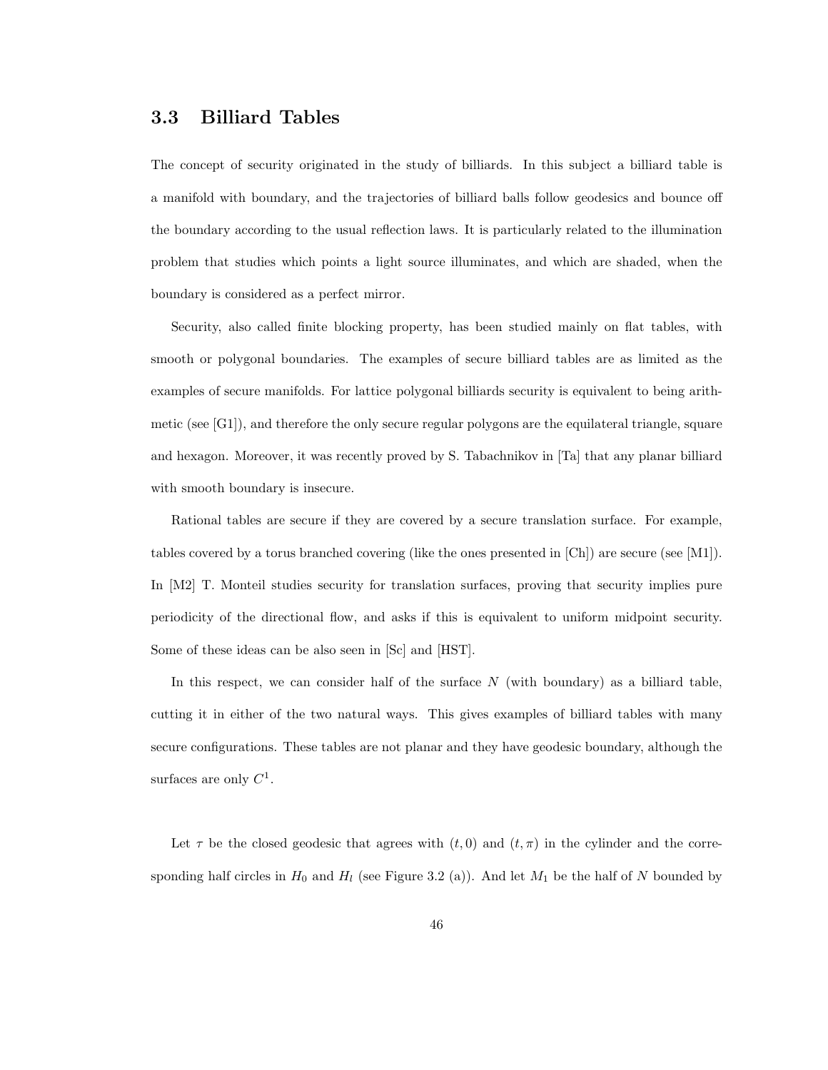### 3.3 Billiard Tables

The concept of security originated in the study of billiards. In this subject a billiard table is a manifold with boundary, and the trajectories of billiard balls follow geodesics and bounce off the boundary according to the usual reflection laws. It is particularly related to the illumination problem that studies which points a light source illuminates, and which are shaded, when the boundary is considered as a perfect mirror.

Security, also called finite blocking property, has been studied mainly on flat tables, with smooth or polygonal boundaries. The examples of secure billiard tables are as limited as the examples of secure manifolds. For lattice polygonal billiards security is equivalent to being arithmetic (see [G1]), and therefore the only secure regular polygons are the equilateral triangle, square and hexagon. Moreover, it was recently proved by S. Tabachnikov in [Ta] that any planar billiard with smooth boundary is insecure.

Rational tables are secure if they are covered by a secure translation surface. For example, tables covered by a torus branched covering (like the ones presented in [Ch]) are secure (see [M1]). In [M2] T. Monteil studies security for translation surfaces, proving that security implies pure periodicity of the directional flow, and asks if this is equivalent to uniform midpoint security. Some of these ideas can be also seen in [Sc] and [HST].

In this respect, we can consider half of the surface $N$ (with boundary) as a billiard table, cutting it in either of the two natural ways. This gives examples of billiard tables with many secure configurations. These tables are not planar and they have geodesic boundary, although the surfaces are only $C^1$.

Let $\tau$ be the closed geodesic that agrees with $(t, 0)$ and $(t, \pi)$ in the cylinder and the corresponding half circles in $H_0$ and $H_l$ (see Figure 3.2 (a)). And let $M_1$ be the half of $N$ bounded by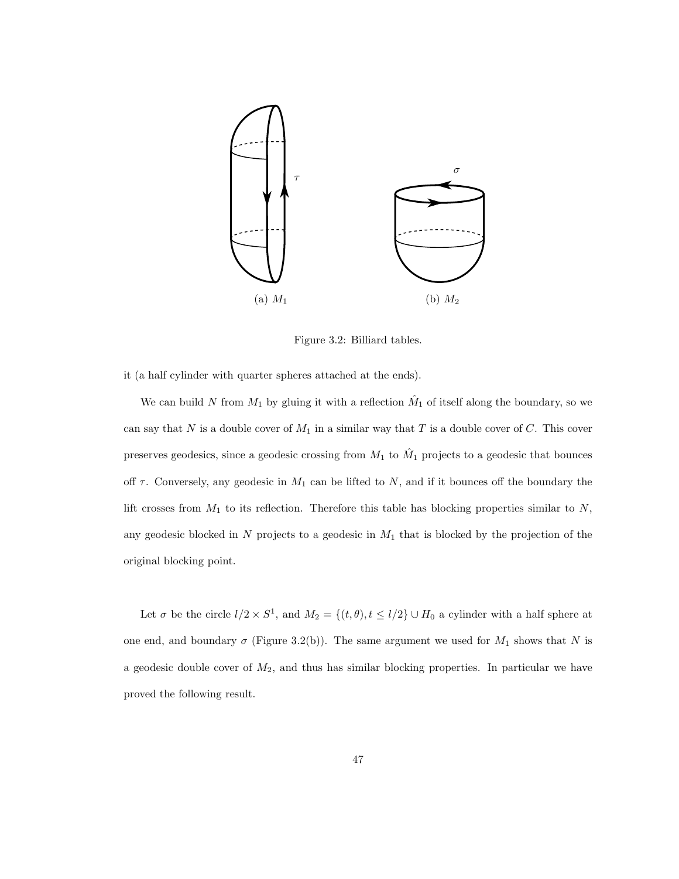(a) $M_1$

(b) $M_2$

Figure 3.2: Billiard tables.

it (a half cylinder with quarter spheres attached at the ends).

We can build $N$ from $M_1$ by gluing it with a reflection $\hat{M}_1$ of itself along the boundary, so we can say that $N$ is a double cover of $M_1$ in a similar way that $T$ is a double cover of $C$. This cover preserves geodesics, since a geodesic crossing from $M_1$ to $\hat{M}_1$ projects to a geodesic that bounces off $\tau$. Conversely, any geodesic in $M_1$ can be lifted to $N$, and if it bounces off the boundary the lift crosses from $M_1$ to its reflection. Therefore this table has blocking properties similar to $N$, any geodesic blocked in $N$ projects to a geodesic in $M_1$ that is blocked by the projection of the original blocking point.

Let $\sigma$ be the circle $l/2 \times S^1$, and $M_2 = \{(t, \theta), t \leq l/2\} \cup H_0$ a cylinder with a half sphere at one end, and boundary $\sigma$ (Figure 3.2(b)). The same argument we used for $M_1$ shows that $N$ is a geodesic double cover of $M_2$, and thus has similar blocking properties. In particular we have proved the following result.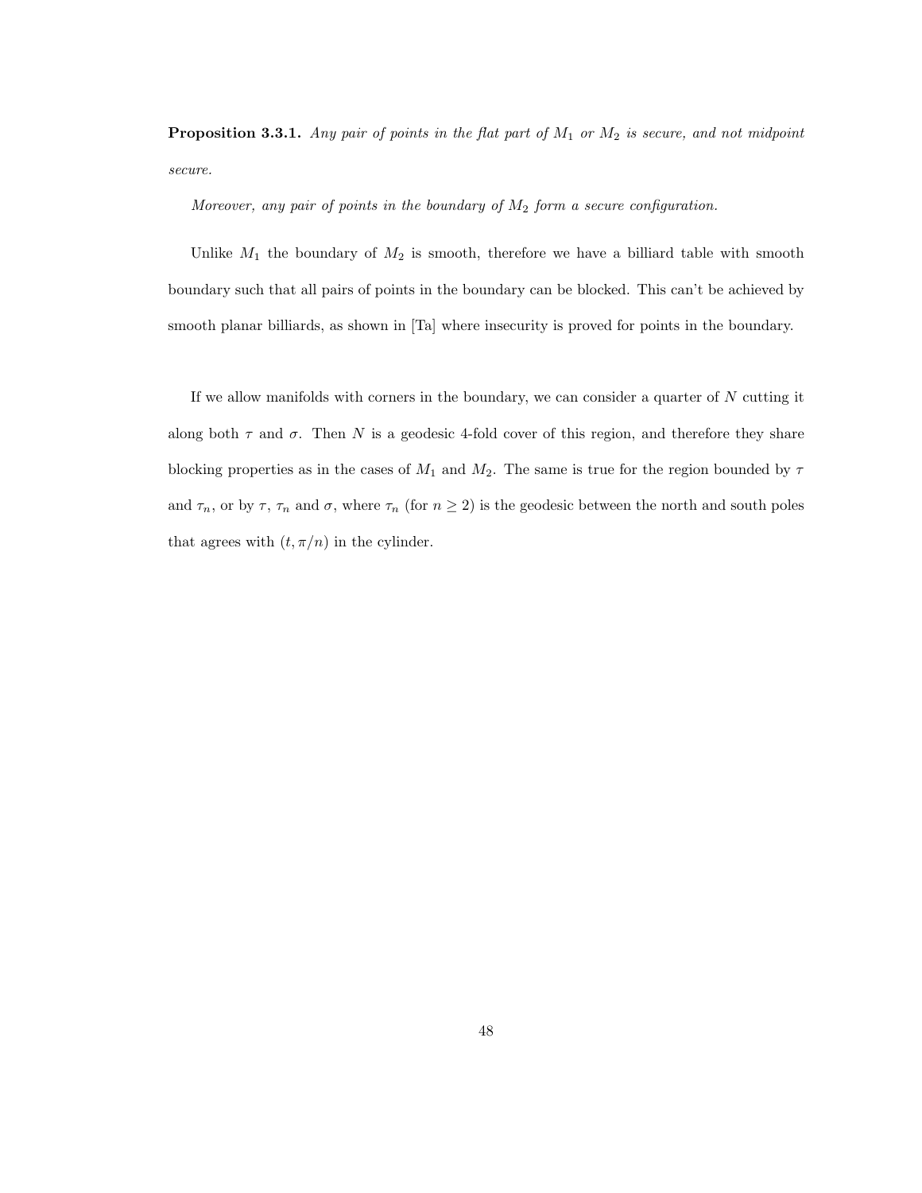**Proposition 3.3.1.** *Any pair of points in the flat part of $M_1$ or $M_2$ is secure, and not midpoint secure.*

*Moreover, any pair of points in the boundary of $M_2$ form a secure configuration.*

Unlike $M_1$ the boundary of $M_2$ is smooth, therefore we have a billiard table with smooth boundary such that all pairs of points in the boundary can be blocked. This can't be achieved by smooth planar billiards, as shown in [Ta] where insecurity is proved for points in the boundary.

If we allow manifolds with corners in the boundary, we can consider a quarter of $N$ cutting it along both $\tau$ and $\sigma$. Then $N$ is a geodesic 4-fold cover of this region, and therefore they share blocking properties as in the cases of $M_1$ and $M_2$. The same is true for the region bounded by $\tau$ and $\tau_n$, or by $\tau$, $\tau_n$ and $\sigma$, where $\tau_n$ (for $n \geq 2$) is the geodesic between the north and south poles that agrees with $(t, \pi/n)$ in the cylinder.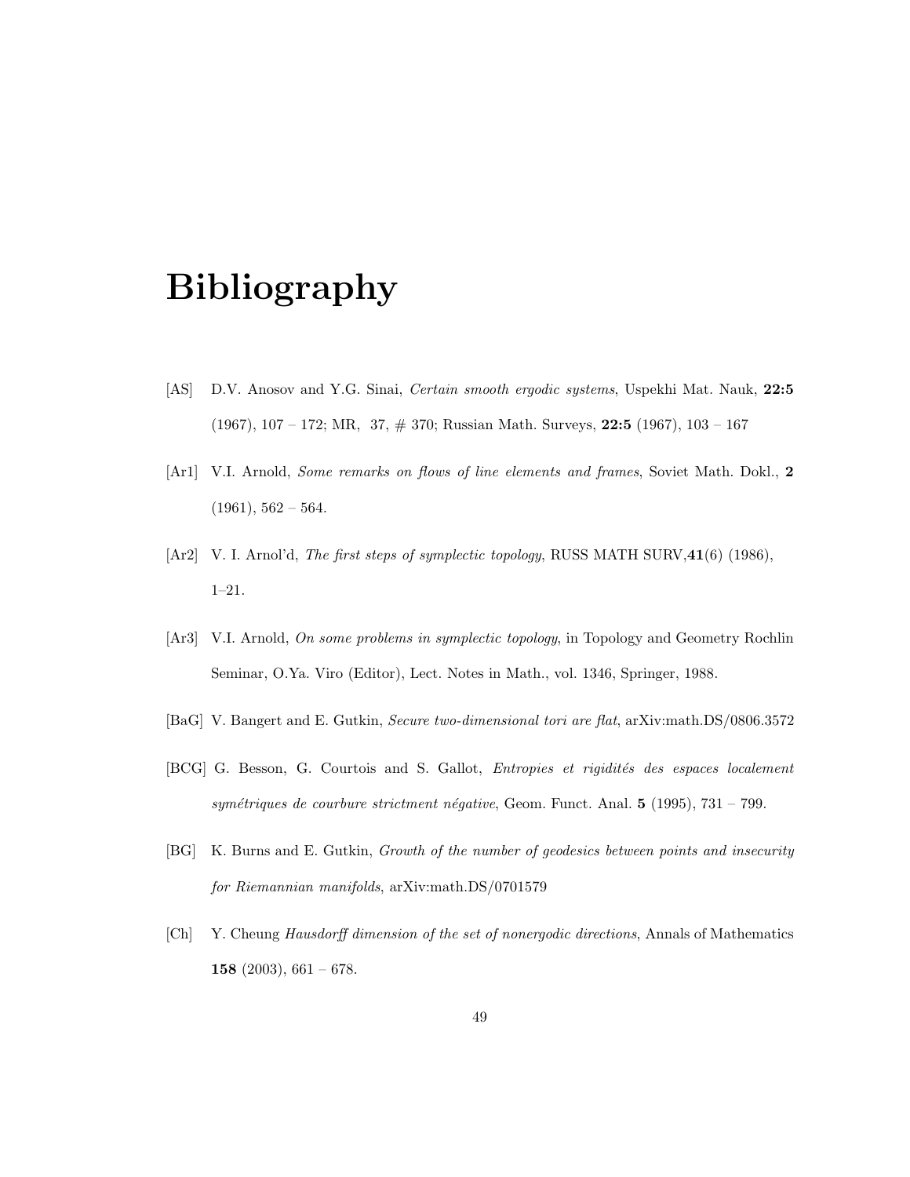# Bibliography

[AS] D.V. Anosov and Y.G. Sinai, *Certain smooth ergodic systems*, Uspekhi Mat. Nauk, **22:5** (1967), 107 – 172; MR, 37, # 370; Russian Math. Surveys, **22:5** (1967), 103 – 167

[Ar1] V.I. Arnold, *Some remarks on flows of line elements and frames*, Soviet Math. Dokl., **2** (1961), 562 – 564.

[Ar2] V. I. Arnol'd, *The first steps of symplectic topology*, RUSS MATH SURV,**41**(6) (1986), 1–21.

[Ar3] V.I. Arnold, *On some problems in symplectic topology*, in Topology and Geometry Rochlin Seminar, O.Ya. Viro (Editor), Lect. Notes in Math., vol. 1346, Springer, 1988.

[BaG] V. Bangert and E. Gutkin, *Secure two-dimensional tori are flat*, arXiv:math.DS/0806.3572

[BCG] G. Besson, G. Courtois and S. Gallot, *Entropies et rigidités des espaces localement symétriques de courbure strictment négative*, Geom. Funct. Anal. **5** (1995), 731 – 799.

[BG] K. Burns and E. Gutkin, *Growth of the number of geodesics between points and insecurity for Riemannian manifolds*, arXiv:math.DS/0701579

[Ch] Y. Cheung *Hausdorff dimension of the set of nonergodic directions*, Annals of Mathematics **158** (2003), 661 – 678.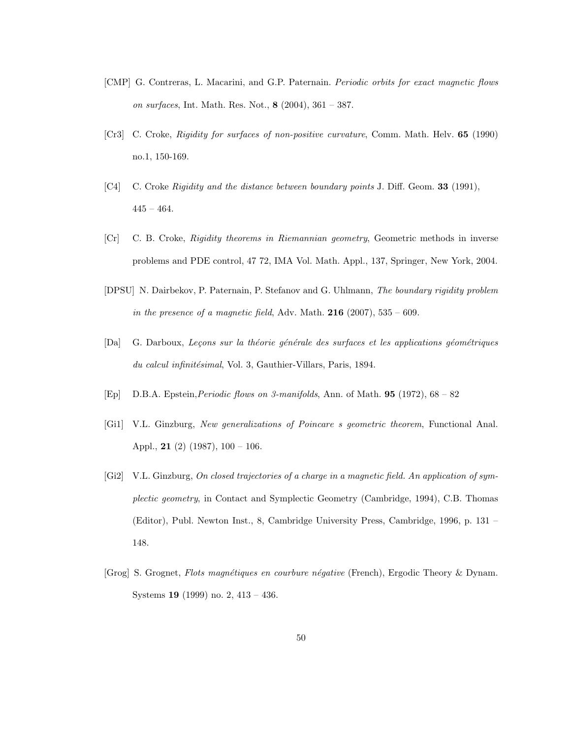[CMP] G. Contreras, L. Macarini, and G.P. Paternain. *Periodic orbits for exact magnetic flows on surfaces*, Int. Math. Res. Not., **8** (2004), 361 – 387.

[Cr3] C. Croke, *Rigidity for surfaces of non-positive curvature*, Comm. Math. Helv. **65** (1990) no.1, 150-169.

[C4] C. Croke *Rigidity and the distance between boundary points* J. Diff. Geom. **33** (1991), 445 – 464.

[Cr] C. B. Croke, *Rigidity theorems in Riemannian geometry*, Geometric methods in inverse problems and PDE control, 47 72, IMA Vol. Math. Appl., 137, Springer, New York, 2004.

[DPSU] N. Dairbekov, P. Paternain, P. Stefanov and G. Uhlmann, *The boundary rigidity problem in the presence of a magnetic field*, Adv. Math. **216** (2007), 535 – 609.

[Da] G. Darboux, *Leçons sur la théorie générale des surfaces et les applications géométriques du calcul infinitésimal*, Vol. 3, Gauthier-Villars, Paris, 1894.

[Ep] D.B.A. Epstein,*Periodic flows on 3-manifolds*, Ann. of Math. **95** (1972), 68 – 82

[Gi1] V.L. Ginzburg, *New generalizations of Poincare s geometric theorem*, Functional Anal. Appl., **21** (2) (1987), 100 – 106.

[Gi2] V.L. Ginzburg, *On closed trajectories of a charge in a magnetic field. An application of symplectic geometry*, in Contact and Symplectic Geometry (Cambridge, 1994), C.B. Thomas (Editor), Publ. Newton Inst., 8, Cambridge University Press, Cambridge, 1996, p. 131 – 148.

[Grog] S. Grognet, *Flots magnétiques en courbure négative* (French), Ergodic Theory & Dynam. Systems **19** (1999) no. 2, 413 – 436.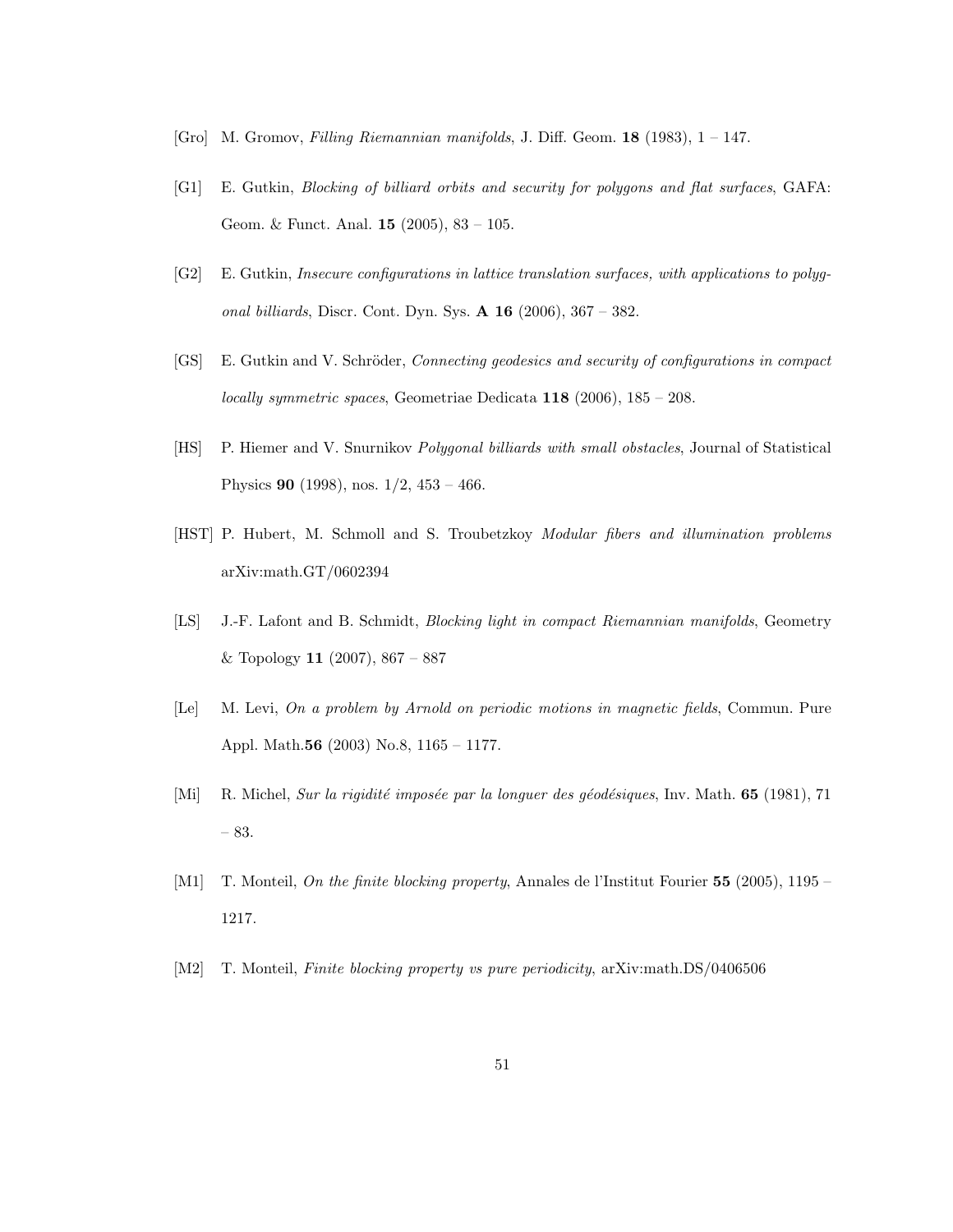[Gro] M. Gromov, *Filling Riemannian manifolds*, J. Diff. Geom. **18** (1983), 1 – 147.

[G1] E. Gutkin, *Blocking of billiard orbits and security for polygons and flat surfaces*, GAFA: Geom. & Funct. Anal. **15** (2005), 83 – 105.

[G2] E. Gutkin, *Insecure configurations in lattice translation surfaces, with applications to polygonal billiards*, Discr. Cont. Dyn. Sys. **A 16** (2006), 367 – 382.

[GS] E. Gutkin and V. Schröder, *Connecting geodesics and security of configurations in compact locally symmetric spaces*, Geometriae Dedicata **118** (2006), 185 – 208.

[HS] P. Hiemer and V. Snurnikov *Polygonal billiards with small obstacles*, Journal of Statistical Physics **90** (1998), nos. 1/2, 453 – 466.

[HST] P. Hubert, M. Schmoll and S. Troubetzkoy *Modular fibers and illumination problems* arXiv:math.GT/0602394

[LS] J.-F. Lafont and B. Schmidt, *Blocking light in compact Riemannian manifolds*, Geometry & Topology **11** (2007), 867 – 887

[Le] M. Levi, *On a problem by Arnold on periodic motions in magnetic fields*, Commun. Pure Appl. Math.**56** (2003) No.8, 1165 – 1177.

[Mi] R. Michel, *Sur la rigidité imposée par la longuer des géodésiques*, Inv. Math. **65** (1981), 71 – 83.

[M1] T. Monteil, *On the finite blocking property*, Annales de l'Institut Fourier **55** (2005), 1195 – 1217.

[M2] T. Monteil, *Finite blocking property vs pure periodicity*, arXiv:math.DS/0406506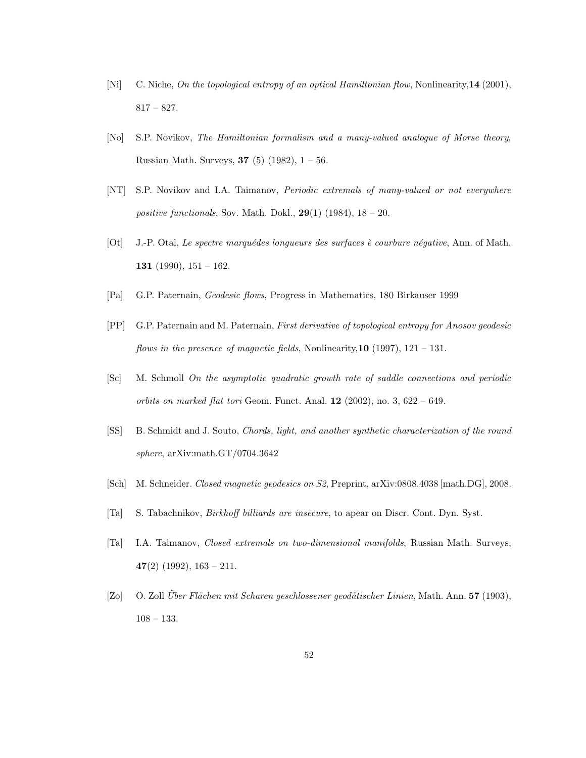[Ni] C. Niche, *On the topological entropy of an optical Hamiltonian flow*, Nonlinearity,**14** (2001), 817 – 827.

[No] S.P. Novikov, *The Hamiltonian formalism and a many-valued analogue of Morse theory*, Russian Math. Surveys, **37** (5) (1982), 1 – 56.

[NT] S.P. Novikov and I.A. Taimanov, *Periodic extremals of many-valued or not everywhere positive functionals*, Sov. Math. Dokl., **29**(1) (1984), 18 – 20.

[Ot] J.-P. Otal, *Le spectre marquédes longueurs des surfaces è courbure négative*, Ann. of Math. **131** (1990), 151 – 162.

[Pa] G.P. Paternain, *Geodesic flows*, Progress in Mathematics, 180 Birkauser 1999

[PP] G.P. Paternain and M. Paternain, *First derivative of topological entropy for Anosov geodesic flows in the presence of magnetic fields*, Nonlinearity,**10** (1997), 121 – 131.

[Sc] M. Schmoll *On the asymptotic quadratic growth rate of saddle connections and periodic orbits on marked flat tori* Geom. Funct. Anal. **12** (2002), no. 3, 622 – 649.

[SS] B. Schmidt and J. Souto, *Chords, light, and another synthetic characterization of the round sphere*, arXiv:math.GT/0704.3642

[Sch] M. Schneider. *Closed magnetic geodesics on S2*, Preprint, arXiv:0808.4038 [math.DG], 2008.

[Ta] S. Tabachnikov, *Birkhoff billiards are insecure*, to apear on Discr. Cont. Dyn. Syst.

[Ta] I.A. Taimanov, *Closed extremals on two-dimensional manifolds*, Russian Math. Surveys, **47**(2) (1992), 163 – 211.

[Zo] O. Zoll *Über Flächen mit Scharen geschlossener geodätischer Linien*, Math. Ann. **57** (1903), 108 – 133.